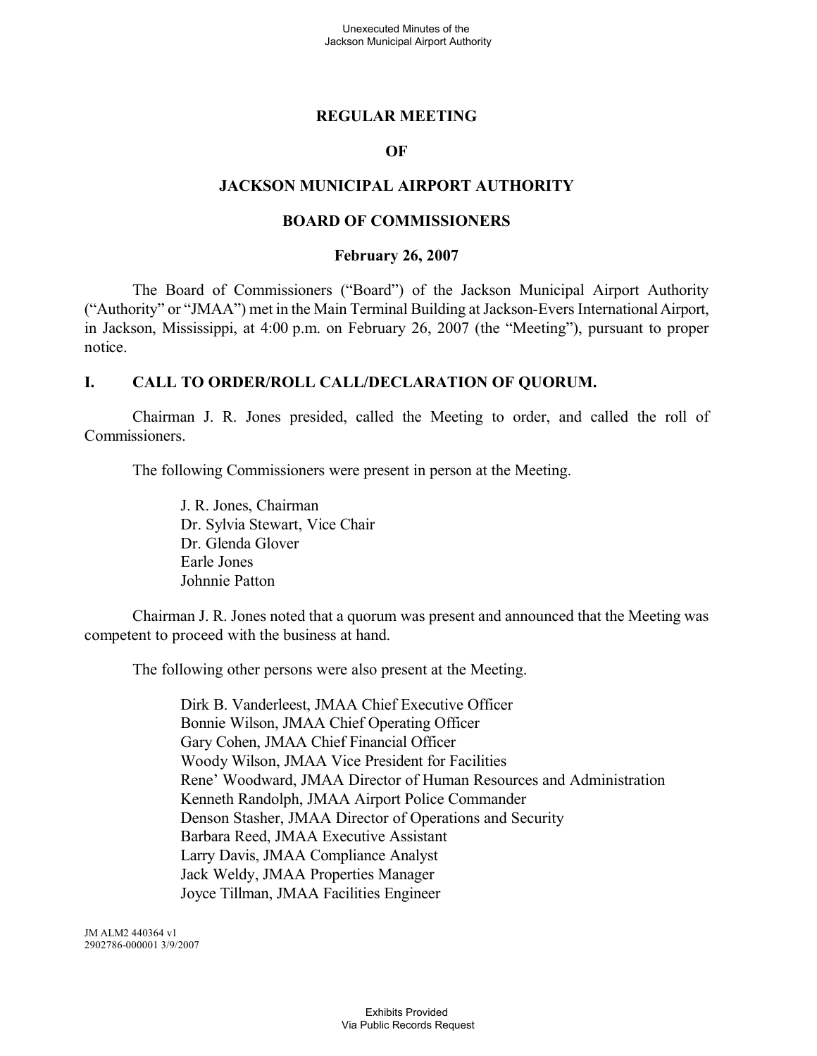# REGULAR MEETING

# OF

# JACKSON MUNICIPAL AIRPORT AUTHORITY

# BOARD OF COMMISSIONERS

## February 26, 2007

The Board of Commissioners ("Board") of the Jackson Municipal Airport Authority ("Authority" or "JMAA") met in the Main Terminal Building at Jackson-Evers International Airport, in Jackson, Mississippi, at 4:00 p.m. on February 26, 2007 (the "Meeting"), pursuant to proper notice.

## I. CALL TO ORDER/ROLL CALL/DECLARATION OF QUORUM.

Chairman J. R. Jones presided, called the Meeting to order, and called the roll of Commissioners.

The following Commissioners were present in person at the Meeting.

J. R. Jones, Chairman
Dr. Sylvia Stewart, Vice Chair
Dr. Glenda Glover
Earle Jones
Johnnie Patton

Chairman J. R. Jones noted that a quorum was present and announced that the Meeting was competent to proceed with the business at hand.

The following other persons were also present at the Meeting.

Dirk B. Vanderleest, JMAA Chief Executive Officer
Bonnie Wilson, JMAA Chief Operating Officer
Gary Cohen, JMAA Chief Financial Officer
Woody Wilson, JMAA Vice President for Facilities
Rene' Woodward, JMAA Director of Human Resources and Administration
Kenneth Randolph, JMAA Airport Police Commander
Denson Stasher, JMAA Director of Operations and Security
Barbara Reed, JMAA Executive Assistant
Larry Davis, JMAA Compliance Analyst
Jack Weldy, JMAA Properties Manager
Joyce Tillman, JMAA Facilities Engineer

JM ALM2 440364 v1
2902786-000001 3/9/2007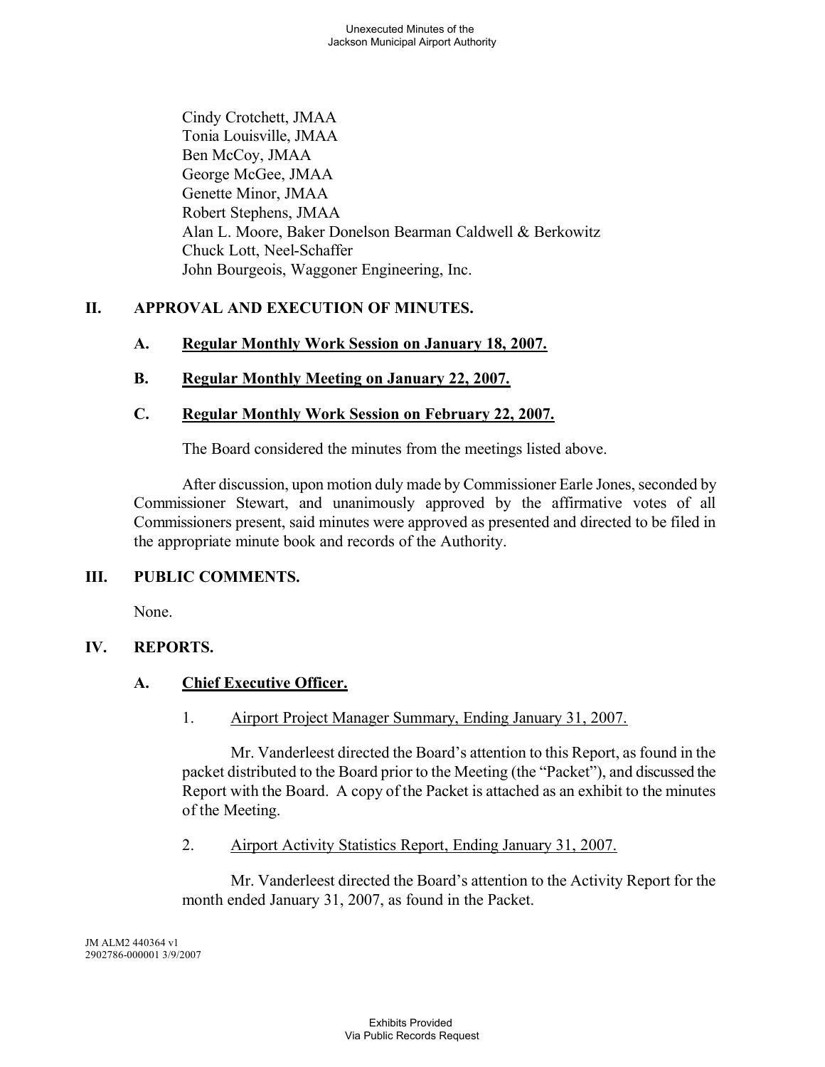Cindy Crotchett, JMAA
Tonia Louisville, JMAA
Ben McCoy, JMAA
George McGee, JMAA
Genette Minor, JMAA
Robert Stephens, JMAA
Alan L. Moore, Baker Donelson Bearman Caldwell & Berkowitz
Chuck Lott, Neel-Schaffer
John Bourgeois, Waggoner Engineering, Inc.

## II. APPROVAL AND EXECUTION OF MINUTES.

### A. Regular Monthly Work Session on January 18, 2007.

### B. Regular Monthly Meeting on January 22, 2007.

### C. Regular Monthly Work Session on February 22, 2007.

The Board considered the minutes from the meetings listed above.

After discussion, upon motion duly made by Commissioner Earle Jones, seconded by Commissioner Stewart, and unanimously approved by the affirmative votes of all Commissioners present, said minutes were approved as presented and directed to be filed in the appropriate minute book and records of the Authority.

## III. PUBLIC COMMENTS.

None.

## IV. REPORTS.

### A. Chief Executive Officer.

1. Airport Project Manager Summary, Ending January 31, 2007.

Mr. Vanderleest directed the Board's attention to this Report, as found in the packet distributed to the Board prior to the Meeting (the "Packet"), and discussed the Report with the Board. A copy of the Packet is attached as an exhibit to the minutes of the Meeting.

2. Airport Activity Statistics Report, Ending January 31, 2007.

Mr. Vanderleest directed the Board's attention to the Activity Report for the month ended January 31, 2007, as found in the Packet.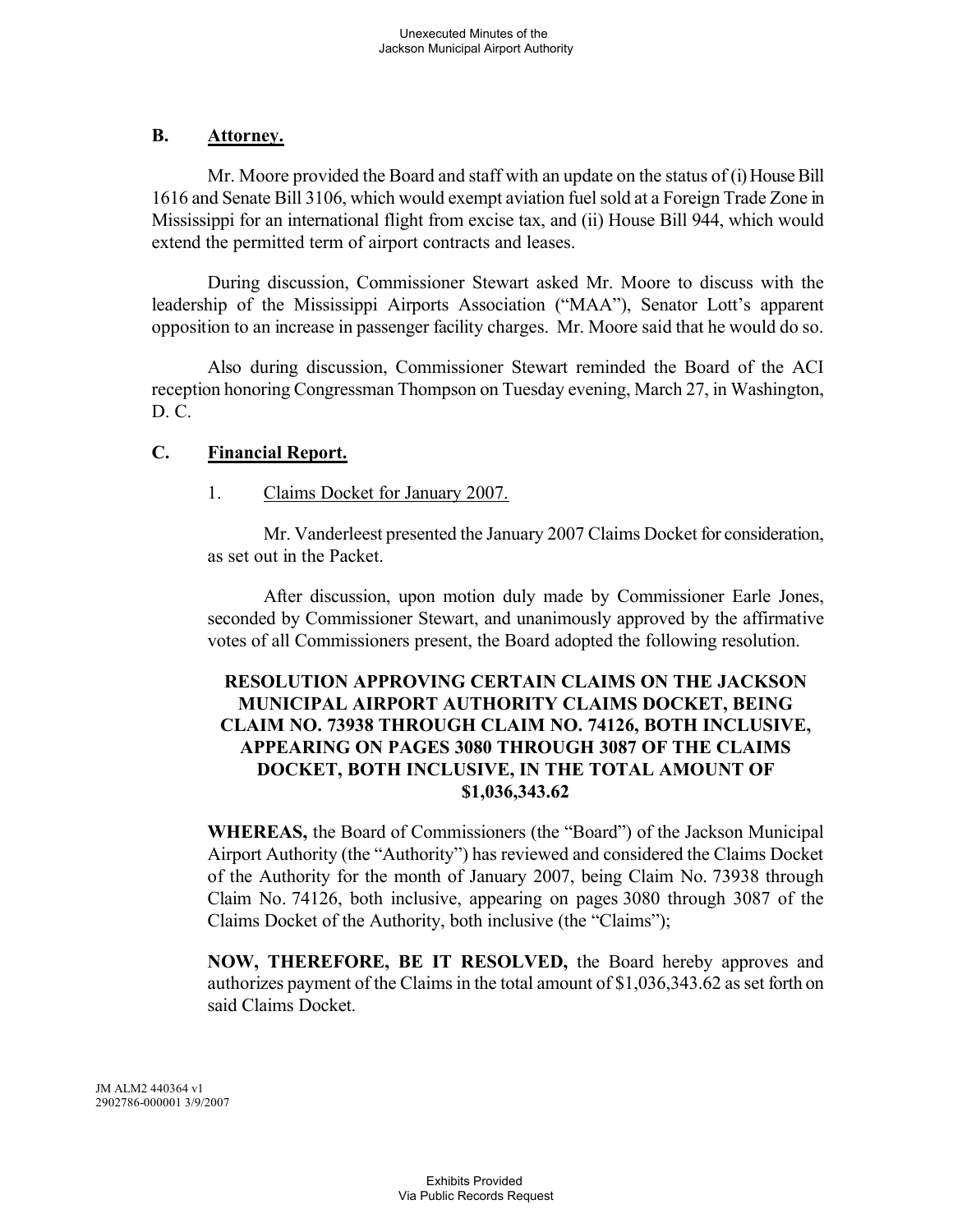## B. Attorney.

Mr. Moore provided the Board and staff with an update on the status of (i) House Bill 1616 and Senate Bill 3106, which would exempt aviation fuel sold at a Foreign Trade Zone in Mississippi for an international flight from excise tax, and (ii) House Bill 944, which would extend the permitted term of airport contracts and leases.

During discussion, Commissioner Stewart asked Mr. Moore to discuss with the leadership of the Mississippi Airports Association ("MAA"), Senator Lott's apparent opposition to an increase in passenger facility charges. Mr. Moore said that he would do so.

Also during discussion, Commissioner Stewart reminded the Board of the ACI reception honoring Congressman Thompson on Tuesday evening, March 27, in Washington, D. C.

## C. Financial Report.

1. Claims Docket for January 2007.

Mr. Vanderleest presented the January 2007 Claims Docket for consideration, as set out in the Packet.

After discussion, upon motion duly made by Commissioner Earle Jones, seconded by Commissioner Stewart, and unanimously approved by the affirmative votes of all Commissioners present, the Board adopted the following resolution.

**RESOLUTION APPROVING CERTAIN CLAIMS ON THE JACKSON MUNICIPAL AIRPORT AUTHORITY CLAIMS DOCKET, BEING CLAIM NO. 73938 THROUGH CLAIM NO. 74126, BOTH INCLUSIVE, APPEARING ON PAGES 3080 THROUGH 3087 OF THE CLAIMS DOCKET, BOTH INCLUSIVE, IN THE TOTAL AMOUNT OF $1,036,343.62**

**WHEREAS,** the Board of Commissioners (the "Board") of the Jackson Municipal Airport Authority (the "Authority") has reviewed and considered the Claims Docket of the Authority for the month of January 2007, being Claim No. 73938 through Claim No. 74126, both inclusive, appearing on pages 3080 through 3087 of the Claims Docket of the Authority, both inclusive (the "Claims");

**NOW, THEREFORE, BE IT RESOLVED,** the Board hereby approves and authorizes payment of the Claims in the total amount of $1,036,343.62 as set forth on said Claims Docket.

JM ALM2 440364 v1
2902786-000001 3/9/2007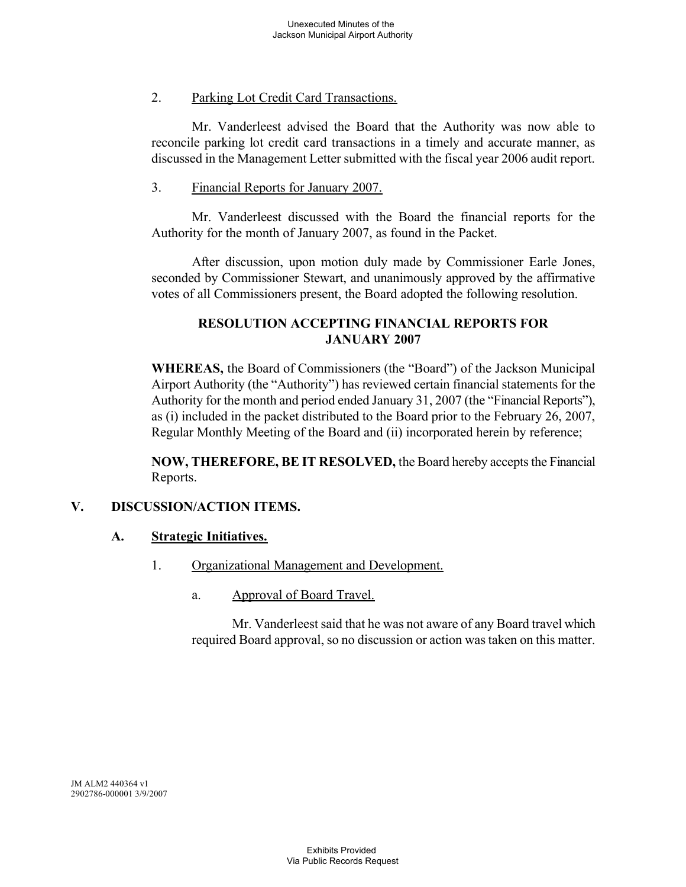2. Parking Lot Credit Card Transactions.

Mr. Vanderleest advised the Board that the Authority was now able to reconcile parking lot credit card transactions in a timely and accurate manner, as discussed in the Management Letter submitted with the fiscal year 2006 audit report.

3. Financial Reports for January 2007.

Mr. Vanderleest discussed with the Board the financial reports for the Authority for the month of January 2007, as found in the Packet.

After discussion, upon motion duly made by Commissioner Earle Jones, seconded by Commissioner Stewart, and unanimously approved by the affirmative votes of all Commissioners present, the Board adopted the following resolution.

**RESOLUTION ACCEPTING FINANCIAL REPORTS FOR JANUARY 2007**

**WHEREAS,** the Board of Commissioners (the "Board") of the Jackson Municipal Airport Authority (the "Authority") has reviewed certain financial statements for the Authority for the month and period ended January 31, 2007 (the "Financial Reports"), as (i) included in the packet distributed to the Board prior to the February 26, 2007, Regular Monthly Meeting of the Board and (ii) incorporated herein by reference;

**NOW, THEREFORE, BE IT RESOLVED,** the Board hereby accepts the Financial Reports.

## V. DISCUSSION/ACTION ITEMS.

### A. Strategic Initiatives.

1. Organizational Management and Development.

a. Approval of Board Travel.

Mr. Vanderleest said that he was not aware of any Board travel which required Board approval, so no discussion or action was taken on this matter.

JM ALM2 440364 v1
2902786-000001 3/9/2007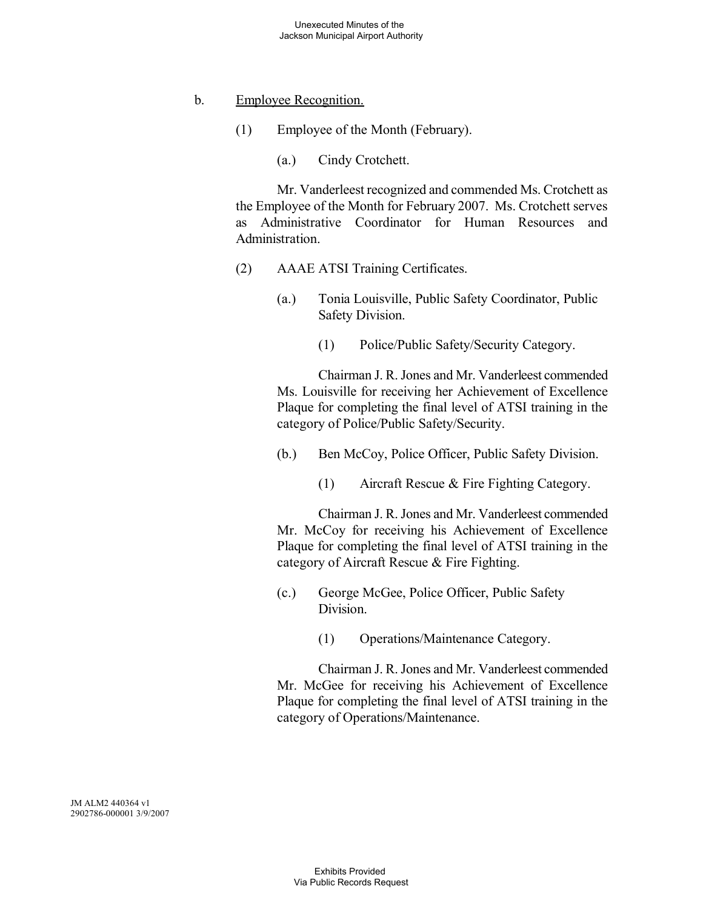b. Employee Recognition.

(1) Employee of the Month (February).

(a.) Cindy Crotchett.

Mr. Vanderleest recognized and commended Ms. Crotchett as the Employee of the Month for February 2007. Ms. Crotchett serves as Administrative Coordinator for Human Resources and Administration.

(2) AAAE ATSI Training Certificates.

(a.) Tonia Louisville, Public Safety Coordinator, Public Safety Division.

(1) Police/Public Safety/Security Category.

Chairman J. R. Jones and Mr. Vanderleest commended Ms. Louisville for receiving her Achievement of Excellence Plaque for completing the final level of ATSI training in the category of Police/Public Safety/Security.

(b.) Ben McCoy, Police Officer, Public Safety Division.

(1) Aircraft Rescue & Fire Fighting Category.

Chairman J. R. Jones and Mr. Vanderleest commended Mr. McCoy for receiving his Achievement of Excellence Plaque for completing the final level of ATSI training in the category of Aircraft Rescue & Fire Fighting.

(c.) George McGee, Police Officer, Public Safety Division.

(1) Operations/Maintenance Category.

Chairman J. R. Jones and Mr. Vanderleest commended Mr. McGee for receiving his Achievement of Excellence Plaque for completing the final level of ATSI training in the category of Operations/Maintenance.

JM ALM2 440364 v1
2902786-000001 3/9/2007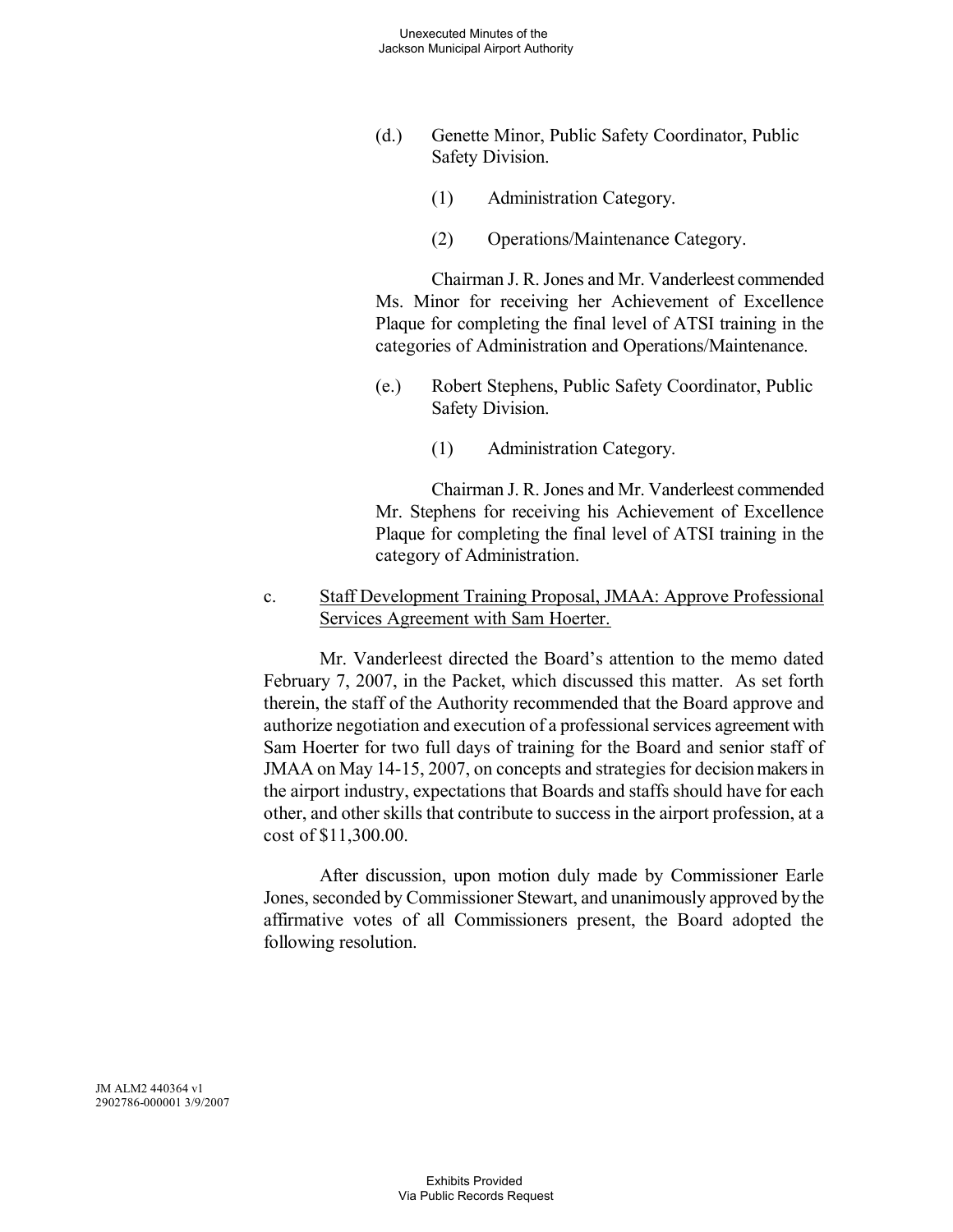(d.) Genette Minor, Public Safety Coordinator, Public Safety Division.

(1) Administration Category.

(2) Operations/Maintenance Category.

Chairman J. R. Jones and Mr. Vanderleest commended Ms. Minor for receiving her Achievement of Excellence Plaque for completing the final level of ATSI training in the categories of Administration and Operations/Maintenance.

(e.) Robert Stephens, Public Safety Coordinator, Public Safety Division.

(1) Administration Category.

Chairman J. R. Jones and Mr. Vanderleest commended Mr. Stephens for receiving his Achievement of Excellence Plaque for completing the final level of ATSI training in the category of Administration.

c. <u>Staff Development Training Proposal, JMAA: Approve Professional Services Agreement with Sam Hoerter.</u>

Mr. Vanderleest directed the Board's attention to the memo dated February 7, 2007, in the Packet, which discussed this matter. As set forth therein, the staff of the Authority recommended that the Board approve and authorize negotiation and execution of a professional services agreement with Sam Hoerter for two full days of training for the Board and senior staff of JMAA on May 14-15, 2007, on concepts and strategies for decision makers in the airport industry, expectations that Boards and staffs should have for each other, and other skills that contribute to success in the airport profession, at a cost of $11,300.00.

After discussion, upon motion duly made by Commissioner Earle Jones, seconded by Commissioner Stewart, and unanimously approved by the affirmative votes of all Commissioners present, the Board adopted the following resolution.

JM ALM2 440364 v1
2902786-000001 3/9/2007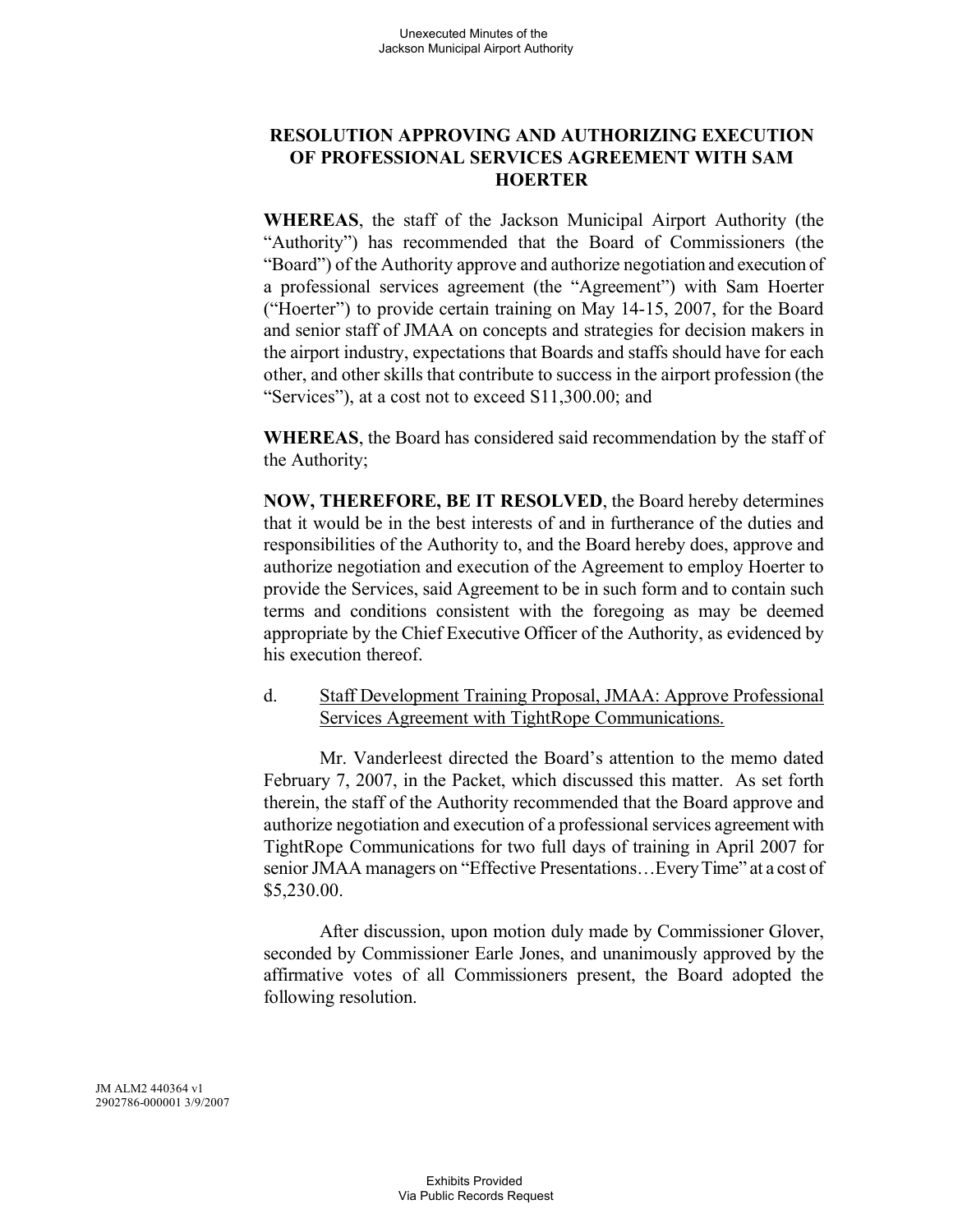**RESOLUTION APPROVING AND AUTHORIZING EXECUTION OF PROFESSIONAL SERVICES AGREEMENT WITH SAM HOERTER**

**WHEREAS**, the staff of the Jackson Municipal Airport Authority (the "Authority") has recommended that the Board of Commissioners (the "Board") of the Authority approve and authorize negotiation and execution of a professional services agreement (the "Agreement") with Sam Hoerter ("Hoerter") to provide certain training on May 14-15, 2007, for the Board and senior staff of JMAA on concepts and strategies for decision makers in the airport industry, expectations that Boards and staffs should have for each other, and other skills that contribute to success in the airport profession (the "Services"), at a cost not to exceed S11,300.00; and

**WHEREAS**, the Board has considered said recommendation by the staff of the Authority;

**NOW, THEREFORE, BE IT RESOLVED**, the Board hereby determines that it would be in the best interests of and in furtherance of the duties and responsibilities of the Authority to, and the Board hereby does, approve and authorize negotiation and execution of the Agreement to employ Hoerter to provide the Services, said Agreement to be in such form and to contain such terms and conditions consistent with the foregoing as may be deemed appropriate by the Chief Executive Officer of the Authority, as evidenced by his execution thereof.

d. Staff Development Training Proposal, JMAA: Approve Professional Services Agreement with TightRope Communications.

Mr. Vanderleest directed the Board's attention to the memo dated February 7, 2007, in the Packet, which discussed this matter. As set forth therein, the staff of the Authority recommended that the Board approve and authorize negotiation and execution of a professional services agreement with TightRope Communications for two full days of training in April 2007 for senior JMAA managers on "Effective Presentations…Every Time" at a cost of $5,230.00.

After discussion, upon motion duly made by Commissioner Glover, seconded by Commissioner Earle Jones, and unanimously approved by the affirmative votes of all Commissioners present, the Board adopted the following resolution.

JM ALM2 440364 v1
2902786-000001 3/9/2007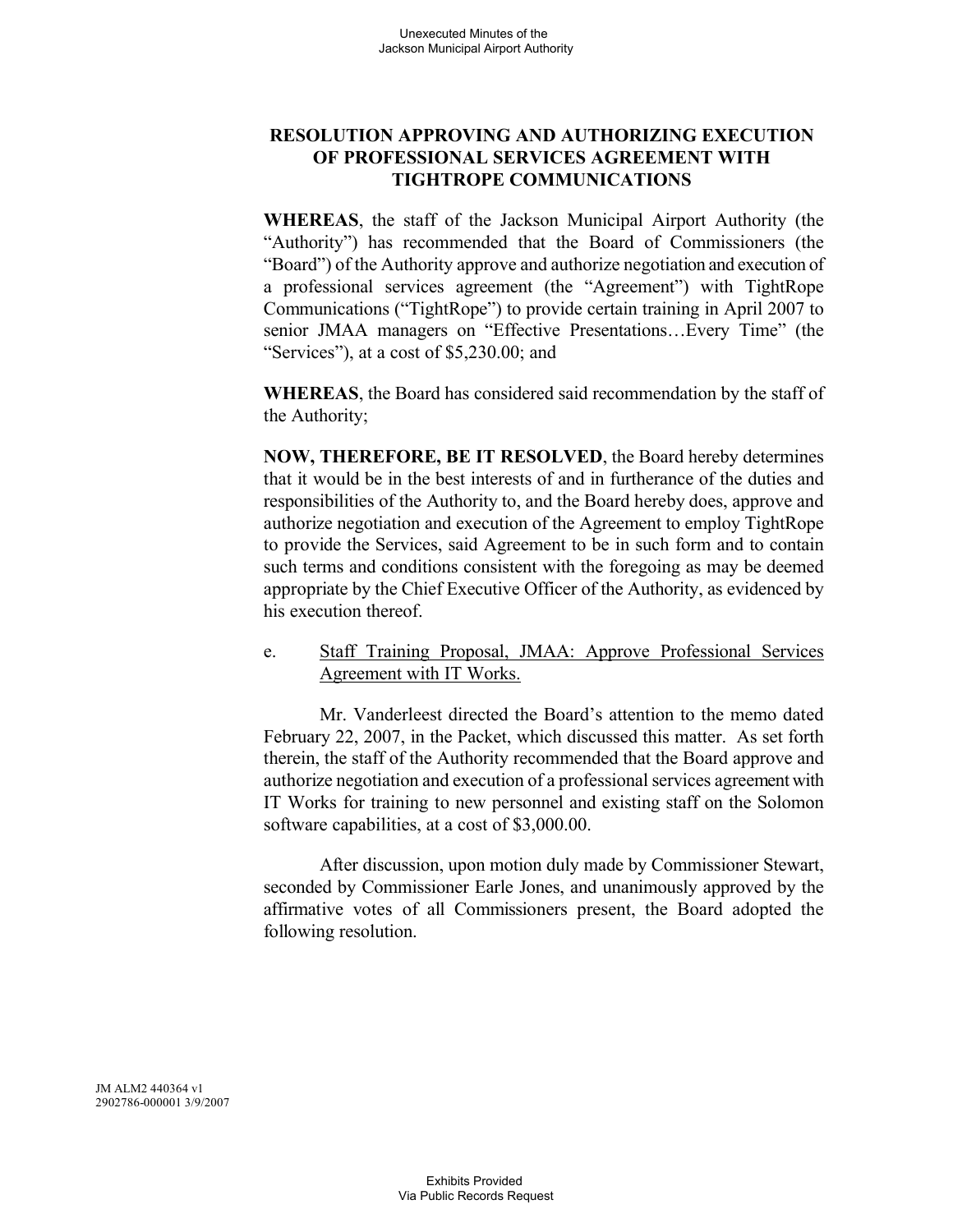**RESOLUTION APPROVING AND AUTHORIZING EXECUTION OF PROFESSIONAL SERVICES AGREEMENT WITH TIGHTROPE COMMUNICATIONS**

**WHEREAS**, the staff of the Jackson Municipal Airport Authority (the "Authority") has recommended that the Board of Commissioners (the "Board") of the Authority approve and authorize negotiation and execution of a professional services agreement (the "Agreement") with TightRope Communications ("TightRope") to provide certain training in April 2007 to senior JMAA managers on "Effective Presentations…Every Time" (the "Services"), at a cost of $5,230.00; and

**WHEREAS**, the Board has considered said recommendation by the staff of the Authority;

**NOW, THEREFORE, BE IT RESOLVED**, the Board hereby determines that it would be in the best interests of and in furtherance of the duties and responsibilities of the Authority to, and the Board hereby does, approve and authorize negotiation and execution of the Agreement to employ TightRope to provide the Services, said Agreement to be in such form and to contain such terms and conditions consistent with the foregoing as may be deemed appropriate by the Chief Executive Officer of the Authority, as evidenced by his execution thereof.

e. Staff Training Proposal, JMAA: Approve Professional Services Agreement with IT Works.

Mr. Vanderleest directed the Board's attention to the memo dated February 22, 2007, in the Packet, which discussed this matter. As set forth therein, the staff of the Authority recommended that the Board approve and authorize negotiation and execution of a professional services agreement with IT Works for training to new personnel and existing staff on the Solomon software capabilities, at a cost of $3,000.00.

After discussion, upon motion duly made by Commissioner Stewart, seconded by Commissioner Earle Jones, and unanimously approved by the affirmative votes of all Commissioners present, the Board adopted the following resolution.

JM ALM2 440364 v1
2902786-000001 3/9/2007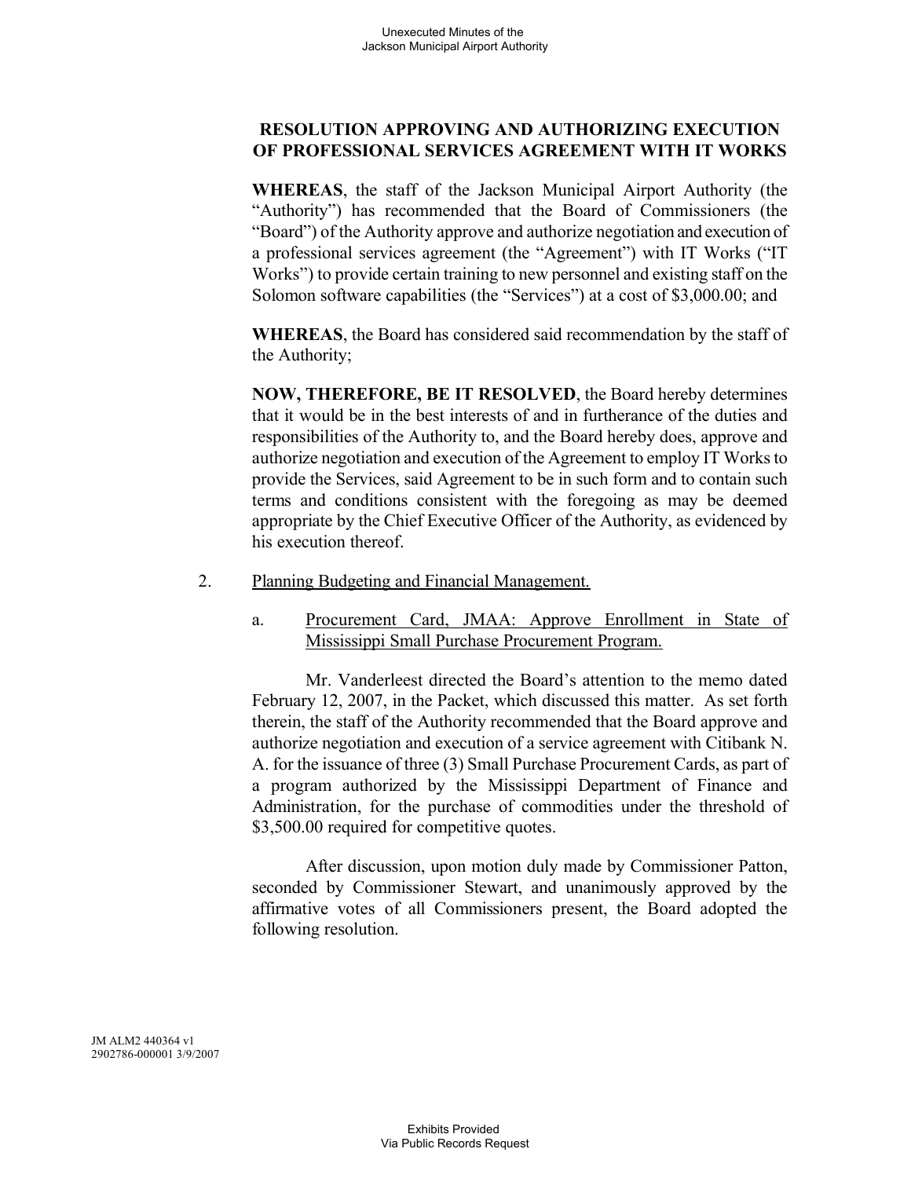**RESOLUTION APPROVING AND AUTHORIZING EXECUTION OF PROFESSIONAL SERVICES AGREEMENT WITH IT WORKS**

**WHEREAS**, the staff of the Jackson Municipal Airport Authority (the "Authority") has recommended that the Board of Commissioners (the "Board") of the Authority approve and authorize negotiation and execution of a professional services agreement (the "Agreement") with IT Works ("IT Works") to provide certain training to new personnel and existing staff on the Solomon software capabilities (the "Services") at a cost of $3,000.00; and

**WHEREAS**, the Board has considered said recommendation by the staff of the Authority;

**NOW, THEREFORE, BE IT RESOLVED**, the Board hereby determines that it would be in the best interests of and in furtherance of the duties and responsibilities of the Authority to, and the Board hereby does, approve and authorize negotiation and execution of the Agreement to employ IT Works to provide the Services, said Agreement to be in such form and to contain such terms and conditions consistent with the foregoing as may be deemed appropriate by the Chief Executive Officer of the Authority, as evidenced by his execution thereof.

2. Planning Budgeting and Financial Management.

   a. Procurement Card, JMAA: Approve Enrollment in State of Mississippi Small Purchase Procurement Program.

   Mr. Vanderleest directed the Board's attention to the memo dated February 12, 2007, in the Packet, which discussed this matter. As set forth therein, the staff of the Authority recommended that the Board approve and authorize negotiation and execution of a service agreement with Citibank N. A. for the issuance of three (3) Small Purchase Procurement Cards, as part of a program authorized by the Mississippi Department of Finance and Administration, for the purchase of commodities under the threshold of $3,500.00 required for competitive quotes.

   After discussion, upon motion duly made by Commissioner Patton, seconded by Commissioner Stewart, and unanimously approved by the affirmative votes of all Commissioners present, the Board adopted the following resolution.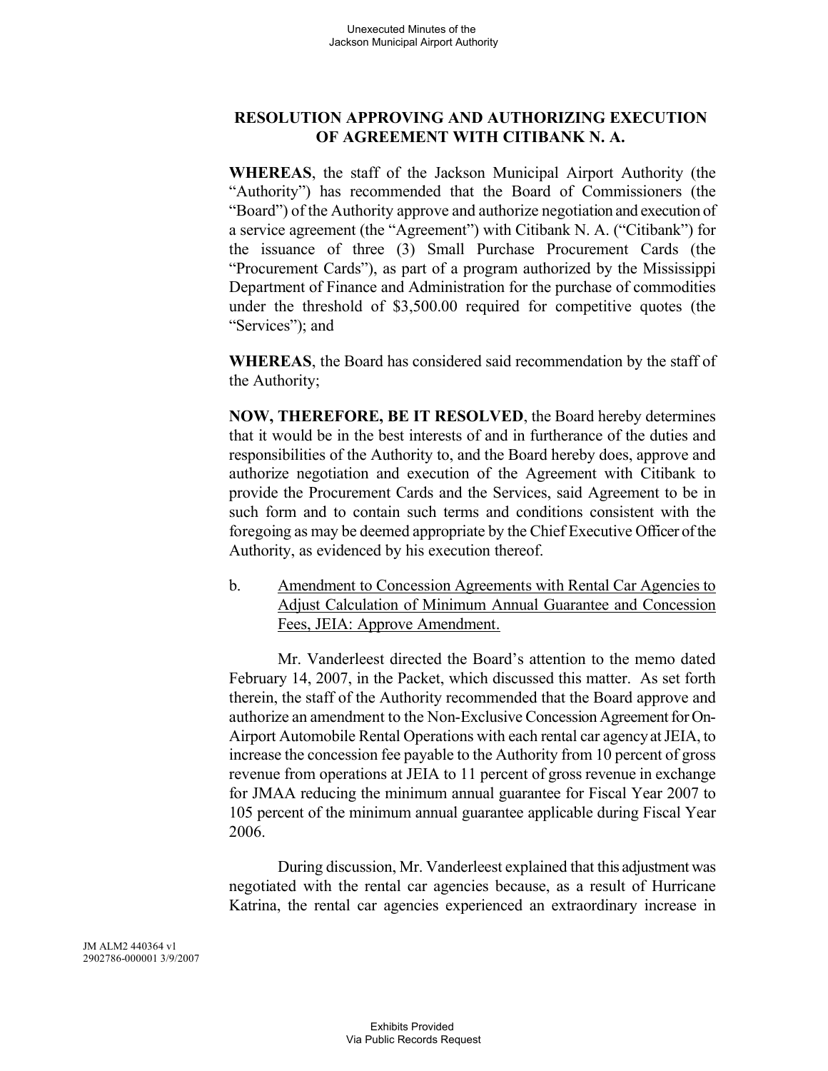## RESOLUTION APPROVING AND AUTHORIZING EXECUTION OF AGREEMENT WITH CITIBANK N. A.

**WHEREAS**, the staff of the Jackson Municipal Airport Authority (the "Authority") has recommended that the Board of Commissioners (the "Board") of the Authority approve and authorize negotiation and execution of a service agreement (the "Agreement") with Citibank N. A. ("Citibank") for the issuance of three (3) Small Purchase Procurement Cards (the "Procurement Cards"), as part of a program authorized by the Mississippi Department of Finance and Administration for the purchase of commodities under the threshold of $3,500.00 required for competitive quotes (the "Services"); and

**WHEREAS**, the Board has considered said recommendation by the staff of the Authority;

**NOW, THEREFORE, BE IT RESOLVED**, the Board hereby determines that it would be in the best interests of and in furtherance of the duties and responsibilities of the Authority to, and the Board hereby does, approve and authorize negotiation and execution of the Agreement with Citibank to provide the Procurement Cards and the Services, said Agreement to be in such form and to contain such terms and conditions consistent with the foregoing as may be deemed appropriate by the Chief Executive Officer of the Authority, as evidenced by his execution thereof.

b. <u>Amendment to Concession Agreements with Rental Car Agencies to Adjust Calculation of Minimum Annual Guarantee and Concession Fees, JEIA: Approve Amendment.</u>

Mr. Vanderleest directed the Board's attention to the memo dated February 14, 2007, in the Packet, which discussed this matter. As set forth therein, the staff of the Authority recommended that the Board approve and authorize an amendment to the Non-Exclusive Concession Agreement for On-Airport Automobile Rental Operations with each rental car agency at JEIA, to increase the concession fee payable to the Authority from 10 percent of gross revenue from operations at JEIA to 11 percent of gross revenue in exchange for JMAA reducing the minimum annual guarantee for Fiscal Year 2007 to 105 percent of the minimum annual guarantee applicable during Fiscal Year 2006.

During discussion, Mr. Vanderleest explained that this adjustment was negotiated with the rental car agencies because, as a result of Hurricane Katrina, the rental car agencies experienced an extraordinary increase in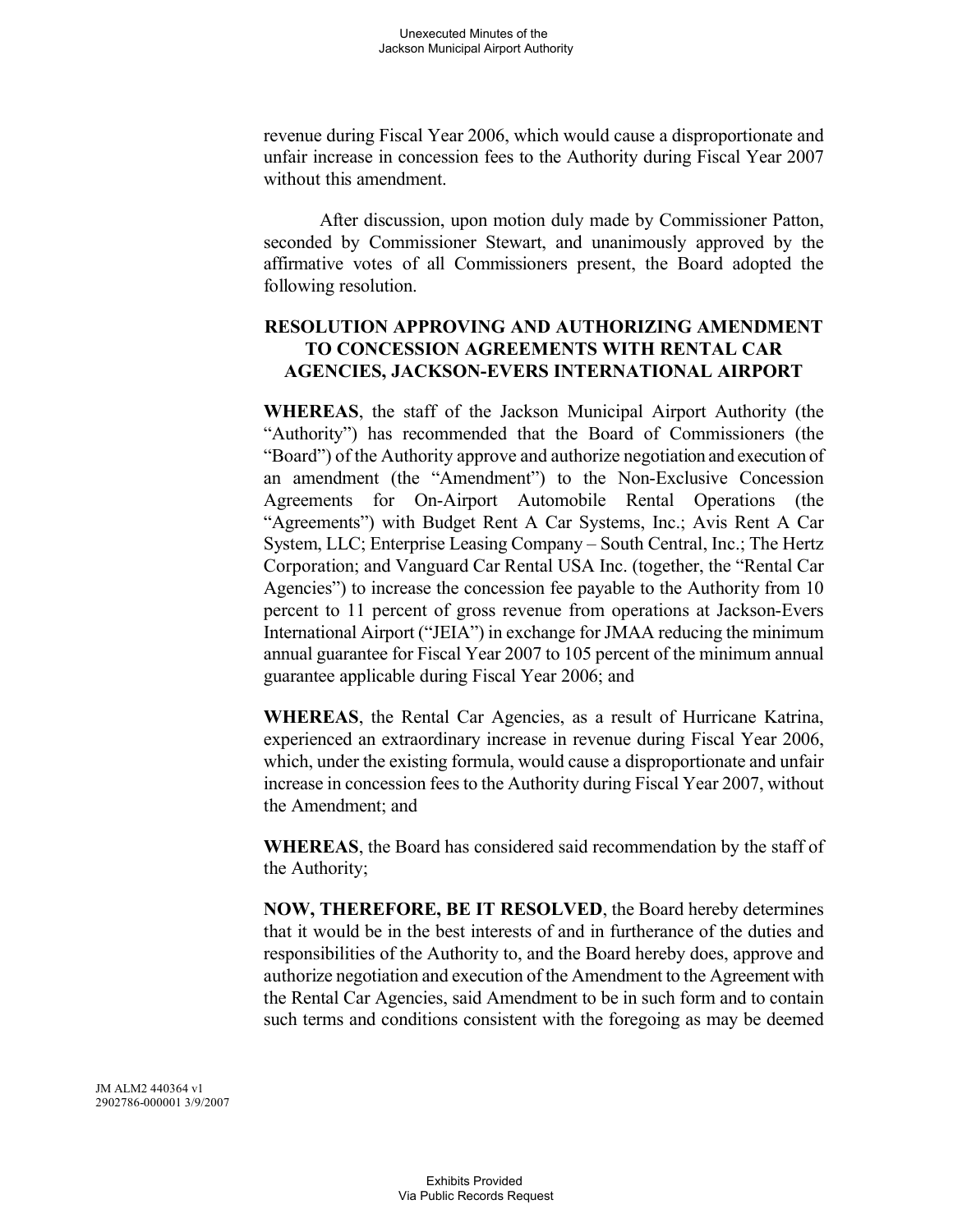revenue during Fiscal Year 2006, which would cause a disproportionate and unfair increase in concession fees to the Authority during Fiscal Year 2007 without this amendment.

After discussion, upon motion duly made by Commissioner Patton, seconded by Commissioner Stewart, and unanimously approved by the affirmative votes of all Commissioners present, the Board adopted the following resolution.

**RESOLUTION APPROVING AND AUTHORIZING AMENDMENT TO CONCESSION AGREEMENTS WITH RENTAL CAR AGENCIES, JACKSON-EVERS INTERNATIONAL AIRPORT**

**WHEREAS**, the staff of the Jackson Municipal Airport Authority (the "Authority") has recommended that the Board of Commissioners (the "Board") of the Authority approve and authorize negotiation and execution of an amendment (the "Amendment") to the Non-Exclusive Concession Agreements for On-Airport Automobile Rental Operations (the "Agreements") with Budget Rent A Car Systems, Inc.; Avis Rent A Car System, LLC; Enterprise Leasing Company – South Central, Inc.; The Hertz Corporation; and Vanguard Car Rental USA Inc. (together, the "Rental Car Agencies") to increase the concession fee payable to the Authority from 10 percent to 11 percent of gross revenue from operations at Jackson-Evers International Airport ("JEIA") in exchange for JMAA reducing the minimum annual guarantee for Fiscal Year 2007 to 105 percent of the minimum annual guarantee applicable during Fiscal Year 2006; and

**WHEREAS**, the Rental Car Agencies, as a result of Hurricane Katrina, experienced an extraordinary increase in revenue during Fiscal Year 2006, which, under the existing formula, would cause a disproportionate and unfair increase in concession fees to the Authority during Fiscal Year 2007, without the Amendment; and

**WHEREAS**, the Board has considered said recommendation by the staff of the Authority;

**NOW, THEREFORE, BE IT RESOLVED**, the Board hereby determines that it would be in the best interests of and in furtherance of the duties and responsibilities of the Authority to, and the Board hereby does, approve and authorize negotiation and execution of the Amendment to the Agreement with the Rental Car Agencies, said Amendment to be in such form and to contain such terms and conditions consistent with the foregoing as may be deemed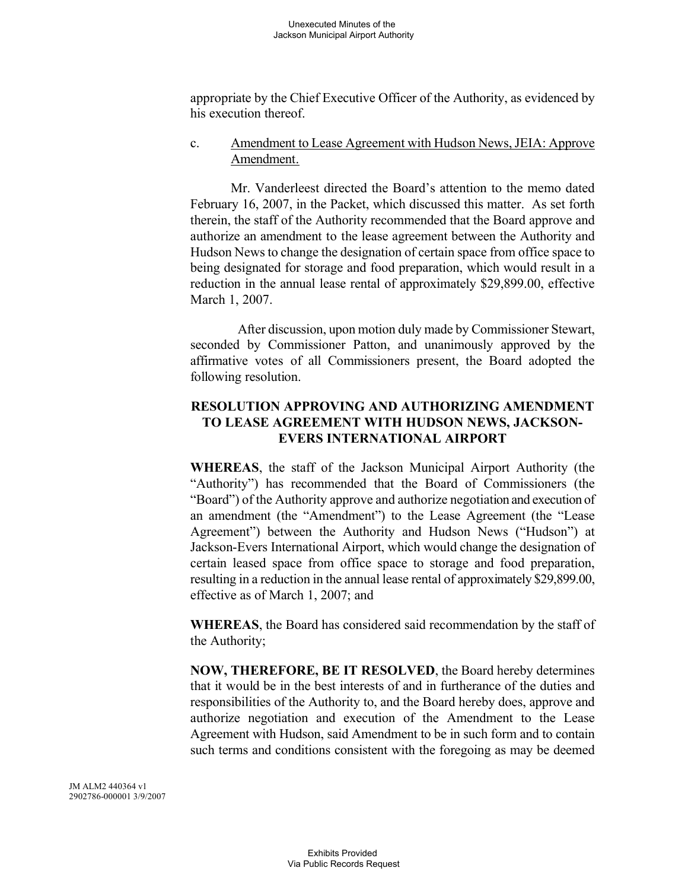appropriate by the Chief Executive Officer of the Authority, as evidenced by his execution thereof.

c. Amendment to Lease Agreement with Hudson News, JEIA: Approve Amendment.

Mr. Vanderleest directed the Board's attention to the memo dated February 16, 2007, in the Packet, which discussed this matter. As set forth therein, the staff of the Authority recommended that the Board approve and authorize an amendment to the lease agreement between the Authority and Hudson News to change the designation of certain space from office space to being designated for storage and food preparation, which would result in a reduction in the annual lease rental of approximately $29,899.00, effective March 1, 2007.

After discussion, upon motion duly made by Commissioner Stewart, seconded by Commissioner Patton, and unanimously approved by the affirmative votes of all Commissioners present, the Board adopted the following resolution.

**RESOLUTION APPROVING AND AUTHORIZING AMENDMENT TO LEASE AGREEMENT WITH HUDSON NEWS, JACKSON-EVERS INTERNATIONAL AIRPORT**

**WHEREAS**, the staff of the Jackson Municipal Airport Authority (the "Authority") has recommended that the Board of Commissioners (the "Board") of the Authority approve and authorize negotiation and execution of an amendment (the "Amendment") to the Lease Agreement (the "Lease Agreement") between the Authority and Hudson News ("Hudson") at Jackson-Evers International Airport, which would change the designation of certain leased space from office space to storage and food preparation, resulting in a reduction in the annual lease rental of approximately $29,899.00, effective as of March 1, 2007; and

**WHEREAS**, the Board has considered said recommendation by the staff of the Authority;

**NOW, THEREFORE, BE IT RESOLVED**, the Board hereby determines that it would be in the best interests of and in furtherance of the duties and responsibilities of the Authority to, and the Board hereby does, approve and authorize negotiation and execution of the Amendment to the Lease Agreement with Hudson, said Amendment to be in such form and to contain such terms and conditions consistent with the foregoing as may be deemed

JM ALM2 440364 v1
2902786-000001 3/9/2007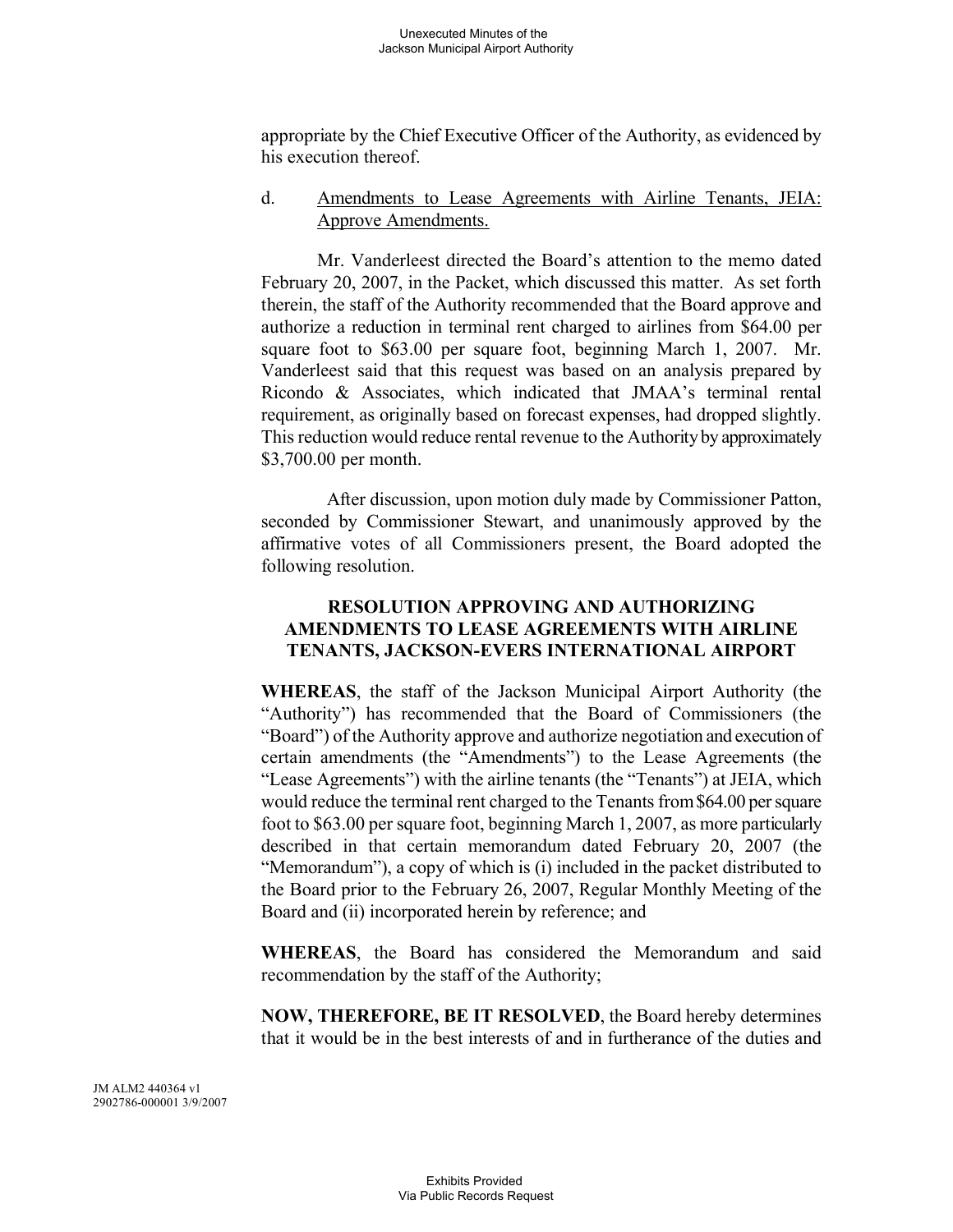appropriate by the Chief Executive Officer of the Authority, as evidenced by his execution thereof.

d. <u>Amendments to Lease Agreements with Airline Tenants, JEIA: Approve Amendments.</u>

Mr. Vanderleest directed the Board's attention to the memo dated February 20, 2007, in the Packet, which discussed this matter. As set forth therein, the staff of the Authority recommended that the Board approve and authorize a reduction in terminal rent charged to airlines from $64.00 per square foot to $63.00 per square foot, beginning March 1, 2007. Mr. Vanderleest said that this request was based on an analysis prepared by Ricondo & Associates, which indicated that JMAA's terminal rental requirement, as originally based on forecast expenses, had dropped slightly. This reduction would reduce rental revenue to the Authority by approximately $3,700.00 per month.

After discussion, upon motion duly made by Commissioner Patton, seconded by Commissioner Stewart, and unanimously approved by the affirmative votes of all Commissioners present, the Board adopted the following resolution.

**RESOLUTION APPROVING AND AUTHORIZING AMENDMENTS TO LEASE AGREEMENTS WITH AIRLINE TENANTS, JACKSON-EVERS INTERNATIONAL AIRPORT**

**WHEREAS**, the staff of the Jackson Municipal Airport Authority (the "Authority") has recommended that the Board of Commissioners (the "Board") of the Authority approve and authorize negotiation and execution of certain amendments (the "Amendments") to the Lease Agreements (the "Lease Agreements") with the airline tenants (the "Tenants") at JEIA, which would reduce the terminal rent charged to the Tenants from $64.00 per square foot to $63.00 per square foot, beginning March 1, 2007, as more particularly described in that certain memorandum dated February 20, 2007 (the "Memorandum"), a copy of which is (i) included in the packet distributed to the Board prior to the February 26, 2007, Regular Monthly Meeting of the Board and (ii) incorporated herein by reference; and

**WHEREAS**, the Board has considered the Memorandum and said recommendation by the staff of the Authority;

**NOW, THEREFORE, BE IT RESOLVED**, the Board hereby determines that it would be in the best interests of and in furtherance of the duties and

JM ALM2 440364 v1
2902786-000001 3/9/2007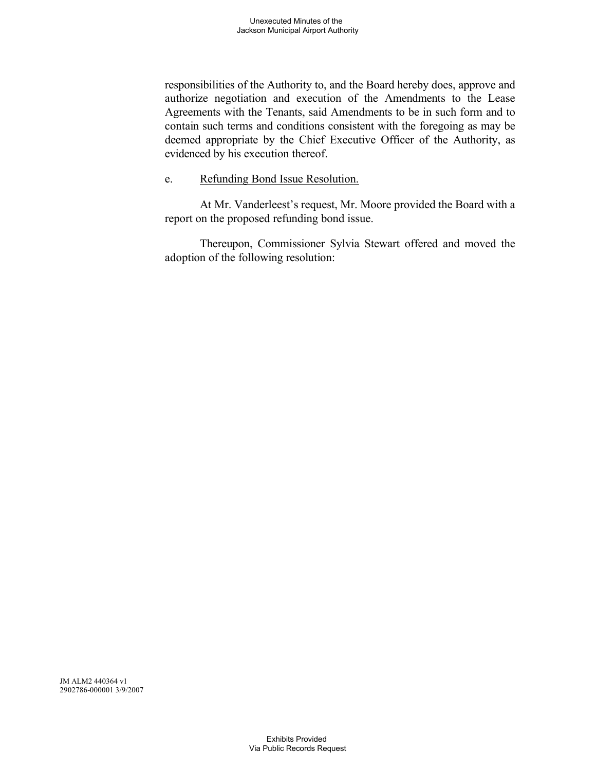responsibilities of the Authority to, and the Board hereby does, approve and authorize negotiation and execution of the Amendments to the Lease Agreements with the Tenants, said Amendments to be in such form and to contain such terms and conditions consistent with the foregoing as may be deemed appropriate by the Chief Executive Officer of the Authority, as evidenced by his execution thereof.

e. Refunding Bond Issue Resolution.

At Mr. Vanderleest's request, Mr. Moore provided the Board with a report on the proposed refunding bond issue.

Thereupon, Commissioner Sylvia Stewart offered and moved the adoption of the following resolution:

JM ALM2 440364 v1
2902786-000001 3/9/2007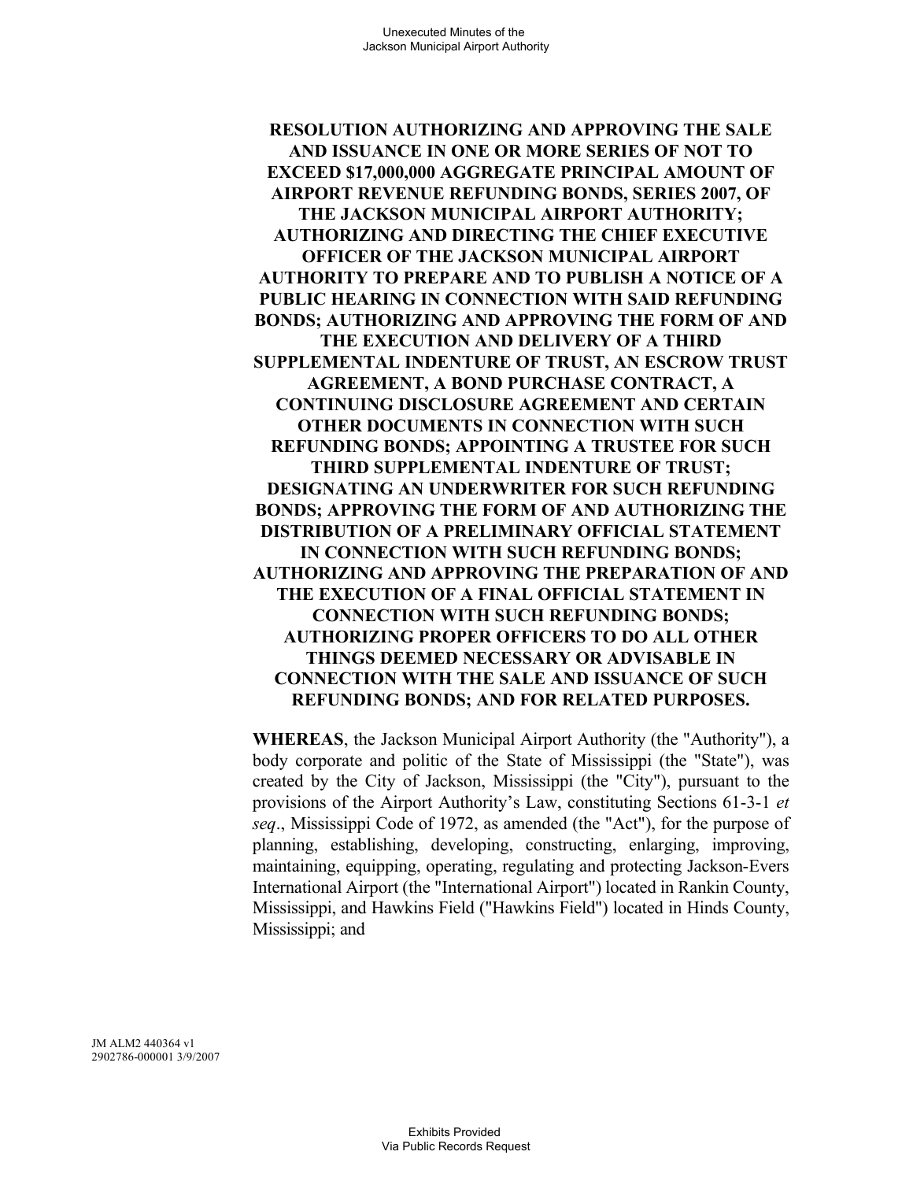**RESOLUTION AUTHORIZING AND APPROVING THE SALE AND ISSUANCE IN ONE OR MORE SERIES OF NOT TO EXCEED $17,000,000 AGGREGATE PRINCIPAL AMOUNT OF AIRPORT REVENUE REFUNDING BONDS, SERIES 2007, OF THE JACKSON MUNICIPAL AIRPORT AUTHORITY; AUTHORIZING AND DIRECTING THE CHIEF EXECUTIVE OFFICER OF THE JACKSON MUNICIPAL AIRPORT AUTHORITY TO PREPARE AND TO PUBLISH A NOTICE OF A PUBLIC HEARING IN CONNECTION WITH SAID REFUNDING BONDS; AUTHORIZING AND APPROVING THE FORM OF AND THE EXECUTION AND DELIVERY OF A THIRD SUPPLEMENTAL INDENTURE OF TRUST, AN ESCROW TRUST AGREEMENT, A BOND PURCHASE CONTRACT, A CONTINUING DISCLOSURE AGREEMENT AND CERTAIN OTHER DOCUMENTS IN CONNECTION WITH SUCH REFUNDING BONDS; APPOINTING A TRUSTEE FOR SUCH THIRD SUPPLEMENTAL INDENTURE OF TRUST; DESIGNATING AN UNDERWRITER FOR SUCH REFUNDING BONDS; APPROVING THE FORM OF AND AUTHORIZING THE DISTRIBUTION OF A PRELIMINARY OFFICIAL STATEMENT IN CONNECTION WITH SUCH REFUNDING BONDS; AUTHORIZING AND APPROVING THE PREPARATION OF AND THE EXECUTION OF A FINAL OFFICIAL STATEMENT IN CONNECTION WITH SUCH REFUNDING BONDS; AUTHORIZING PROPER OFFICERS TO DO ALL OTHER THINGS DEEMED NECESSARY OR ADVISABLE IN CONNECTION WITH THE SALE AND ISSUANCE OF SUCH REFUNDING BONDS; AND FOR RELATED PURPOSES.**

**WHEREAS**, the Jackson Municipal Airport Authority (the "Authority"), a body corporate and politic of the State of Mississippi (the "State"), was created by the City of Jackson, Mississippi (the "City"), pursuant to the provisions of the Airport Authority's Law, constituting Sections 61-3-1 *et seq*., Mississippi Code of 1972, as amended (the "Act"), for the purpose of planning, establishing, developing, constructing, enlarging, improving, maintaining, equipping, operating, regulating and protecting Jackson-Evers International Airport (the "International Airport") located in Rankin County, Mississippi, and Hawkins Field ("Hawkins Field") located in Hinds County, Mississippi; and

JM ALM2 440364 v1
2902786-000001 3/9/2007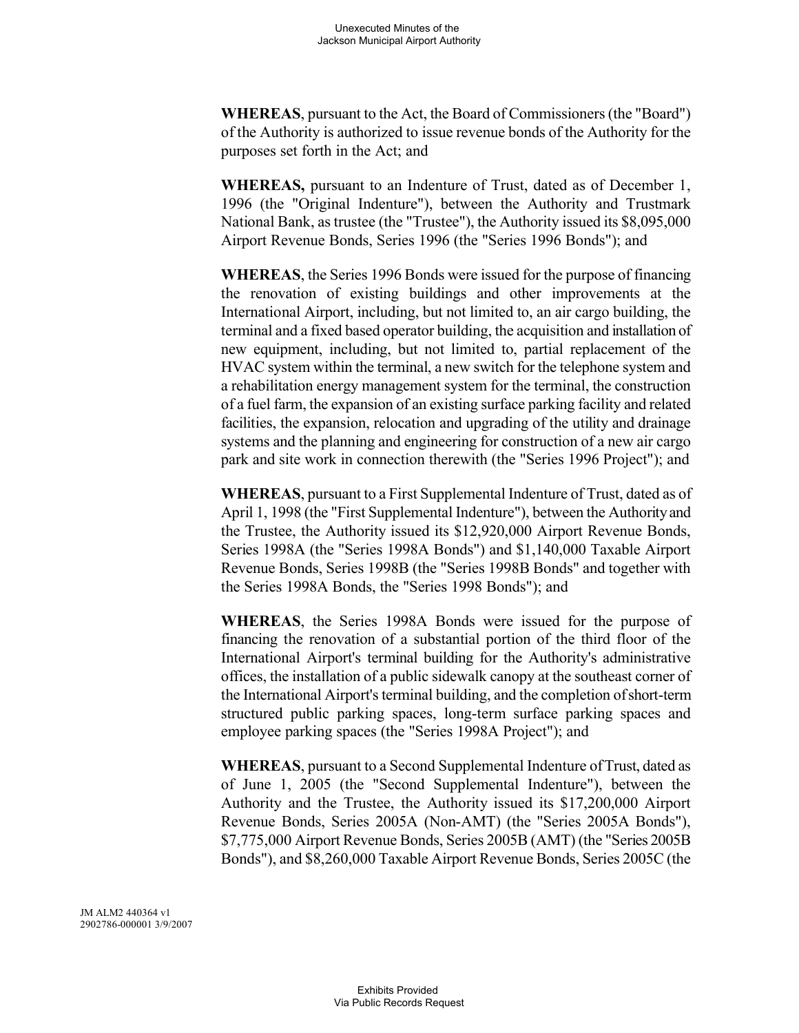**WHEREAS**, pursuant to the Act, the Board of Commissioners (the "Board") of the Authority is authorized to issue revenue bonds of the Authority for the purposes set forth in the Act; and

**WHEREAS,** pursuant to an Indenture of Trust, dated as of December 1, 1996 (the "Original Indenture"), between the Authority and Trustmark National Bank, as trustee (the "Trustee"), the Authority issued its $8,095,000 Airport Revenue Bonds, Series 1996 (the "Series 1996 Bonds"); and

**WHEREAS**, the Series 1996 Bonds were issued for the purpose of financing the renovation of existing buildings and other improvements at the International Airport, including, but not limited to, an air cargo building, the terminal and a fixed based operator building, the acquisition and installation of new equipment, including, but not limited to, partial replacement of the HVAC system within the terminal, a new switch for the telephone system and a rehabilitation energy management system for the terminal, the construction of a fuel farm, the expansion of an existing surface parking facility and related facilities, the expansion, relocation and upgrading of the utility and drainage systems and the planning and engineering for construction of a new air cargo park and site work in connection therewith (the "Series 1996 Project"); and

**WHEREAS**, pursuant to a First Supplemental Indenture of Trust, dated as of April 1, 1998 (the "First Supplemental Indenture"), between the Authority and the Trustee, the Authority issued its $12,920,000 Airport Revenue Bonds, Series 1998A (the "Series 1998A Bonds") and $1,140,000 Taxable Airport Revenue Bonds, Series 1998B (the "Series 1998B Bonds" and together with the Series 1998A Bonds, the "Series 1998 Bonds"); and

**WHEREAS**, the Series 1998A Bonds were issued for the purpose of financing the renovation of a substantial portion of the third floor of the International Airport's terminal building for the Authority's administrative offices, the installation of a public sidewalk canopy at the southeast corner of the International Airport's terminal building, and the completion of short-term structured public parking spaces, long-term surface parking spaces and employee parking spaces (the "Series 1998A Project"); and

**WHEREAS**, pursuant to a Second Supplemental Indenture of Trust, dated as of June 1, 2005 (the "Second Supplemental Indenture"), between the Authority and the Trustee, the Authority issued its $17,200,000 Airport Revenue Bonds, Series 2005A (Non-AMT) (the "Series 2005A Bonds"), $7,775,000 Airport Revenue Bonds, Series 2005B (AMT) (the "Series 2005B Bonds"), and $8,260,000 Taxable Airport Revenue Bonds, Series 2005C (the

JM ALM2 440364 v1
2902786-000001 3/9/2007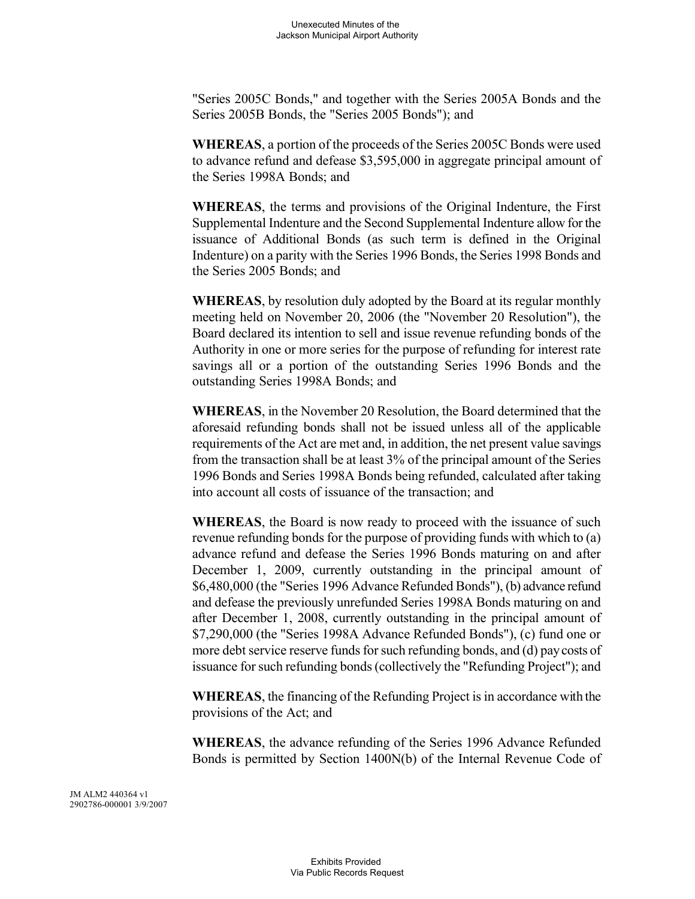"Series 2005C Bonds," and together with the Series 2005A Bonds and the Series 2005B Bonds, the "Series 2005 Bonds"); and

**WHEREAS**, a portion of the proceeds of the Series 2005C Bonds were used to advance refund and defease $3,595,000 in aggregate principal amount of the Series 1998A Bonds; and

**WHEREAS**, the terms and provisions of the Original Indenture, the First Supplemental Indenture and the Second Supplemental Indenture allow for the issuance of Additional Bonds (as such term is defined in the Original Indenture) on a parity with the Series 1996 Bonds, the Series 1998 Bonds and the Series 2005 Bonds; and

**WHEREAS**, by resolution duly adopted by the Board at its regular monthly meeting held on November 20, 2006 (the "November 20 Resolution"), the Board declared its intention to sell and issue revenue refunding bonds of the Authority in one or more series for the purpose of refunding for interest rate savings all or a portion of the outstanding Series 1996 Bonds and the outstanding Series 1998A Bonds; and

**WHEREAS**, in the November 20 Resolution, the Board determined that the aforesaid refunding bonds shall not be issued unless all of the applicable requirements of the Act are met and, in addition, the net present value savings from the transaction shall be at least 3% of the principal amount of the Series 1996 Bonds and Series 1998A Bonds being refunded, calculated after taking into account all costs of issuance of the transaction; and

**WHEREAS**, the Board is now ready to proceed with the issuance of such revenue refunding bonds for the purpose of providing funds with which to (a) advance refund and defease the Series 1996 Bonds maturing on and after December 1, 2009, currently outstanding in the principal amount of $6,480,000 (the "Series 1996 Advance Refunded Bonds"), (b) advance refund and defease the previously unrefunded Series 1998A Bonds maturing on and after December 1, 2008, currently outstanding in the principal amount of $7,290,000 (the "Series 1998A Advance Refunded Bonds"), (c) fund one or more debt service reserve funds for such refunding bonds, and (d) pay costs of issuance for such refunding bonds (collectively the "Refunding Project"); and

**WHEREAS**, the financing of the Refunding Project is in accordance with the provisions of the Act; and

**WHEREAS**, the advance refunding of the Series 1996 Advance Refunded Bonds is permitted by Section 1400N(b) of the Internal Revenue Code of

JM ALM2 440364 v1
2902786-000001 3/9/2007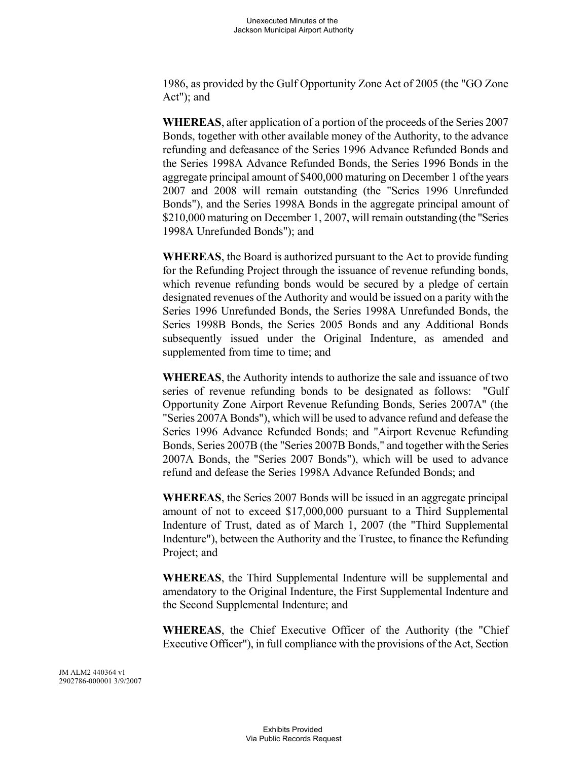1986, as provided by the Gulf Opportunity Zone Act of 2005 (the "GO Zone Act"); and

**WHEREAS**, after application of a portion of the proceeds of the Series 2007 Bonds, together with other available money of the Authority, to the advance refunding and defeasance of the Series 1996 Advance Refunded Bonds and the Series 1998A Advance Refunded Bonds, the Series 1996 Bonds in the aggregate principal amount of $400,000 maturing on December 1 of the years 2007 and 2008 will remain outstanding (the "Series 1996 Unrefunded Bonds"), and the Series 1998A Bonds in the aggregate principal amount of $210,000 maturing on December 1, 2007, will remain outstanding (the "Series 1998A Unrefunded Bonds"); and

**WHEREAS**, the Board is authorized pursuant to the Act to provide funding for the Refunding Project through the issuance of revenue refunding bonds, which revenue refunding bonds would be secured by a pledge of certain designated revenues of the Authority and would be issued on a parity with the Series 1996 Unrefunded Bonds, the Series 1998A Unrefunded Bonds, the Series 1998B Bonds, the Series 2005 Bonds and any Additional Bonds subsequently issued under the Original Indenture, as amended and supplemented from time to time; and

**WHEREAS**, the Authority intends to authorize the sale and issuance of two series of revenue refunding bonds to be designated as follows: "Gulf Opportunity Zone Airport Revenue Refunding Bonds, Series 2007A" (the "Series 2007A Bonds"), which will be used to advance refund and defease the Series 1996 Advance Refunded Bonds; and "Airport Revenue Refunding Bonds, Series 2007B (the "Series 2007B Bonds," and together with the Series 2007A Bonds, the "Series 2007 Bonds"), which will be used to advance refund and defease the Series 1998A Advance Refunded Bonds; and

**WHEREAS**, the Series 2007 Bonds will be issued in an aggregate principal amount of not to exceed $17,000,000 pursuant to a Third Supplemental Indenture of Trust, dated as of March 1, 2007 (the "Third Supplemental Indenture"), between the Authority and the Trustee, to finance the Refunding Project; and

**WHEREAS**, the Third Supplemental Indenture will be supplemental and amendatory to the Original Indenture, the First Supplemental Indenture and the Second Supplemental Indenture; and

**WHEREAS**, the Chief Executive Officer of the Authority (the "Chief Executive Officer"), in full compliance with the provisions of the Act, Section

JM ALM2 440364 v1
2902786-000001 3/9/2007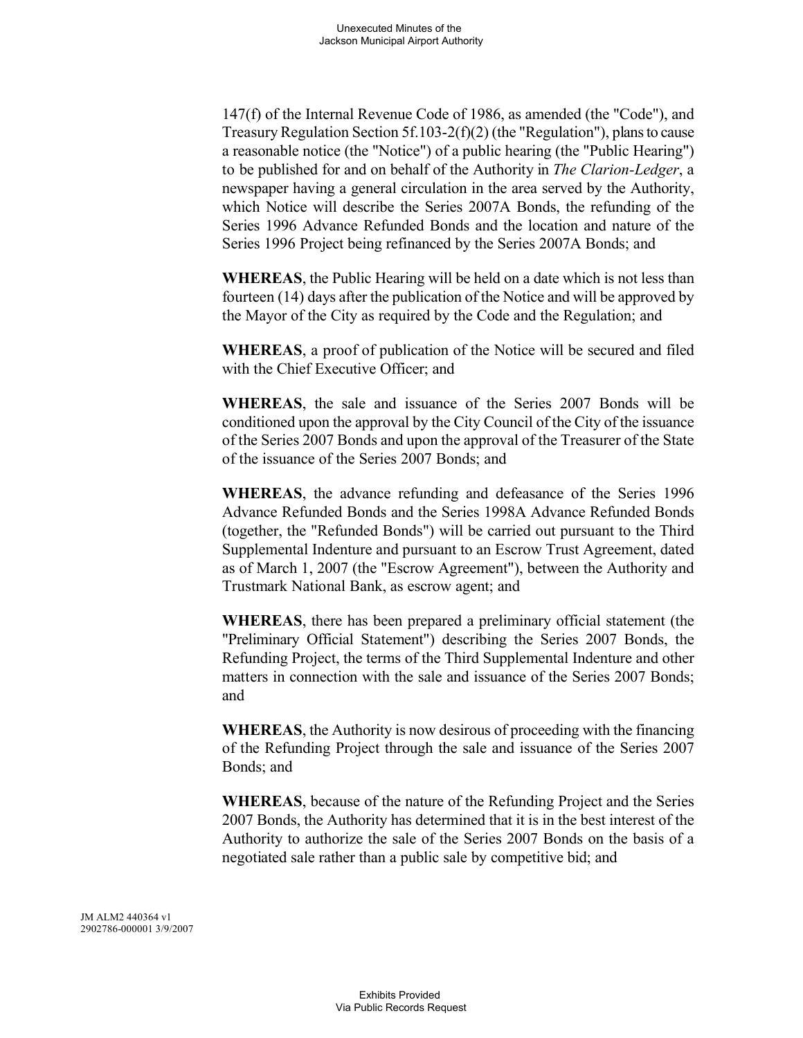147(f) of the Internal Revenue Code of 1986, as amended (the "Code"), and Treasury Regulation Section 5f.103-2(f)(2) (the "Regulation"), plans to cause a reasonable notice (the "Notice") of a public hearing (the "Public Hearing") to be published for and on behalf of the Authority in *The Clarion-Ledger*, a newspaper having a general circulation in the area served by the Authority, which Notice will describe the Series 2007A Bonds, the refunding of the Series 1996 Advance Refunded Bonds and the location and nature of the Series 1996 Project being refinanced by the Series 2007A Bonds; and

**WHEREAS**, the Public Hearing will be held on a date which is not less than fourteen (14) days after the publication of the Notice and will be approved by the Mayor of the City as required by the Code and the Regulation; and

**WHEREAS**, a proof of publication of the Notice will be secured and filed with the Chief Executive Officer; and

**WHEREAS**, the sale and issuance of the Series 2007 Bonds will be conditioned upon the approval by the City Council of the City of the issuance of the Series 2007 Bonds and upon the approval of the Treasurer of the State of the issuance of the Series 2007 Bonds; and

**WHEREAS**, the advance refunding and defeasance of the Series 1996 Advance Refunded Bonds and the Series 1998A Advance Refunded Bonds (together, the "Refunded Bonds") will be carried out pursuant to the Third Supplemental Indenture and pursuant to an Escrow Trust Agreement, dated as of March 1, 2007 (the "Escrow Agreement"), between the Authority and Trustmark National Bank, as escrow agent; and

**WHEREAS**, there has been prepared a preliminary official statement (the "Preliminary Official Statement") describing the Series 2007 Bonds, the Refunding Project, the terms of the Third Supplemental Indenture and other matters in connection with the sale and issuance of the Series 2007 Bonds; and

**WHEREAS**, the Authority is now desirous of proceeding with the financing of the Refunding Project through the sale and issuance of the Series 2007 Bonds; and

**WHEREAS**, because of the nature of the Refunding Project and the Series 2007 Bonds, the Authority has determined that it is in the best interest of the Authority to authorize the sale of the Series 2007 Bonds on the basis of a negotiated sale rather than a public sale by competitive bid; and

JM ALM2 440364 v1
2902786-000001 3/9/2007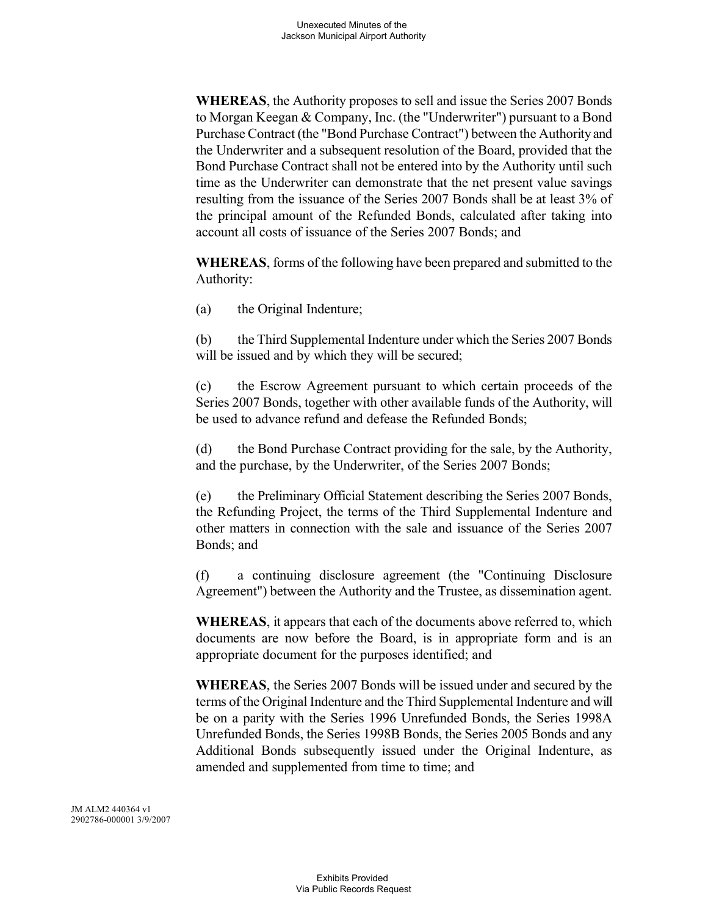**WHEREAS**, the Authority proposes to sell and issue the Series 2007 Bonds to Morgan Keegan & Company, Inc. (the "Underwriter") pursuant to a Bond Purchase Contract (the "Bond Purchase Contract") between the Authority and the Underwriter and a subsequent resolution of the Board, provided that the Bond Purchase Contract shall not be entered into by the Authority until such time as the Underwriter can demonstrate that the net present value savings resulting from the issuance of the Series 2007 Bonds shall be at least 3% of the principal amount of the Refunded Bonds, calculated after taking into account all costs of issuance of the Series 2007 Bonds; and

**WHEREAS**, forms of the following have been prepared and submitted to the Authority:

(a) the Original Indenture;

(b) the Third Supplemental Indenture under which the Series 2007 Bonds will be issued and by which they will be secured;

(c) the Escrow Agreement pursuant to which certain proceeds of the Series 2007 Bonds, together with other available funds of the Authority, will be used to advance refund and defease the Refunded Bonds;

(d) the Bond Purchase Contract providing for the sale, by the Authority, and the purchase, by the Underwriter, of the Series 2007 Bonds;

(e) the Preliminary Official Statement describing the Series 2007 Bonds, the Refunding Project, the terms of the Third Supplemental Indenture and other matters in connection with the sale and issuance of the Series 2007 Bonds; and

(f) a continuing disclosure agreement (the "Continuing Disclosure Agreement") between the Authority and the Trustee, as dissemination agent.

**WHEREAS**, it appears that each of the documents above referred to, which documents are now before the Board, is in appropriate form and is an appropriate document for the purposes identified; and

**WHEREAS**, the Series 2007 Bonds will be issued under and secured by the terms of the Original Indenture and the Third Supplemental Indenture and will be on a parity with the Series 1996 Unrefunded Bonds, the Series 1998A Unrefunded Bonds, the Series 1998B Bonds, the Series 2005 Bonds and any Additional Bonds subsequently issued under the Original Indenture, as amended and supplemented from time to time; and

JM ALM2 440364 v1
2902786-000001 3/9/2007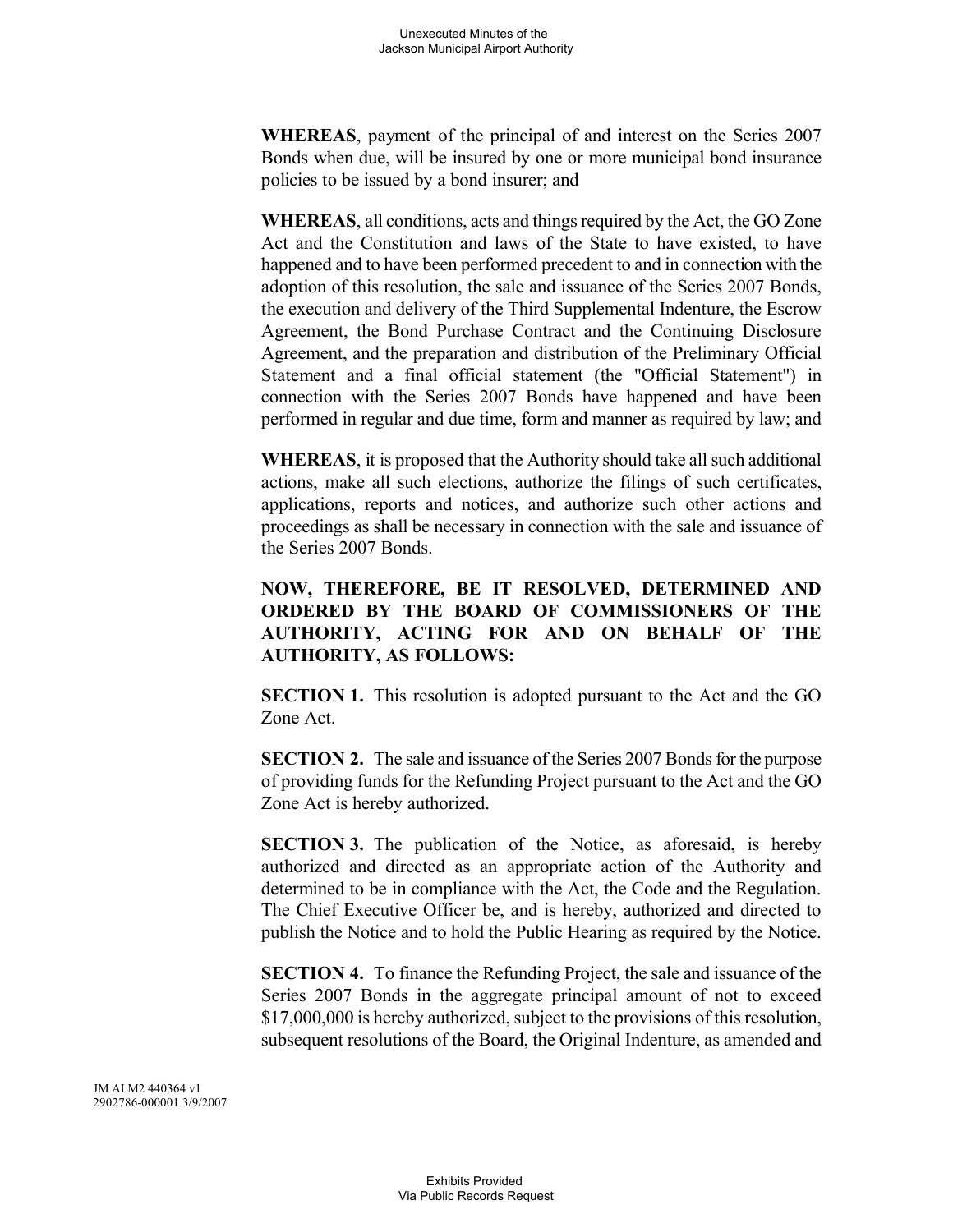**WHEREAS**, payment of the principal of and interest on the Series 2007 Bonds when due, will be insured by one or more municipal bond insurance policies to be issued by a bond insurer; and

**WHEREAS**, all conditions, acts and things required by the Act, the GO Zone Act and the Constitution and laws of the State to have existed, to have happened and to have been performed precedent to and in connection with the adoption of this resolution, the sale and issuance of the Series 2007 Bonds, the execution and delivery of the Third Supplemental Indenture, the Escrow Agreement, the Bond Purchase Contract and the Continuing Disclosure Agreement, and the preparation and distribution of the Preliminary Official Statement and a final official statement (the "Official Statement") in connection with the Series 2007 Bonds have happened and have been performed in regular and due time, form and manner as required by law; and

**WHEREAS**, it is proposed that the Authority should take all such additional actions, make all such elections, authorize the filings of such certificates, applications, reports and notices, and authorize such other actions and proceedings as shall be necessary in connection with the sale and issuance of the Series 2007 Bonds.

**NOW, THEREFORE, BE IT RESOLVED, DETERMINED AND ORDERED BY THE BOARD OF COMMISSIONERS OF THE AUTHORITY, ACTING FOR AND ON BEHALF OF THE AUTHORITY, AS FOLLOWS:**

**SECTION 1.** This resolution is adopted pursuant to the Act and the GO Zone Act.

**SECTION 2.** The sale and issuance of the Series 2007 Bonds for the purpose of providing funds for the Refunding Project pursuant to the Act and the GO Zone Act is hereby authorized.

**SECTION 3.** The publication of the Notice, as aforesaid, is hereby authorized and directed as an appropriate action of the Authority and determined to be in compliance with the Act, the Code and the Regulation. The Chief Executive Officer be, and is hereby, authorized and directed to publish the Notice and to hold the Public Hearing as required by the Notice.

**SECTION 4.** To finance the Refunding Project, the sale and issuance of the Series 2007 Bonds in the aggregate principal amount of not to exceed $17,000,000 is hereby authorized, subject to the provisions of this resolution, subsequent resolutions of the Board, the Original Indenture, as amended and

JM ALM2 440364 v1
2902786-000001 3/9/2007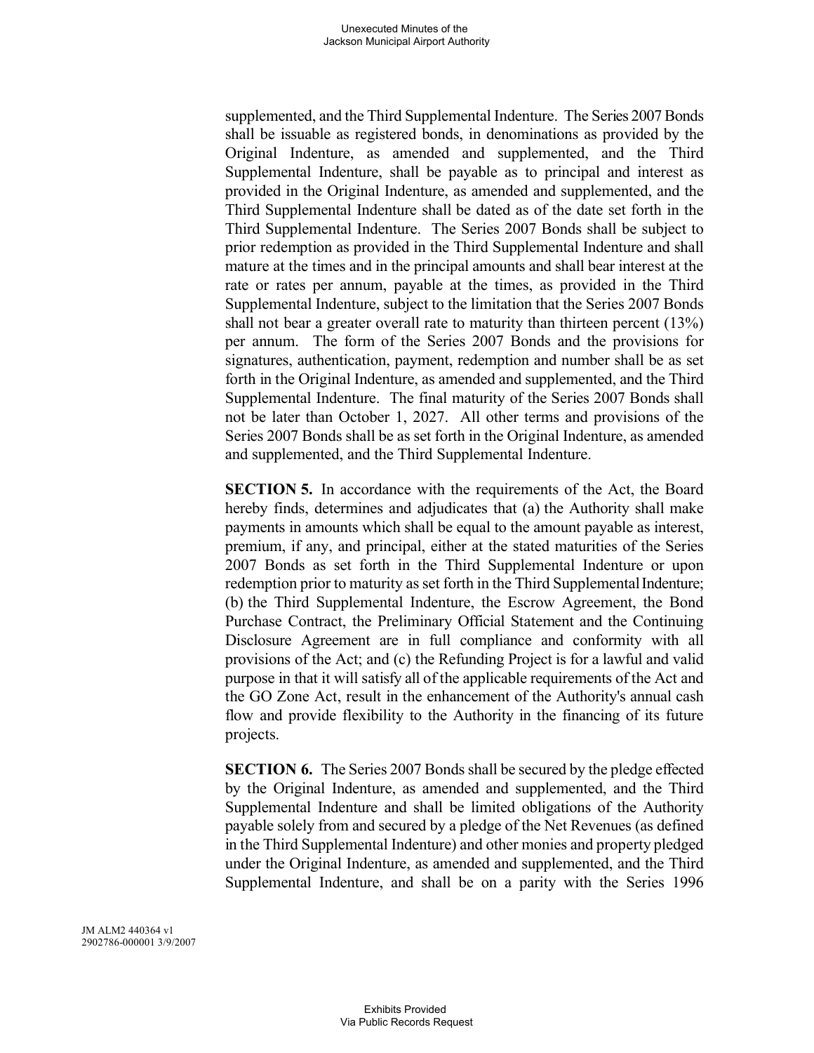supplemented, and the Third Supplemental Indenture. The Series 2007 Bonds shall be issuable as registered bonds, in denominations as provided by the Original Indenture, as amended and supplemented, and the Third Supplemental Indenture, shall be payable as to principal and interest as provided in the Original Indenture, as amended and supplemented, and the Third Supplemental Indenture shall be dated as of the date set forth in the Third Supplemental Indenture. The Series 2007 Bonds shall be subject to prior redemption as provided in the Third Supplemental Indenture and shall mature at the times and in the principal amounts and shall bear interest at the rate or rates per annum, payable at the times, as provided in the Third Supplemental Indenture, subject to the limitation that the Series 2007 Bonds shall not bear a greater overall rate to maturity than thirteen percent (13%) per annum. The form of the Series 2007 Bonds and the provisions for signatures, authentication, payment, redemption and number shall be as set forth in the Original Indenture, as amended and supplemented, and the Third Supplemental Indenture. The final maturity of the Series 2007 Bonds shall not be later than October 1, 2027. All other terms and provisions of the Series 2007 Bonds shall be as set forth in the Original Indenture, as amended and supplemented, and the Third Supplemental Indenture.

**SECTION 5.** In accordance with the requirements of the Act, the Board hereby finds, determines and adjudicates that (a) the Authority shall make payments in amounts which shall be equal to the amount payable as interest, premium, if any, and principal, either at the stated maturities of the Series 2007 Bonds as set forth in the Third Supplemental Indenture or upon redemption prior to maturity as set forth in the Third Supplemental Indenture; (b) the Third Supplemental Indenture, the Escrow Agreement, the Bond Purchase Contract, the Preliminary Official Statement and the Continuing Disclosure Agreement are in full compliance and conformity with all provisions of the Act; and (c) the Refunding Project is for a lawful and valid purpose in that it will satisfy all of the applicable requirements of the Act and the GO Zone Act, result in the enhancement of the Authority's annual cash flow and provide flexibility to the Authority in the financing of its future projects.

**SECTION 6.** The Series 2007 Bonds shall be secured by the pledge effected by the Original Indenture, as amended and supplemented, and the Third Supplemental Indenture and shall be limited obligations of the Authority payable solely from and secured by a pledge of the Net Revenues (as defined in the Third Supplemental Indenture) and other monies and property pledged under the Original Indenture, as amended and supplemented, and the Third Supplemental Indenture, and shall be on a parity with the Series 1996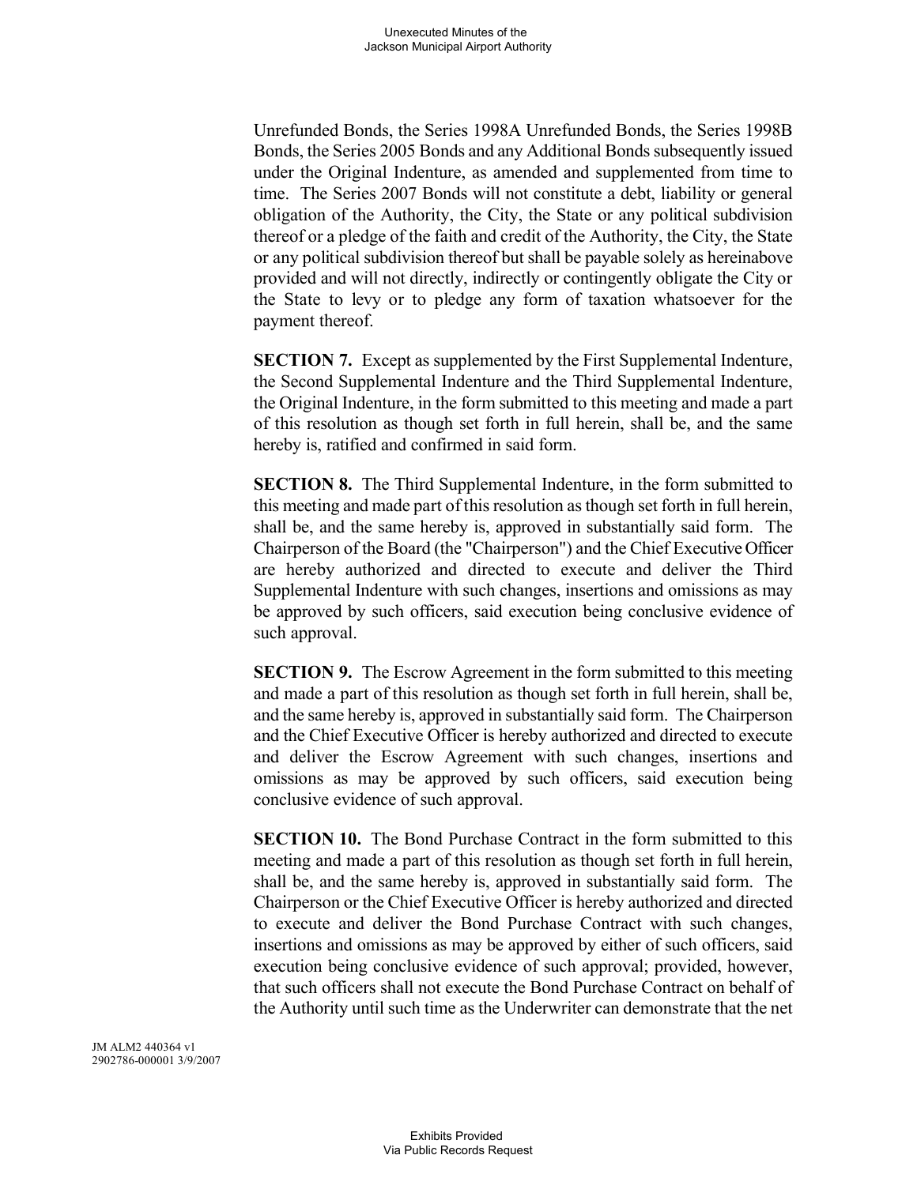Unrefunded Bonds, the Series 1998A Unrefunded Bonds, the Series 1998B Bonds, the Series 2005 Bonds and any Additional Bonds subsequently issued under the Original Indenture, as amended and supplemented from time to time. The Series 2007 Bonds will not constitute a debt, liability or general obligation of the Authority, the City, the State or any political subdivision thereof or a pledge of the faith and credit of the Authority, the City, the State or any political subdivision thereof but shall be payable solely as hereinabove provided and will not directly, indirectly or contingently obligate the City or the State to levy or to pledge any form of taxation whatsoever for the payment thereof.

**SECTION 7.** Except as supplemented by the First Supplemental Indenture, the Second Supplemental Indenture and the Third Supplemental Indenture, the Original Indenture, in the form submitted to this meeting and made a part of this resolution as though set forth in full herein, shall be, and the same hereby is, ratified and confirmed in said form.

**SECTION 8.** The Third Supplemental Indenture, in the form submitted to this meeting and made part of this resolution as though set forth in full herein, shall be, and the same hereby is, approved in substantially said form. The Chairperson of the Board (the "Chairperson") and the Chief Executive Officer are hereby authorized and directed to execute and deliver the Third Supplemental Indenture with such changes, insertions and omissions as may be approved by such officers, said execution being conclusive evidence of such approval.

**SECTION 9.** The Escrow Agreement in the form submitted to this meeting and made a part of this resolution as though set forth in full herein, shall be, and the same hereby is, approved in substantially said form. The Chairperson and the Chief Executive Officer is hereby authorized and directed to execute and deliver the Escrow Agreement with such changes, insertions and omissions as may be approved by such officers, said execution being conclusive evidence of such approval.

**SECTION 10.** The Bond Purchase Contract in the form submitted to this meeting and made a part of this resolution as though set forth in full herein, shall be, and the same hereby is, approved in substantially said form. The Chairperson or the Chief Executive Officer is hereby authorized and directed to execute and deliver the Bond Purchase Contract with such changes, insertions and omissions as may be approved by either of such officers, said execution being conclusive evidence of such approval; provided, however, that such officers shall not execute the Bond Purchase Contract on behalf of the Authority until such time as the Underwriter can demonstrate that the net

JM ALM2 440364 v1
2902786-000001 3/9/2007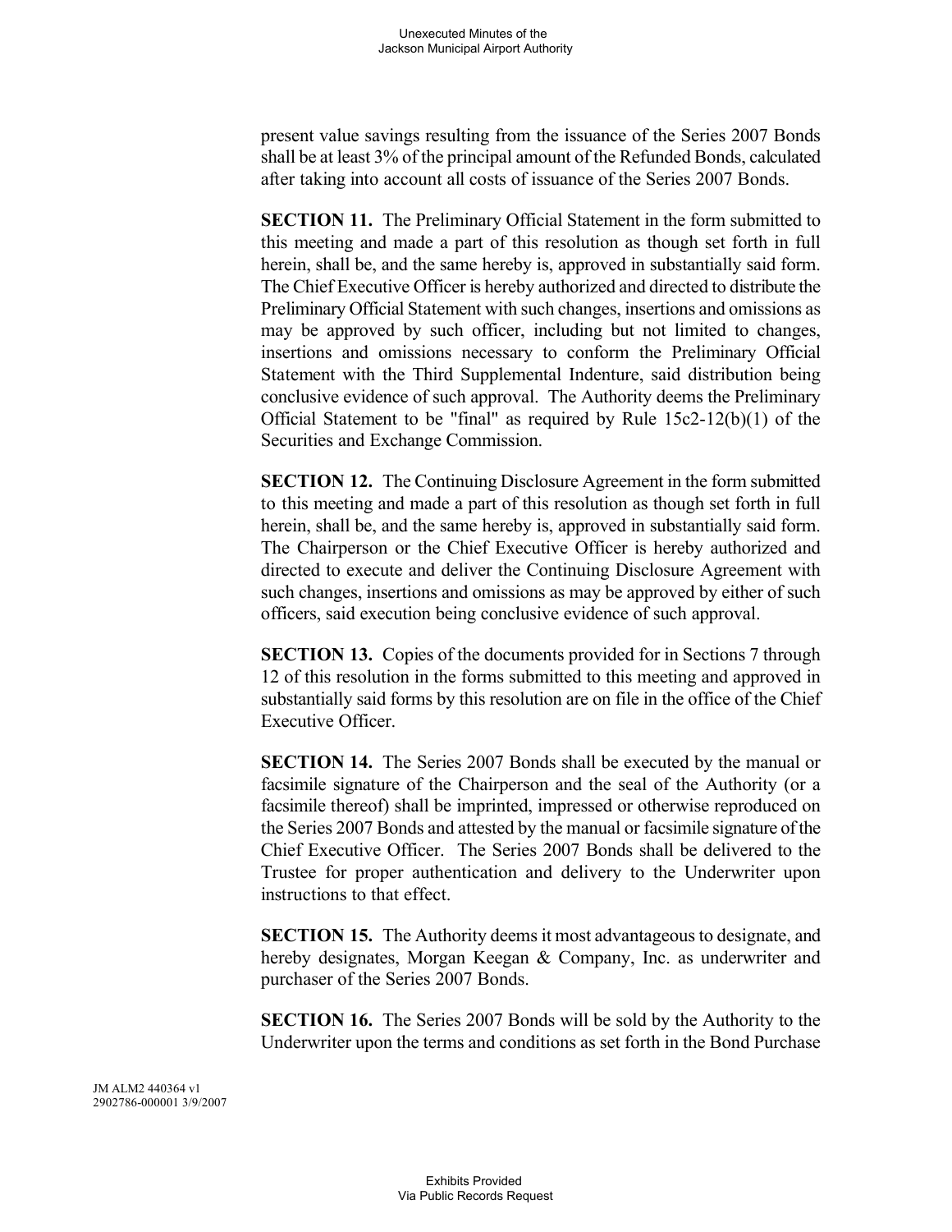present value savings resulting from the issuance of the Series 2007 Bonds shall be at least 3% of the principal amount of the Refunded Bonds, calculated after taking into account all costs of issuance of the Series 2007 Bonds.

**SECTION 11.** The Preliminary Official Statement in the form submitted to this meeting and made a part of this resolution as though set forth in full herein, shall be, and the same hereby is, approved in substantially said form. The Chief Executive Officer is hereby authorized and directed to distribute the Preliminary Official Statement with such changes, insertions and omissions as may be approved by such officer, including but not limited to changes, insertions and omissions necessary to conform the Preliminary Official Statement with the Third Supplemental Indenture, said distribution being conclusive evidence of such approval. The Authority deems the Preliminary Official Statement to be "final" as required by Rule 15c2-12(b)(1) of the Securities and Exchange Commission.

**SECTION 12.** The Continuing Disclosure Agreement in the form submitted to this meeting and made a part of this resolution as though set forth in full herein, shall be, and the same hereby is, approved in substantially said form. The Chairperson or the Chief Executive Officer is hereby authorized and directed to execute and deliver the Continuing Disclosure Agreement with such changes, insertions and omissions as may be approved by either of such officers, said execution being conclusive evidence of such approval.

**SECTION 13.** Copies of the documents provided for in Sections 7 through 12 of this resolution in the forms submitted to this meeting and approved in substantially said forms by this resolution are on file in the office of the Chief Executive Officer.

**SECTION 14.** The Series 2007 Bonds shall be executed by the manual or facsimile signature of the Chairperson and the seal of the Authority (or a facsimile thereof) shall be imprinted, impressed or otherwise reproduced on the Series 2007 Bonds and attested by the manual or facsimile signature of the Chief Executive Officer. The Series 2007 Bonds shall be delivered to the Trustee for proper authentication and delivery to the Underwriter upon instructions to that effect.

**SECTION 15.** The Authority deems it most advantageous to designate, and hereby designates, Morgan Keegan & Company, Inc. as underwriter and purchaser of the Series 2007 Bonds.

**SECTION 16.** The Series 2007 Bonds will be sold by the Authority to the Underwriter upon the terms and conditions as set forth in the Bond Purchase

JM ALM2 440364 v1
2902786-000001 3/9/2007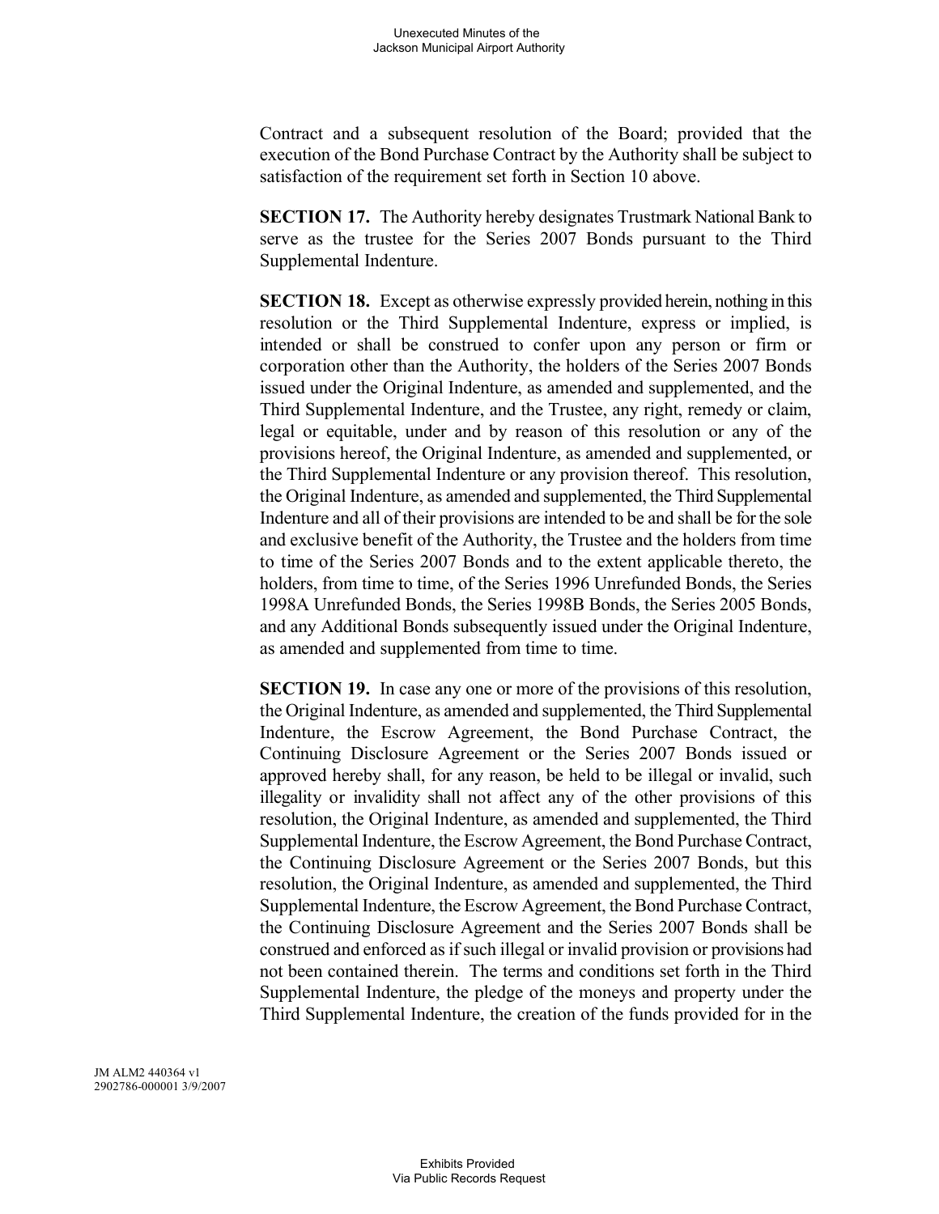Contract and a subsequent resolution of the Board; provided that the execution of the Bond Purchase Contract by the Authority shall be subject to satisfaction of the requirement set forth in Section 10 above.

**SECTION 17.** The Authority hereby designates Trustmark National Bank to serve as the trustee for the Series 2007 Bonds pursuant to the Third Supplemental Indenture.

**SECTION 18.** Except as otherwise expressly provided herein, nothing in this resolution or the Third Supplemental Indenture, express or implied, is intended or shall be construed to confer upon any person or firm or corporation other than the Authority, the holders of the Series 2007 Bonds issued under the Original Indenture, as amended and supplemented, and the Third Supplemental Indenture, and the Trustee, any right, remedy or claim, legal or equitable, under and by reason of this resolution or any of the provisions hereof, the Original Indenture, as amended and supplemented, or the Third Supplemental Indenture or any provision thereof. This resolution, the Original Indenture, as amended and supplemented, the Third Supplemental Indenture and all of their provisions are intended to be and shall be for the sole and exclusive benefit of the Authority, the Trustee and the holders from time to time of the Series 2007 Bonds and to the extent applicable thereto, the holders, from time to time, of the Series 1996 Unrefunded Bonds, the Series 1998A Unrefunded Bonds, the Series 1998B Bonds, the Series 2005 Bonds, and any Additional Bonds subsequently issued under the Original Indenture, as amended and supplemented from time to time.

**SECTION 19.** In case any one or more of the provisions of this resolution, the Original Indenture, as amended and supplemented, the Third Supplemental Indenture, the Escrow Agreement, the Bond Purchase Contract, the Continuing Disclosure Agreement or the Series 2007 Bonds issued or approved hereby shall, for any reason, be held to be illegal or invalid, such illegality or invalidity shall not affect any of the other provisions of this resolution, the Original Indenture, as amended and supplemented, the Third Supplemental Indenture, the Escrow Agreement, the Bond Purchase Contract, the Continuing Disclosure Agreement or the Series 2007 Bonds, but this resolution, the Original Indenture, as amended and supplemented, the Third Supplemental Indenture, the Escrow Agreement, the Bond Purchase Contract, the Continuing Disclosure Agreement and the Series 2007 Bonds shall be construed and enforced as if such illegal or invalid provision or provisions had not been contained therein. The terms and conditions set forth in the Third Supplemental Indenture, the pledge of the moneys and property under the Third Supplemental Indenture, the creation of the funds provided for in the

JM ALM2 440364 v1
2902786-000001 3/9/2007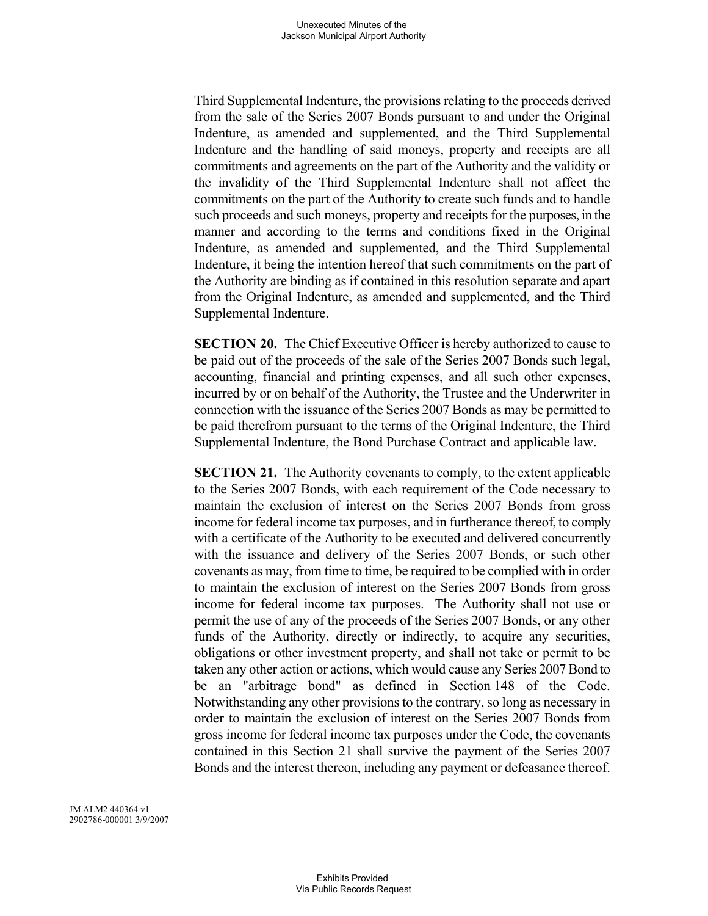Third Supplemental Indenture, the provisions relating to the proceeds derived from the sale of the Series 2007 Bonds pursuant to and under the Original Indenture, as amended and supplemented, and the Third Supplemental Indenture and the handling of said moneys, property and receipts are all commitments and agreements on the part of the Authority and the validity or the invalidity of the Third Supplemental Indenture shall not affect the commitments on the part of the Authority to create such funds and to handle such proceeds and such moneys, property and receipts for the purposes, in the manner and according to the terms and conditions fixed in the Original Indenture, as amended and supplemented, and the Third Supplemental Indenture, it being the intention hereof that such commitments on the part of the Authority are binding as if contained in this resolution separate and apart from the Original Indenture, as amended and supplemented, and the Third Supplemental Indenture.

**SECTION 20.** The Chief Executive Officer is hereby authorized to cause to be paid out of the proceeds of the sale of the Series 2007 Bonds such legal, accounting, financial and printing expenses, and all such other expenses, incurred by or on behalf of the Authority, the Trustee and the Underwriter in connection with the issuance of the Series 2007 Bonds as may be permitted to be paid therefrom pursuant to the terms of the Original Indenture, the Third Supplemental Indenture, the Bond Purchase Contract and applicable law.

**SECTION 21.** The Authority covenants to comply, to the extent applicable to the Series 2007 Bonds, with each requirement of the Code necessary to maintain the exclusion of interest on the Series 2007 Bonds from gross income for federal income tax purposes, and in furtherance thereof, to comply with a certificate of the Authority to be executed and delivered concurrently with the issuance and delivery of the Series 2007 Bonds, or such other covenants as may, from time to time, be required to be complied with in order to maintain the exclusion of interest on the Series 2007 Bonds from gross income for federal income tax purposes. The Authority shall not use or permit the use of any of the proceeds of the Series 2007 Bonds, or any other funds of the Authority, directly or indirectly, to acquire any securities, obligations or other investment property, and shall not take or permit to be taken any other action or actions, which would cause any Series 2007 Bond to be an "arbitrage bond" as defined in Section 148 of the Code. Notwithstanding any other provisions to the contrary, so long as necessary in order to maintain the exclusion of interest on the Series 2007 Bonds from gross income for federal income tax purposes under the Code, the covenants contained in this Section 21 shall survive the payment of the Series 2007 Bonds and the interest thereon, including any payment or defeasance thereof.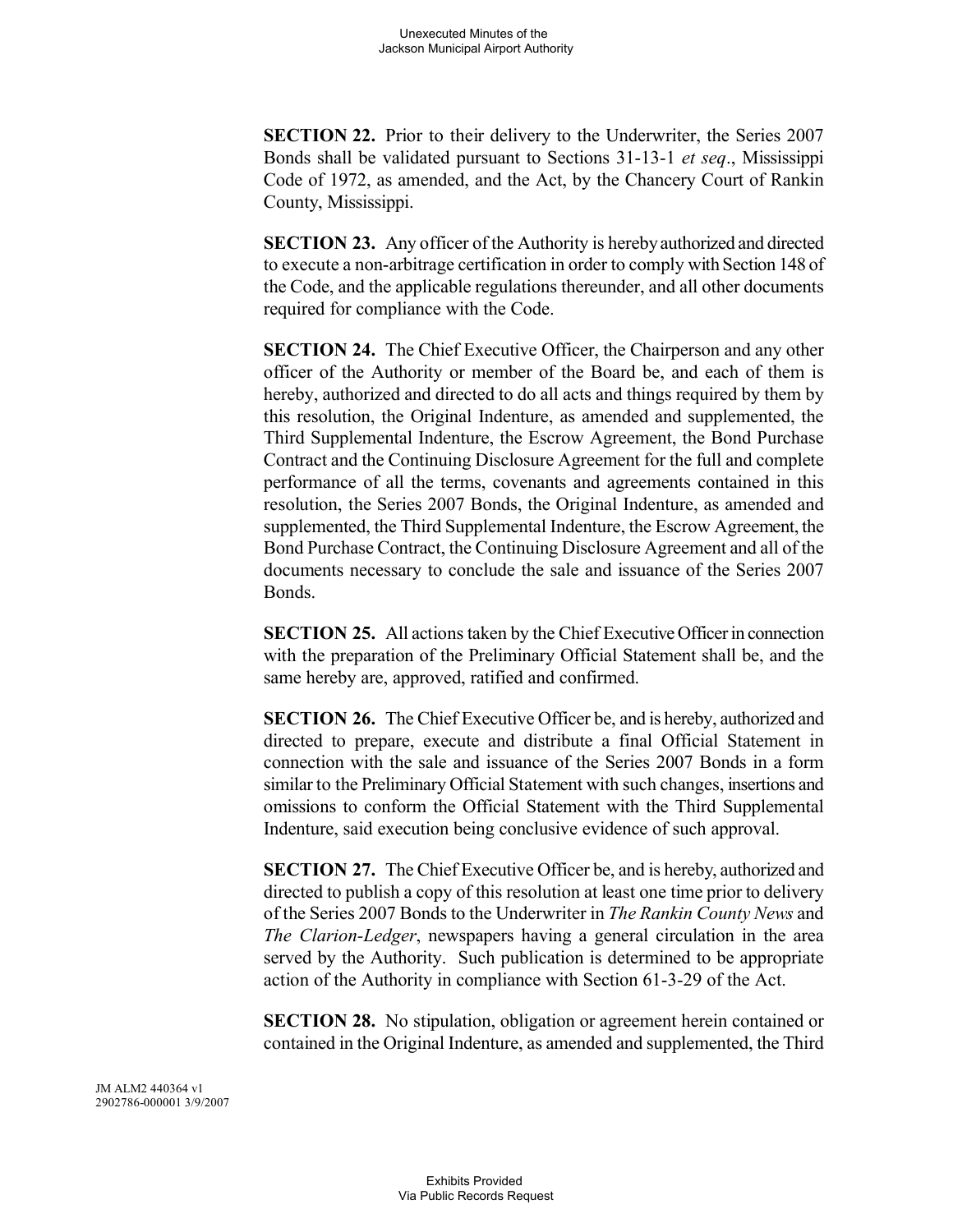**SECTION 22.** Prior to their delivery to the Underwriter, the Series 2007 Bonds shall be validated pursuant to Sections 31-13-1 *et seq*., Mississippi Code of 1972, as amended, and the Act, by the Chancery Court of Rankin County, Mississippi.

**SECTION 23.** Any officer of the Authority is hereby authorized and directed to execute a non-arbitrage certification in order to comply with Section 148 of the Code, and the applicable regulations thereunder, and all other documents required for compliance with the Code.

**SECTION 24.** The Chief Executive Officer, the Chairperson and any other officer of the Authority or member of the Board be, and each of them is hereby, authorized and directed to do all acts and things required by them by this resolution, the Original Indenture, as amended and supplemented, the Third Supplemental Indenture, the Escrow Agreement, the Bond Purchase Contract and the Continuing Disclosure Agreement for the full and complete performance of all the terms, covenants and agreements contained in this resolution, the Series 2007 Bonds, the Original Indenture, as amended and supplemented, the Third Supplemental Indenture, the Escrow Agreement, the Bond Purchase Contract, the Continuing Disclosure Agreement and all of the documents necessary to conclude the sale and issuance of the Series 2007 Bonds.

**SECTION 25.** All actions taken by the Chief Executive Officer in connection with the preparation of the Preliminary Official Statement shall be, and the same hereby are, approved, ratified and confirmed.

**SECTION 26.** The Chief Executive Officer be, and is hereby, authorized and directed to prepare, execute and distribute a final Official Statement in connection with the sale and issuance of the Series 2007 Bonds in a form similar to the Preliminary Official Statement with such changes, insertions and omissions to conform the Official Statement with the Third Supplemental Indenture, said execution being conclusive evidence of such approval.

**SECTION 27.** The Chief Executive Officer be, and is hereby, authorized and directed to publish a copy of this resolution at least one time prior to delivery of the Series 2007 Bonds to the Underwriter in *The Rankin County News* and *The Clarion-Ledger*, newspapers having a general circulation in the area served by the Authority. Such publication is determined to be appropriate action of the Authority in compliance with Section 61-3-29 of the Act.

**SECTION 28.** No stipulation, obligation or agreement herein contained or contained in the Original Indenture, as amended and supplemented, the Third

JM ALM2 440364 v1
2902786-000001 3/9/2007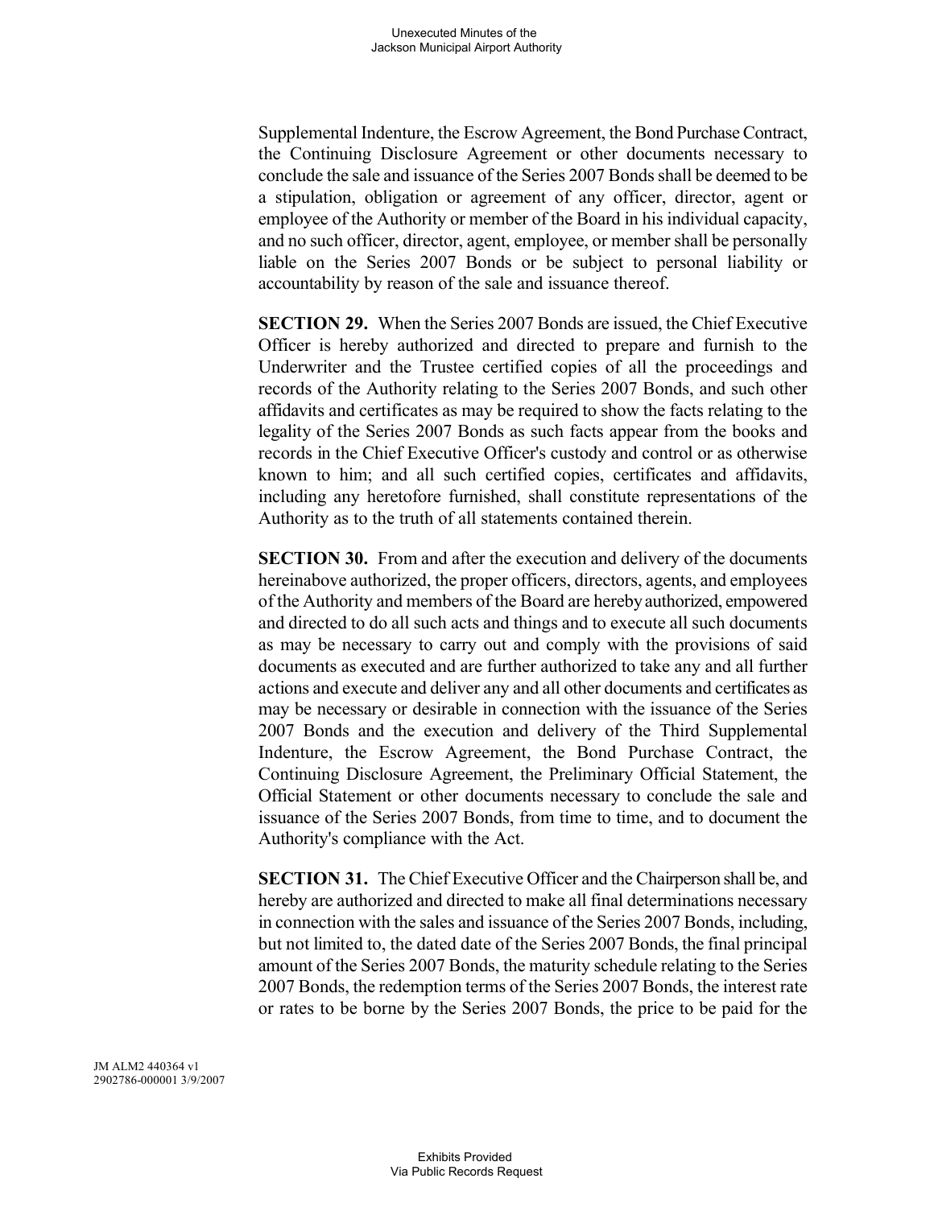Supplemental Indenture, the Escrow Agreement, the Bond Purchase Contract, the Continuing Disclosure Agreement or other documents necessary to conclude the sale and issuance of the Series 2007 Bonds shall be deemed to be a stipulation, obligation or agreement of any officer, director, agent or employee of the Authority or member of the Board in his individual capacity, and no such officer, director, agent, employee, or member shall be personally liable on the Series 2007 Bonds or be subject to personal liability or accountability by reason of the sale and issuance thereof.

**SECTION 29.** When the Series 2007 Bonds are issued, the Chief Executive Officer is hereby authorized and directed to prepare and furnish to the Underwriter and the Trustee certified copies of all the proceedings and records of the Authority relating to the Series 2007 Bonds, and such other affidavits and certificates as may be required to show the facts relating to the legality of the Series 2007 Bonds as such facts appear from the books and records in the Chief Executive Officer's custody and control or as otherwise known to him; and all such certified copies, certificates and affidavits, including any heretofore furnished, shall constitute representations of the Authority as to the truth of all statements contained therein.

**SECTION 30.** From and after the execution and delivery of the documents hereinabove authorized, the proper officers, directors, agents, and employees of the Authority and members of the Board are hereby authorized, empowered and directed to do all such acts and things and to execute all such documents as may be necessary to carry out and comply with the provisions of said documents as executed and are further authorized to take any and all further actions and execute and deliver any and all other documents and certificates as may be necessary or desirable in connection with the issuance of the Series 2007 Bonds and the execution and delivery of the Third Supplemental Indenture, the Escrow Agreement, the Bond Purchase Contract, the Continuing Disclosure Agreement, the Preliminary Official Statement, the Official Statement or other documents necessary to conclude the sale and issuance of the Series 2007 Bonds, from time to time, and to document the Authority's compliance with the Act.

**SECTION 31.** The Chief Executive Officer and the Chairperson shall be, and hereby are authorized and directed to make all final determinations necessary in connection with the sales and issuance of the Series 2007 Bonds, including, but not limited to, the dated date of the Series 2007 Bonds, the final principal amount of the Series 2007 Bonds, the maturity schedule relating to the Series 2007 Bonds, the redemption terms of the Series 2007 Bonds, the interest rate or rates to be borne by the Series 2007 Bonds, the price to be paid for the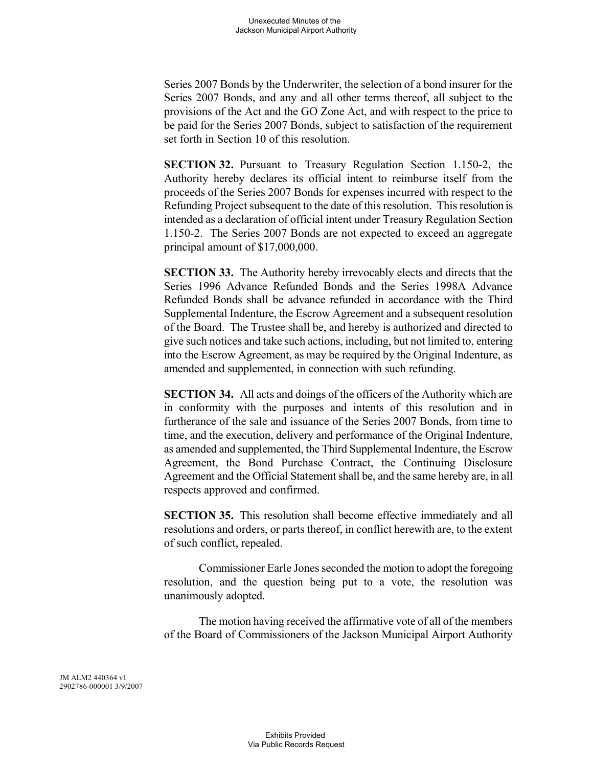Series 2007 Bonds by the Underwriter, the selection of a bond insurer for the Series 2007 Bonds, and any and all other terms thereof, all subject to the provisions of the Act and the GO Zone Act, and with respect to the price to be paid for the Series 2007 Bonds, subject to satisfaction of the requirement set forth in Section 10 of this resolution.

**SECTION 32.** Pursuant to Treasury Regulation Section 1.150-2, the Authority hereby declares its official intent to reimburse itself from the proceeds of the Series 2007 Bonds for expenses incurred with respect to the Refunding Project subsequent to the date of this resolution. This resolution is intended as a declaration of official intent under Treasury Regulation Section 1.150-2. The Series 2007 Bonds are not expected to exceed an aggregate principal amount of $17,000,000.

**SECTION 33.** The Authority hereby irrevocably elects and directs that the Series 1996 Advance Refunded Bonds and the Series 1998A Advance Refunded Bonds shall be advance refunded in accordance with the Third Supplemental Indenture, the Escrow Agreement and a subsequent resolution of the Board. The Trustee shall be, and hereby is authorized and directed to give such notices and take such actions, including, but not limited to, entering into the Escrow Agreement, as may be required by the Original Indenture, as amended and supplemented, in connection with such refunding.

**SECTION 34.** All acts and doings of the officers of the Authority which are in conformity with the purposes and intents of this resolution and in furtherance of the sale and issuance of the Series 2007 Bonds, from time to time, and the execution, delivery and performance of the Original Indenture, as amended and supplemented, the Third Supplemental Indenture, the Escrow Agreement, the Bond Purchase Contract, the Continuing Disclosure Agreement and the Official Statement shall be, and the same hereby are, in all respects approved and confirmed.

**SECTION 35.** This resolution shall become effective immediately and all resolutions and orders, or parts thereof, in conflict herewith are, to the extent of such conflict, repealed.

Commissioner Earle Jones seconded the motion to adopt the foregoing resolution, and the question being put to a vote, the resolution was unanimously adopted.

The motion having received the affirmative vote of all of the members of the Board of Commissioners of the Jackson Municipal Airport Authority

JM ALM2 440364 v1
2902786-000001 3/9/2007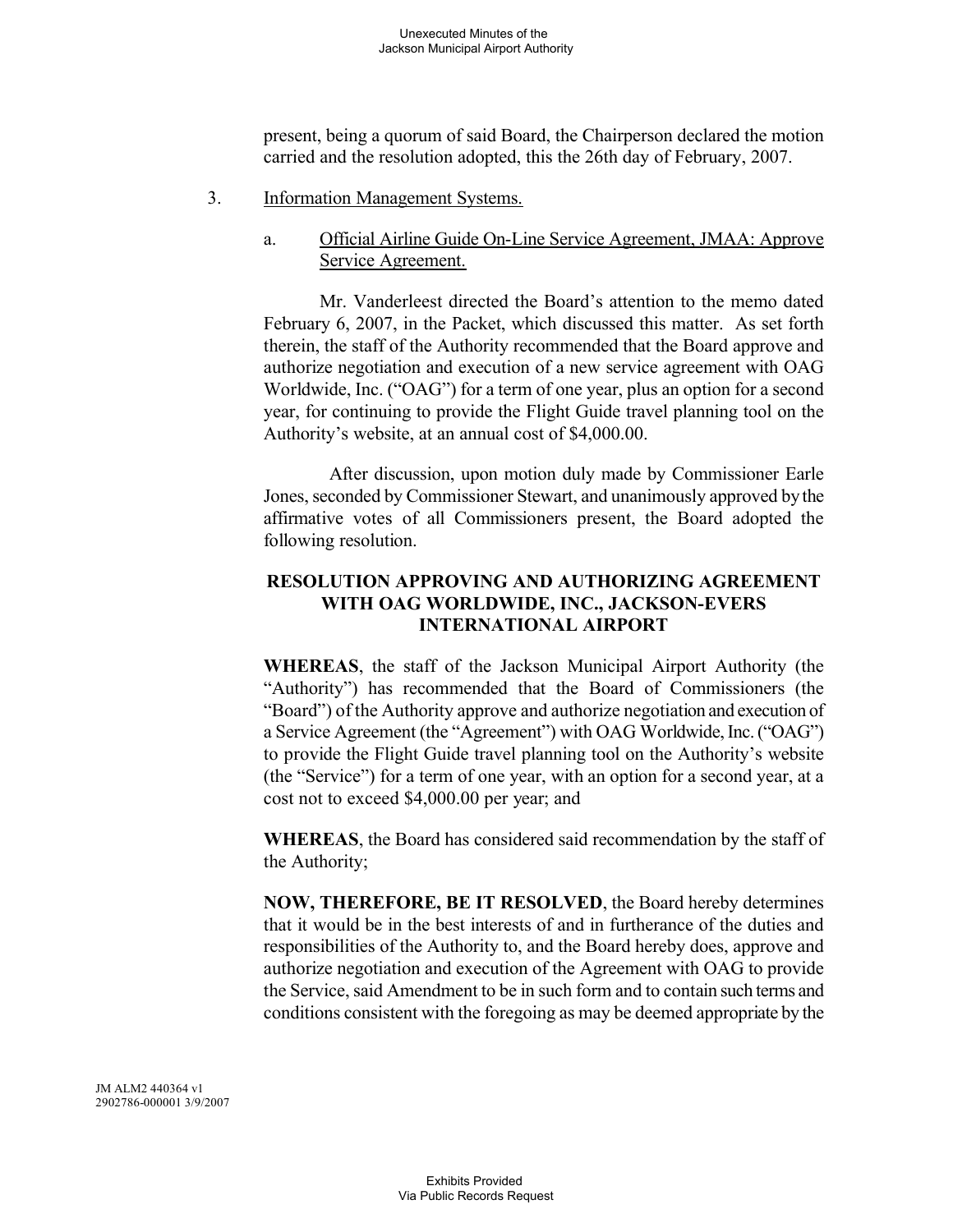present, being a quorum of said Board, the Chairperson declared the motion carried and the resolution adopted, this the 26th day of February, 2007.

3. Information Management Systems.

a. Official Airline Guide On-Line Service Agreement, JMAA: Approve Service Agreement.

Mr. Vanderleest directed the Board's attention to the memo dated February 6, 2007, in the Packet, which discussed this matter. As set forth therein, the staff of the Authority recommended that the Board approve and authorize negotiation and execution of a new service agreement with OAG Worldwide, Inc. ("OAG") for a term of one year, plus an option for a second year, for continuing to provide the Flight Guide travel planning tool on the Authority's website, at an annual cost of $4,000.00.

After discussion, upon motion duly made by Commissioner Earle Jones, seconded by Commissioner Stewart, and unanimously approved by the affirmative votes of all Commissioners present, the Board adopted the following resolution.

**RESOLUTION APPROVING AND AUTHORIZING AGREEMENT WITH OAG WORLDWIDE, INC., JACKSON-EVERS INTERNATIONAL AIRPORT**

**WHEREAS**, the staff of the Jackson Municipal Airport Authority (the "Authority") has recommended that the Board of Commissioners (the "Board") of the Authority approve and authorize negotiation and execution of a Service Agreement (the "Agreement") with OAG Worldwide, Inc. ("OAG") to provide the Flight Guide travel planning tool on the Authority's website (the "Service") for a term of one year, with an option for a second year, at a cost not to exceed $4,000.00 per year; and

**WHEREAS**, the Board has considered said recommendation by the staff of the Authority;

**NOW, THEREFORE, BE IT RESOLVED**, the Board hereby determines that it would be in the best interests of and in furtherance of the duties and responsibilities of the Authority to, and the Board hereby does, approve and authorize negotiation and execution of the Agreement with OAG to provide the Service, said Amendment to be in such form and to contain such terms and conditions consistent with the foregoing as may be deemed appropriate by the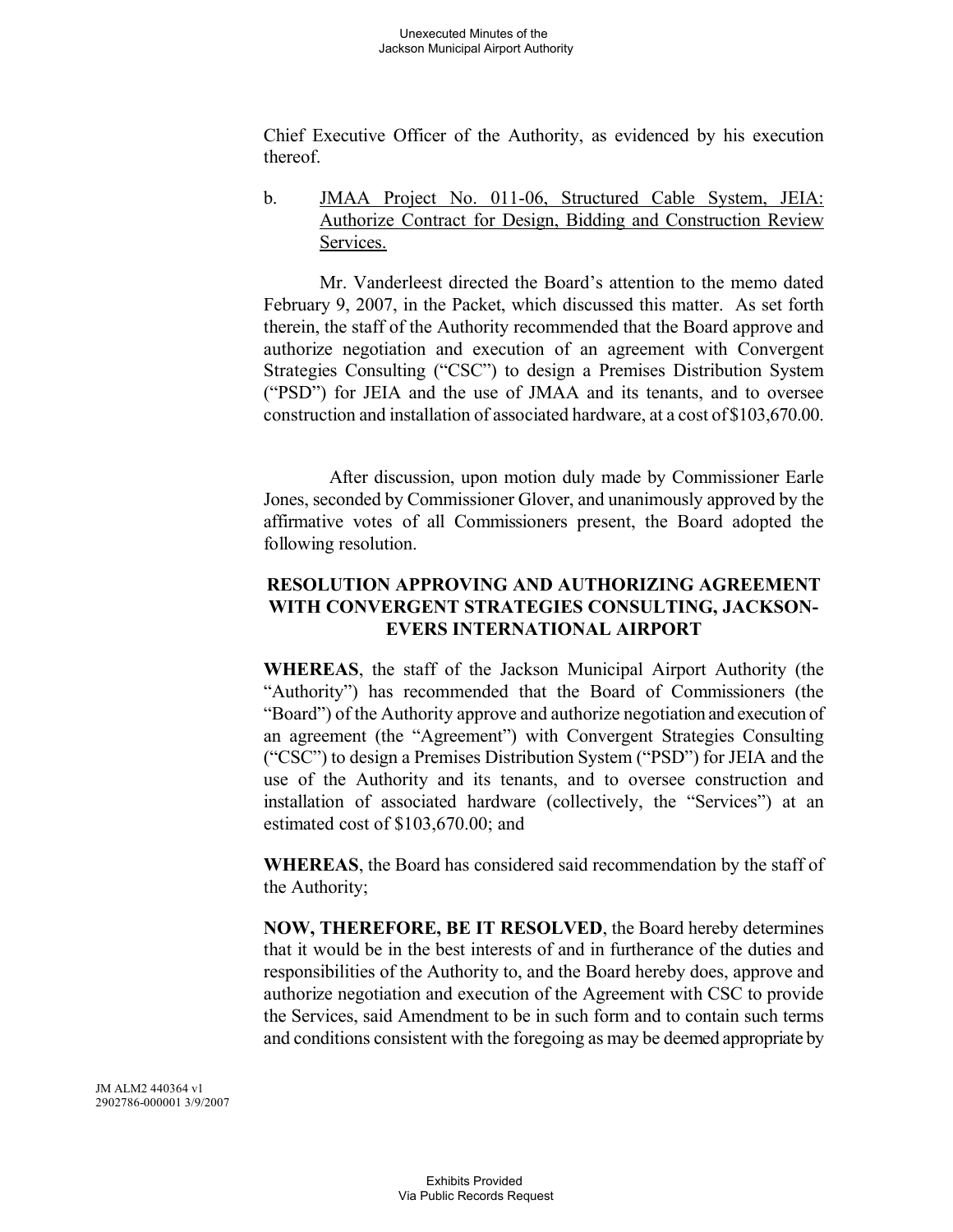Chief Executive Officer of the Authority, as evidenced by his execution thereof.

b. JMAA Project No. 011-06, Structured Cable System, JEIA: Authorize Contract for Design, Bidding and Construction Review Services.

Mr. Vanderleest directed the Board's attention to the memo dated February 9, 2007, in the Packet, which discussed this matter. As set forth therein, the staff of the Authority recommended that the Board approve and authorize negotiation and execution of an agreement with Convergent Strategies Consulting ("CSC") to design a Premises Distribution System ("PSD") for JEIA and the use of JMAA and its tenants, and to oversee construction and installation of associated hardware, at a cost of $103,670.00.

After discussion, upon motion duly made by Commissioner Earle Jones, seconded by Commissioner Glover, and unanimously approved by the affirmative votes of all Commissioners present, the Board adopted the following resolution.

**RESOLUTION APPROVING AND AUTHORIZING AGREEMENT WITH CONVERGENT STRATEGIES CONSULTING, JACKSON-EVERS INTERNATIONAL AIRPORT**

**WHEREAS**, the staff of the Jackson Municipal Airport Authority (the "Authority") has recommended that the Board of Commissioners (the "Board") of the Authority approve and authorize negotiation and execution of an agreement (the "Agreement") with Convergent Strategies Consulting ("CSC") to design a Premises Distribution System ("PSD") for JEIA and the use of the Authority and its tenants, and to oversee construction and installation of associated hardware (collectively, the "Services") at an estimated cost of $103,670.00; and

**WHEREAS**, the Board has considered said recommendation by the staff of the Authority;

**NOW, THEREFORE, BE IT RESOLVED**, the Board hereby determines that it would be in the best interests of and in furtherance of the duties and responsibilities of the Authority to, and the Board hereby does, approve and authorize negotiation and execution of the Agreement with CSC to provide the Services, said Amendment to be in such form and to contain such terms and conditions consistent with the foregoing as may be deemed appropriate by

JM ALM2 440364 v1
2902786-000001 3/9/2007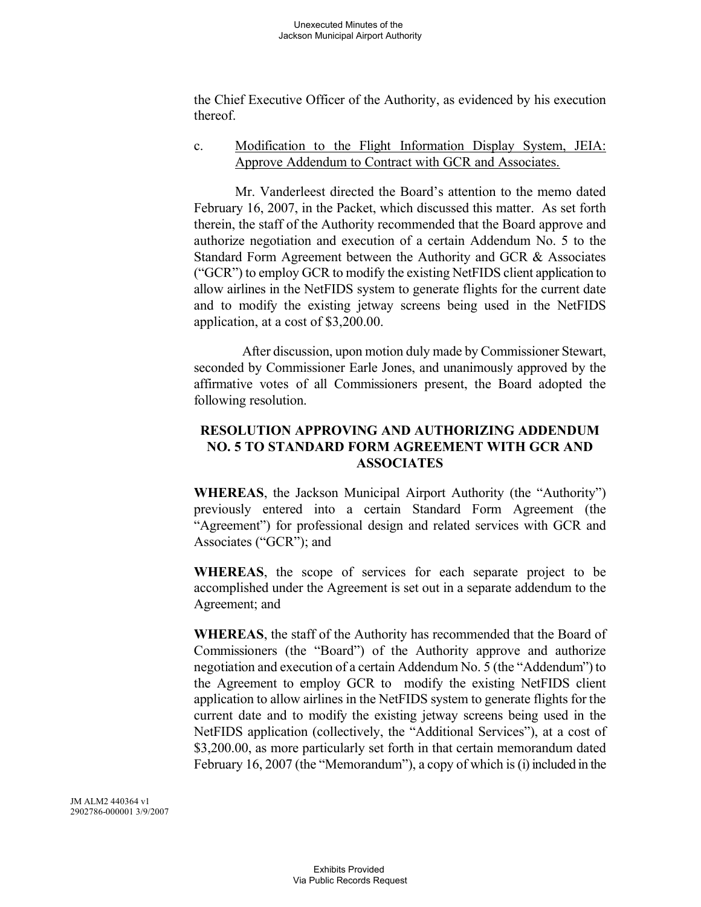the Chief Executive Officer of the Authority, as evidenced by his execution thereof.

c. Modification to the Flight Information Display System, JEIA: Approve Addendum to Contract with GCR and Associates.

Mr. Vanderleest directed the Board's attention to the memo dated February 16, 2007, in the Packet, which discussed this matter. As set forth therein, the staff of the Authority recommended that the Board approve and authorize negotiation and execution of a certain Addendum No. 5 to the Standard Form Agreement between the Authority and GCR & Associates ("GCR") to employ GCR to modify the existing NetFIDS client application to allow airlines in the NetFIDS system to generate flights for the current date and to modify the existing jetway screens being used in the NetFIDS application, at a cost of $3,200.00.

After discussion, upon motion duly made by Commissioner Stewart, seconded by Commissioner Earle Jones, and unanimously approved by the affirmative votes of all Commissioners present, the Board adopted the following resolution.

**RESOLUTION APPROVING AND AUTHORIZING ADDENDUM NO. 5 TO STANDARD FORM AGREEMENT WITH GCR AND ASSOCIATES**

**WHEREAS**, the Jackson Municipal Airport Authority (the "Authority") previously entered into a certain Standard Form Agreement (the "Agreement") for professional design and related services with GCR and Associates ("GCR"); and

**WHEREAS**, the scope of services for each separate project to be accomplished under the Agreement is set out in a separate addendum to the Agreement; and

**WHEREAS**, the staff of the Authority has recommended that the Board of Commissioners (the "Board") of the Authority approve and authorize negotiation and execution of a certain Addendum No. 5 (the "Addendum") to the Agreement to employ GCR to modify the existing NetFIDS client application to allow airlines in the NetFIDS system to generate flights for the current date and to modify the existing jetway screens being used in the NetFIDS application (collectively, the "Additional Services"), at a cost of $3,200.00, as more particularly set forth in that certain memorandum dated February 16, 2007 (the "Memorandum"), a copy of which is (i) included in the

JM ALM2 440364 v1
2902786-000001 3/9/2007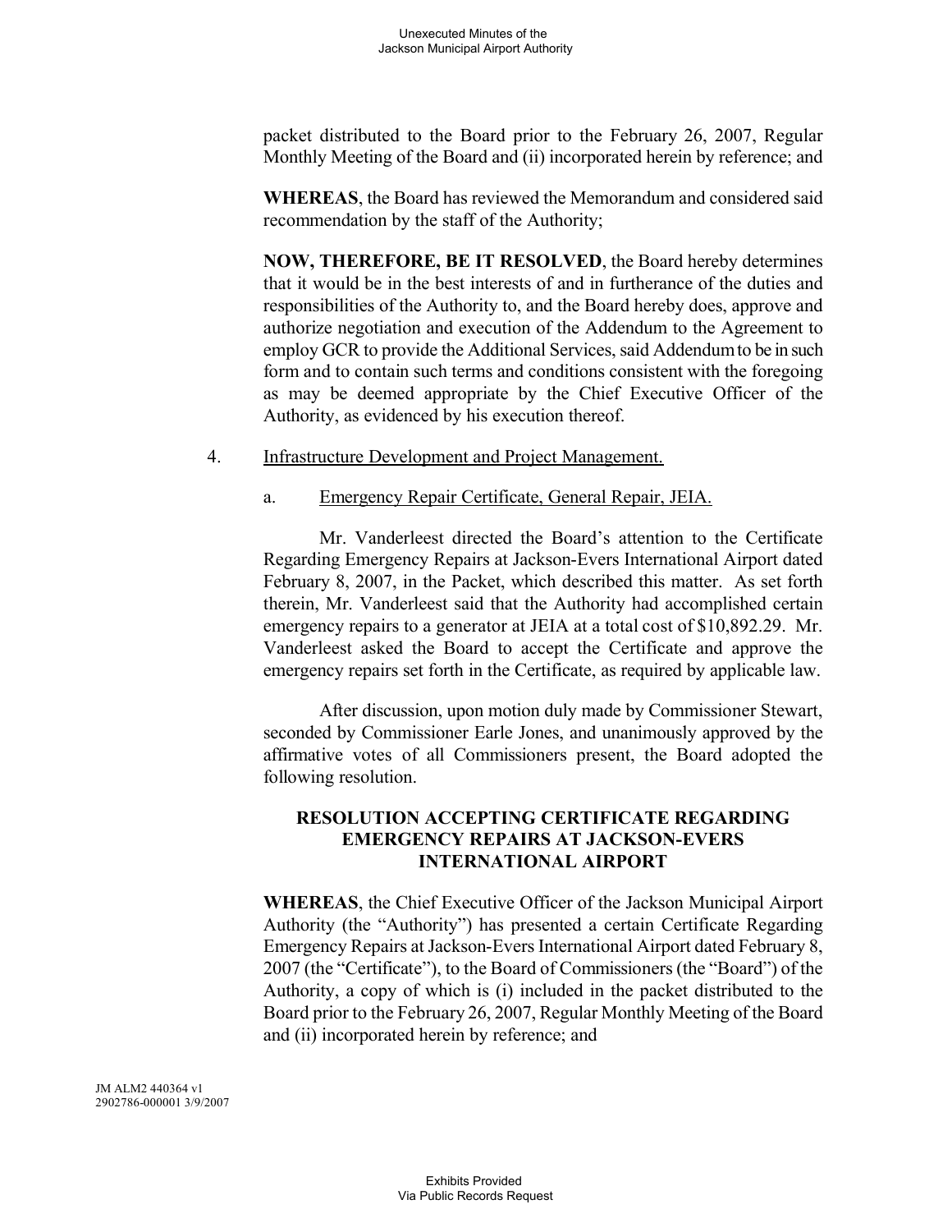packet distributed to the Board prior to the February 26, 2007, Regular Monthly Meeting of the Board and (ii) incorporated herein by reference; and

**WHEREAS**, the Board has reviewed the Memorandum and considered said recommendation by the staff of the Authority;

**NOW, THEREFORE, BE IT RESOLVED**, the Board hereby determines that it would be in the best interests of and in furtherance of the duties and responsibilities of the Authority to, and the Board hereby does, approve and authorize negotiation and execution of the Addendum to the Agreement to employ GCR to provide the Additional Services, said Addendum to be in such form and to contain such terms and conditions consistent with the foregoing as may be deemed appropriate by the Chief Executive Officer of the Authority, as evidenced by his execution thereof.

4. Infrastructure Development and Project Management.

   a. Emergency Repair Certificate, General Repair, JEIA.

Mr. Vanderleest directed the Board's attention to the Certificate Regarding Emergency Repairs at Jackson-Evers International Airport dated February 8, 2007, in the Packet, which described this matter. As set forth therein, Mr. Vanderleest said that the Authority had accomplished certain emergency repairs to a generator at JEIA at a total cost of $10,892.29. Mr. Vanderleest asked the Board to accept the Certificate and approve the emergency repairs set forth in the Certificate, as required by applicable law.

After discussion, upon motion duly made by Commissioner Stewart, seconded by Commissioner Earle Jones, and unanimously approved by the affirmative votes of all Commissioners present, the Board adopted the following resolution.

**RESOLUTION ACCEPTING CERTIFICATE REGARDING EMERGENCY REPAIRS AT JACKSON-EVERS INTERNATIONAL AIRPORT**

**WHEREAS**, the Chief Executive Officer of the Jackson Municipal Airport Authority (the "Authority") has presented a certain Certificate Regarding Emergency Repairs at Jackson-Evers International Airport dated February 8, 2007 (the "Certificate"), to the Board of Commissioners (the "Board") of the Authority, a copy of which is (i) included in the packet distributed to the Board prior to the February 26, 2007, Regular Monthly Meeting of the Board and (ii) incorporated herein by reference; and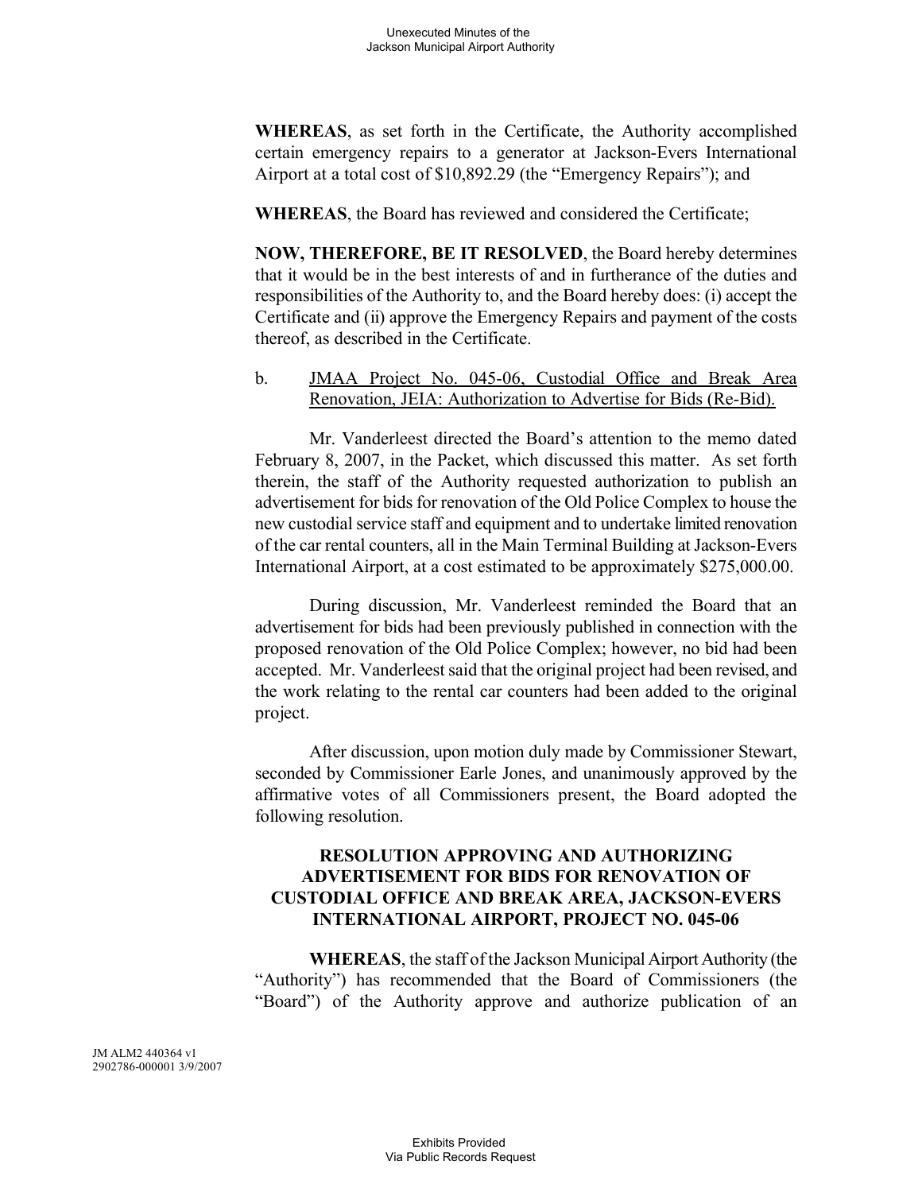**WHEREAS**, as set forth in the Certificate, the Authority accomplished certain emergency repairs to a generator at Jackson-Evers International Airport at a total cost of $10,892.29 (the "Emergency Repairs"); and

**WHEREAS**, the Board has reviewed and considered the Certificate;

**NOW, THEREFORE, BE IT RESOLVED**, the Board hereby determines that it would be in the best interests of and in furtherance of the duties and responsibilities of the Authority to, and the Board hereby does: (i) accept the Certificate and (ii) approve the Emergency Repairs and payment of the costs thereof, as described in the Certificate.

b. JMAA Project No. 045-06, Custodial Office and Break Area Renovation, JEIA: Authorization to Advertise for Bids (Re-Bid).

Mr. Vanderleest directed the Board's attention to the memo dated February 8, 2007, in the Packet, which discussed this matter. As set forth therein, the staff of the Authority requested authorization to publish an advertisement for bids for renovation of the Old Police Complex to house the new custodial service staff and equipment and to undertake limited renovation of the car rental counters, all in the Main Terminal Building at Jackson-Evers International Airport, at a cost estimated to be approximately $275,000.00.

During discussion, Mr. Vanderleest reminded the Board that an advertisement for bids had been previously published in connection with the proposed renovation of the Old Police Complex; however, no bid had been accepted. Mr. Vanderleest said that the original project had been revised, and the work relating to the rental car counters had been added to the original project.

After discussion, upon motion duly made by Commissioner Stewart, seconded by Commissioner Earle Jones, and unanimously approved by the affirmative votes of all Commissioners present, the Board adopted the following resolution.

**RESOLUTION APPROVING AND AUTHORIZING ADVERTISEMENT FOR BIDS FOR RENOVATION OF CUSTODIAL OFFICE AND BREAK AREA, JACKSON-EVERS INTERNATIONAL AIRPORT, PROJECT NO. 045-06**

**WHEREAS**, the staff of the Jackson Municipal Airport Authority (the "Authority") has recommended that the Board of Commissioners (the "Board") of the Authority approve and authorize publication of an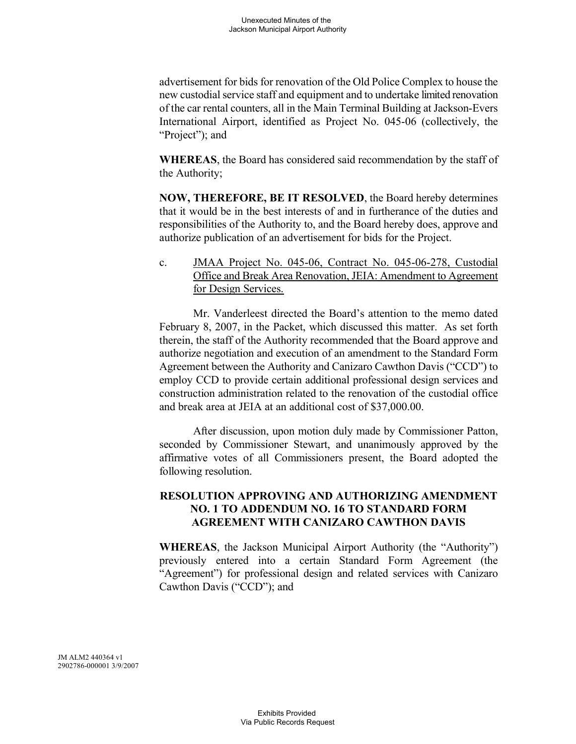advertisement for bids for renovation of the Old Police Complex to house the new custodial service staff and equipment and to undertake limited renovation of the car rental counters, all in the Main Terminal Building at Jackson-Evers International Airport, identified as Project No. 045-06 (collectively, the "Project"); and

**WHEREAS**, the Board has considered said recommendation by the staff of the Authority;

**NOW, THEREFORE, BE IT RESOLVED**, the Board hereby determines that it would be in the best interests of and in furtherance of the duties and responsibilities of the Authority to, and the Board hereby does, approve and authorize publication of an advertisement for bids for the Project.

c. JMAA Project No. 045-06, Contract No. 045-06-278, Custodial Office and Break Area Renovation, JEIA: Amendment to Agreement for Design Services.

Mr. Vanderleest directed the Board's attention to the memo dated February 8, 2007, in the Packet, which discussed this matter. As set forth therein, the staff of the Authority recommended that the Board approve and authorize negotiation and execution of an amendment to the Standard Form Agreement between the Authority and Canizaro Cawthon Davis ("CCD") to employ CCD to provide certain additional professional design services and construction administration related to the renovation of the custodial office and break area at JEIA at an additional cost of $37,000.00.

After discussion, upon motion duly made by Commissioner Patton, seconded by Commissioner Stewart, and unanimously approved by the affirmative votes of all Commissioners present, the Board adopted the following resolution.

**RESOLUTION APPROVING AND AUTHORIZING AMENDMENT NO. 1 TO ADDENDUM NO. 16 TO STANDARD FORM AGREEMENT WITH CANIZARO CAWTHON DAVIS**

**WHEREAS**, the Jackson Municipal Airport Authority (the "Authority") previously entered into a certain Standard Form Agreement (the "Agreement") for professional design and related services with Canizaro Cawthon Davis ("CCD"); and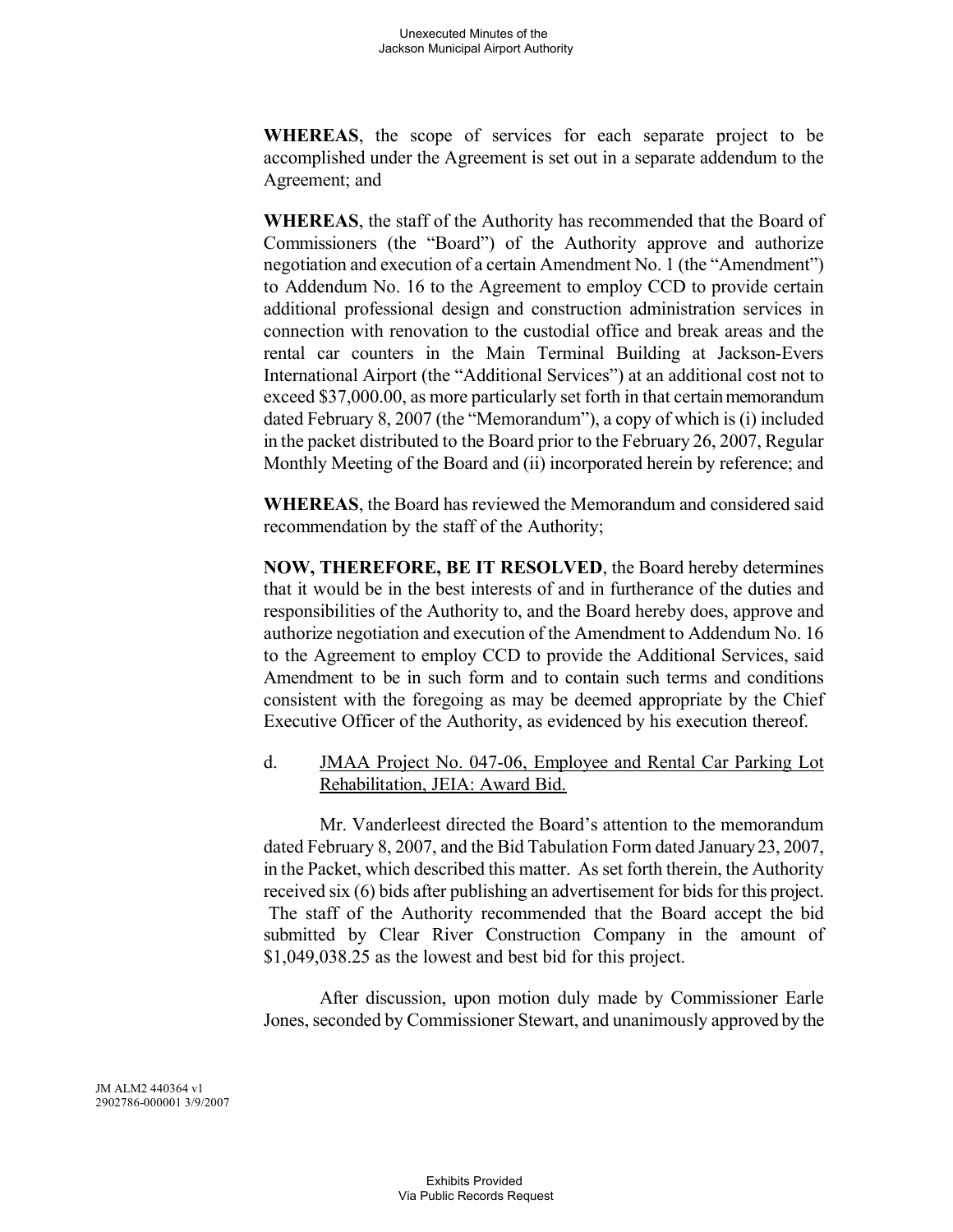**WHEREAS**, the scope of services for each separate project to be accomplished under the Agreement is set out in a separate addendum to the Agreement; and

**WHEREAS**, the staff of the Authority has recommended that the Board of Commissioners (the "Board") of the Authority approve and authorize negotiation and execution of a certain Amendment No. 1 (the "Amendment") to Addendum No. 16 to the Agreement to employ CCD to provide certain additional professional design and construction administration services in connection with renovation to the custodial office and break areas and the rental car counters in the Main Terminal Building at Jackson-Evers International Airport (the "Additional Services") at an additional cost not to exceed $37,000.00, as more particularly set forth in that certain memorandum dated February 8, 2007 (the "Memorandum"), a copy of which is (i) included in the packet distributed to the Board prior to the February 26, 2007, Regular Monthly Meeting of the Board and (ii) incorporated herein by reference; and

**WHEREAS**, the Board has reviewed the Memorandum and considered said recommendation by the staff of the Authority;

**NOW, THEREFORE, BE IT RESOLVED**, the Board hereby determines that it would be in the best interests of and in furtherance of the duties and responsibilities of the Authority to, and the Board hereby does, approve and authorize negotiation and execution of the Amendment to Addendum No. 16 to the Agreement to employ CCD to provide the Additional Services, said Amendment to be in such form and to contain such terms and conditions consistent with the foregoing as may be deemed appropriate by the Chief Executive Officer of the Authority, as evidenced by his execution thereof.

d. <u>JMAA Project No. 047-06, Employee and Rental Car Parking Lot Rehabilitation, JEIA: Award Bid.</u>

Mr. Vanderleest directed the Board's attention to the memorandum dated February 8, 2007, and the Bid Tabulation Form dated January 23, 2007, in the Packet, which described this matter. As set forth therein, the Authority received six (6) bids after publishing an advertisement for bids for this project. The staff of the Authority recommended that the Board accept the bid submitted by Clear River Construction Company in the amount of $1,049,038.25 as the lowest and best bid for this project.

After discussion, upon motion duly made by Commissioner Earle Jones, seconded by Commissioner Stewart, and unanimously approved by the

JM ALM2 440364 v1
2902786-000001 3/9/2007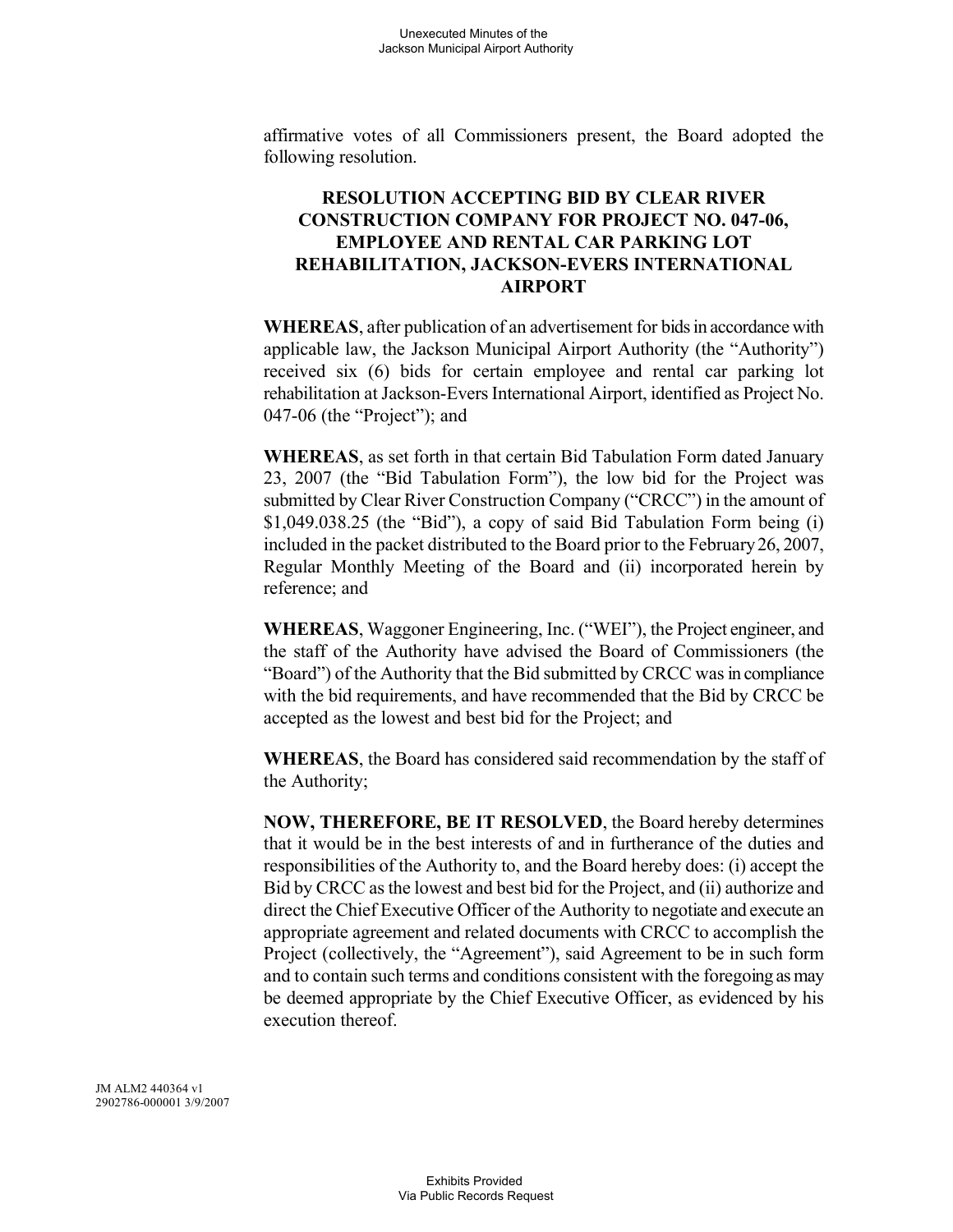affirmative votes of all Commissioners present, the Board adopted the following resolution.

**RESOLUTION ACCEPTING BID BY CLEAR RIVER CONSTRUCTION COMPANY FOR PROJECT NO. 047-06, EMPLOYEE AND RENTAL CAR PARKING LOT REHABILITATION, JACKSON-EVERS INTERNATIONAL AIRPORT**

**WHEREAS**, after publication of an advertisement for bids in accordance with applicable law, the Jackson Municipal Airport Authority (the "Authority") received six (6) bids for certain employee and rental car parking lot rehabilitation at Jackson-Evers International Airport, identified as Project No. 047-06 (the "Project"); and

**WHEREAS**, as set forth in that certain Bid Tabulation Form dated January 23, 2007 (the "Bid Tabulation Form"), the low bid for the Project was submitted by Clear River Construction Company ("CRCC") in the amount of $1,049.038.25 (the "Bid"), a copy of said Bid Tabulation Form being (i) included in the packet distributed to the Board prior to the February 26, 2007, Regular Monthly Meeting of the Board and (ii) incorporated herein by reference; and

**WHEREAS**, Waggoner Engineering, Inc. ("WEI"), the Project engineer, and the staff of the Authority have advised the Board of Commissioners (the "Board") of the Authority that the Bid submitted by CRCC was in compliance with the bid requirements, and have recommended that the Bid by CRCC be accepted as the lowest and best bid for the Project; and

**WHEREAS**, the Board has considered said recommendation by the staff of the Authority;

**NOW, THEREFORE, BE IT RESOLVED**, the Board hereby determines that it would be in the best interests of and in furtherance of the duties and responsibilities of the Authority to, and the Board hereby does: (i) accept the Bid by CRCC as the lowest and best bid for the Project, and (ii) authorize and direct the Chief Executive Officer of the Authority to negotiate and execute an appropriate agreement and related documents with CRCC to accomplish the Project (collectively, the "Agreement"), said Agreement to be in such form and to contain such terms and conditions consistent with the foregoing as may be deemed appropriate by the Chief Executive Officer, as evidenced by his execution thereof.

JM ALM2 440364 v1
2902786-000001 3/9/2007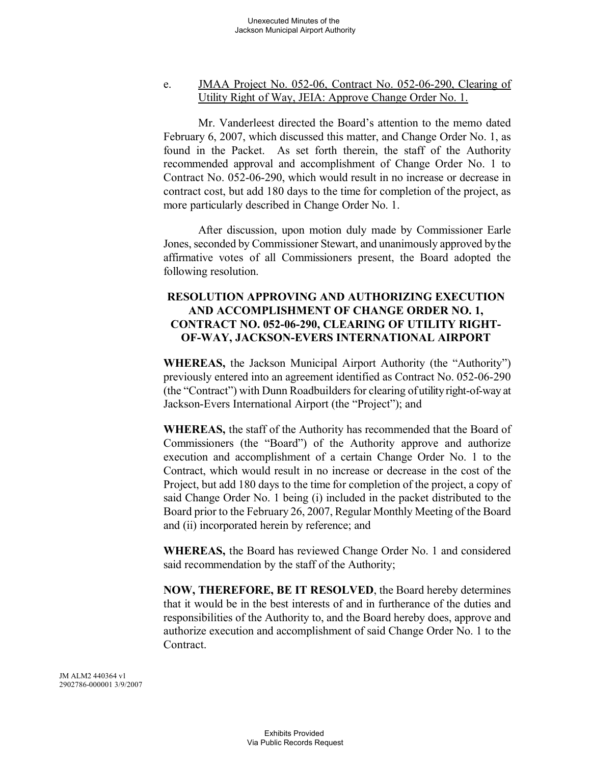e. JMAA Project No. 052-06, Contract No. 052-06-290, Clearing of Utility Right of Way, JEIA: Approve Change Order No. 1.

Mr. Vanderleest directed the Board's attention to the memo dated February 6, 2007, which discussed this matter, and Change Order No. 1, as found in the Packet. As set forth therein, the staff of the Authority recommended approval and accomplishment of Change Order No. 1 to Contract No. 052-06-290, which would result in no increase or decrease in contract cost, but add 180 days to the time for completion of the project, as more particularly described in Change Order No. 1.

After discussion, upon motion duly made by Commissioner Earle Jones, seconded by Commissioner Stewart, and unanimously approved by the affirmative votes of all Commissioners present, the Board adopted the following resolution.

**RESOLUTION APPROVING AND AUTHORIZING EXECUTION AND ACCOMPLISHMENT OF CHANGE ORDER NO. 1, CONTRACT NO. 052-06-290, CLEARING OF UTILITY RIGHT-OF-WAY, JACKSON-EVERS INTERNATIONAL AIRPORT**

**WHEREAS,** the Jackson Municipal Airport Authority (the "Authority") previously entered into an agreement identified as Contract No. 052-06-290 (the "Contract") with Dunn Roadbuilders for clearing of utility right-of-way at Jackson-Evers International Airport (the "Project"); and

**WHEREAS,** the staff of the Authority has recommended that the Board of Commissioners (the "Board") of the Authority approve and authorize execution and accomplishment of a certain Change Order No. 1 to the Contract, which would result in no increase or decrease in the cost of the Project, but add 180 days to the time for completion of the project, a copy of said Change Order No. 1 being (i) included in the packet distributed to the Board prior to the February 26, 2007, Regular Monthly Meeting of the Board and (ii) incorporated herein by reference; and

**WHEREAS,** the Board has reviewed Change Order No. 1 and considered said recommendation by the staff of the Authority;

**NOW, THEREFORE, BE IT RESOLVED**, the Board hereby determines that it would be in the best interests of and in furtherance of the duties and responsibilities of the Authority to, and the Board hereby does, approve and authorize execution and accomplishment of said Change Order No. 1 to the Contract.

JM ALM2 440364 v1
2902786-000001 3/9/2007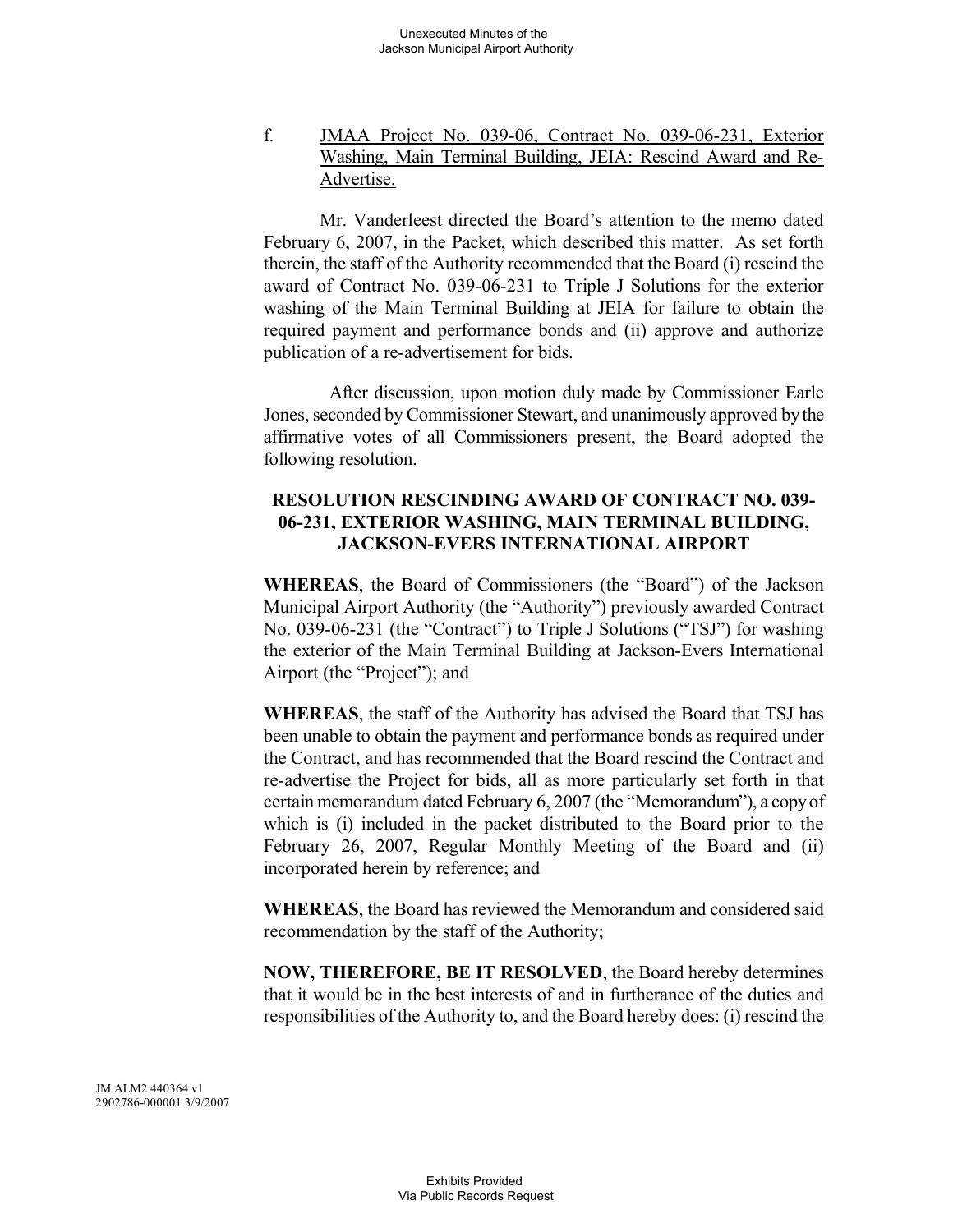f. <u>JMAA Project No. 039-06, Contract No. 039-06-231, Exterior Washing, Main Terminal Building, JEIA: Rescind Award and Re-Advertise.</u>

Mr. Vanderleest directed the Board's attention to the memo dated February 6, 2007, in the Packet, which described this matter. As set forth therein, the staff of the Authority recommended that the Board (i) rescind the award of Contract No. 039-06-231 to Triple J Solutions for the exterior washing of the Main Terminal Building at JEIA for failure to obtain the required payment and performance bonds and (ii) approve and authorize publication of a re-advertisement for bids.

After discussion, upon motion duly made by Commissioner Earle Jones, seconded by Commissioner Stewart, and unanimously approved by the affirmative votes of all Commissioners present, the Board adopted the following resolution.

**RESOLUTION RESCINDING AWARD OF CONTRACT NO. 039-06-231, EXTERIOR WASHING, MAIN TERMINAL BUILDING, JACKSON-EVERS INTERNATIONAL AIRPORT**

**WHEREAS**, the Board of Commissioners (the "Board") of the Jackson Municipal Airport Authority (the "Authority") previously awarded Contract No. 039-06-231 (the "Contract") to Triple J Solutions ("TSJ") for washing the exterior of the Main Terminal Building at Jackson-Evers International Airport (the "Project"); and

**WHEREAS**, the staff of the Authority has advised the Board that TSJ has been unable to obtain the payment and performance bonds as required under the Contract, and has recommended that the Board rescind the Contract and re-advertise the Project for bids, all as more particularly set forth in that certain memorandum dated February 6, 2007 (the "Memorandum"), a copy of which is (i) included in the packet distributed to the Board prior to the February 26, 2007, Regular Monthly Meeting of the Board and (ii) incorporated herein by reference; and

**WHEREAS**, the Board has reviewed the Memorandum and considered said recommendation by the staff of the Authority;

**NOW, THEREFORE, BE IT RESOLVED**, the Board hereby determines that it would be in the best interests of and in furtherance of the duties and responsibilities of the Authority to, and the Board hereby does: (i) rescind the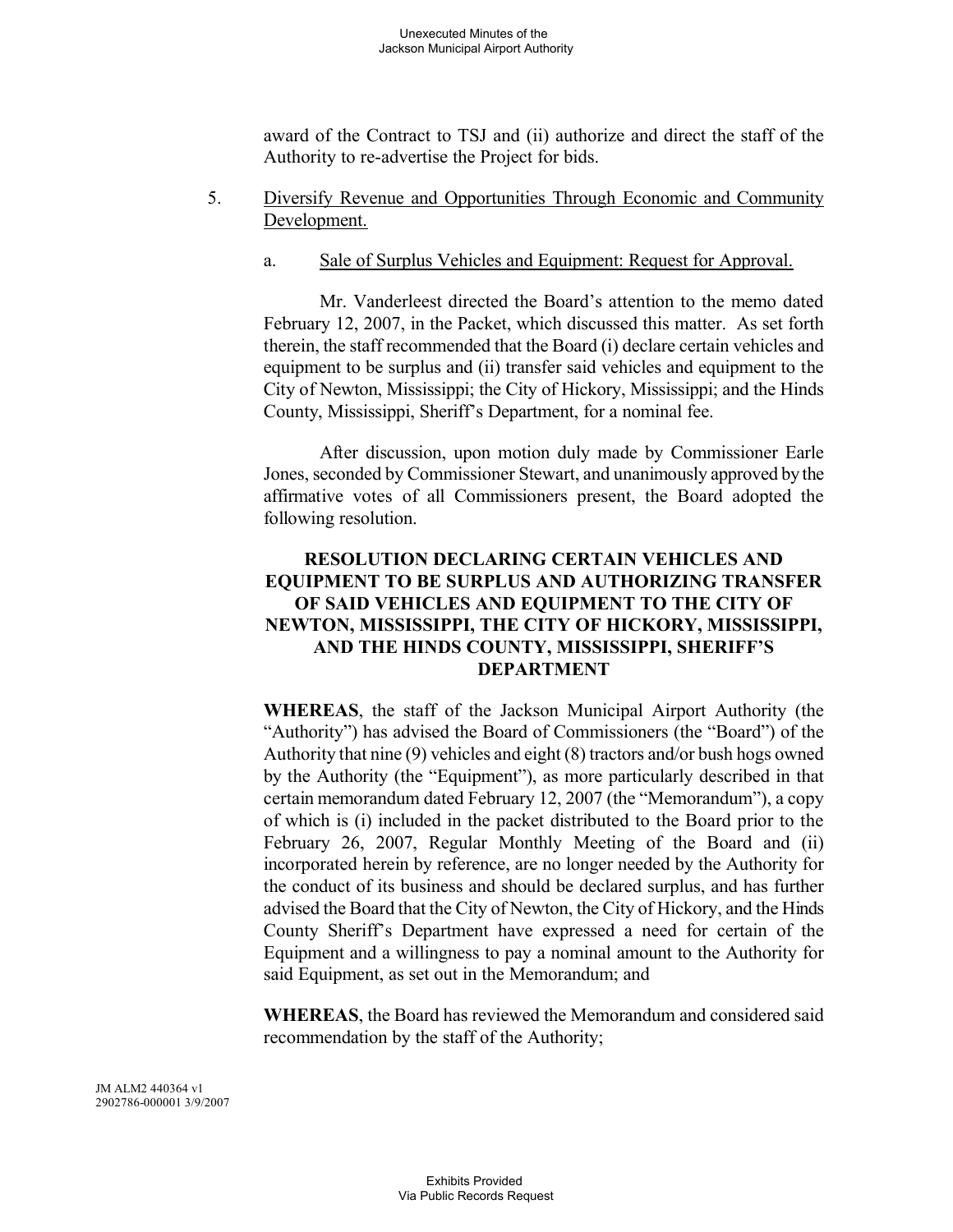award of the Contract to TSJ and (ii) authorize and direct the staff of the Authority to re-advertise the Project for bids.

5. Diversify Revenue and Opportunities Through Economic and Community Development.

   a. Sale of Surplus Vehicles and Equipment: Request for Approval.

Mr. Vanderleest directed the Board's attention to the memo dated February 12, 2007, in the Packet, which discussed this matter. As set forth therein, the staff recommended that the Board (i) declare certain vehicles and equipment to be surplus and (ii) transfer said vehicles and equipment to the City of Newton, Mississippi; the City of Hickory, Mississippi; and the Hinds County, Mississippi, Sheriff's Department, for a nominal fee.

After discussion, upon motion duly made by Commissioner Earle Jones, seconded by Commissioner Stewart, and unanimously approved by the affirmative votes of all Commissioners present, the Board adopted the following resolution.

**RESOLUTION DECLARING CERTAIN VEHICLES AND EQUIPMENT TO BE SURPLUS AND AUTHORIZING TRANSFER OF SAID VEHICLES AND EQUIPMENT TO THE CITY OF NEWTON, MISSISSIPPI, THE CITY OF HICKORY, MISSISSIPPI, AND THE HINDS COUNTY, MISSISSIPPI, SHERIFF'S DEPARTMENT**

**WHEREAS**, the staff of the Jackson Municipal Airport Authority (the "Authority") has advised the Board of Commissioners (the "Board") of the Authority that nine (9) vehicles and eight (8) tractors and/or bush hogs owned by the Authority (the "Equipment"), as more particularly described in that certain memorandum dated February 12, 2007 (the "Memorandum"), a copy of which is (i) included in the packet distributed to the Board prior to the February 26, 2007, Regular Monthly Meeting of the Board and (ii) incorporated herein by reference, are no longer needed by the Authority for the conduct of its business and should be declared surplus, and has further advised the Board that the City of Newton, the City of Hickory, and the Hinds County Sheriff's Department have expressed a need for certain of the Equipment and a willingness to pay a nominal amount to the Authority for said Equipment, as set out in the Memorandum; and

**WHEREAS**, the Board has reviewed the Memorandum and considered said recommendation by the staff of the Authority;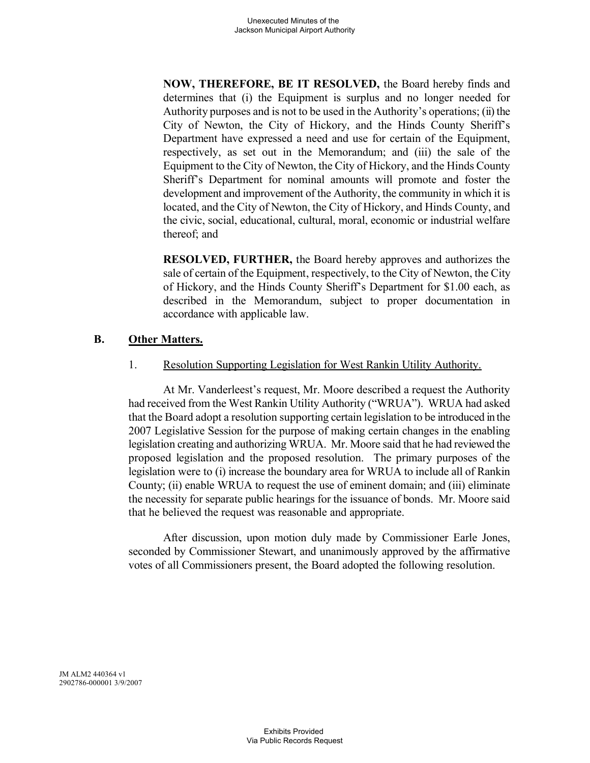**NOW, THEREFORE, BE IT RESOLVED,** the Board hereby finds and determines that (i) the Equipment is surplus and no longer needed for Authority purposes and is not to be used in the Authority's operations; (ii) the City of Newton, the City of Hickory, and the Hinds County Sheriff's Department have expressed a need and use for certain of the Equipment, respectively, as set out in the Memorandum; and (iii) the sale of the Equipment to the City of Newton, the City of Hickory, and the Hinds County Sheriff's Department for nominal amounts will promote and foster the development and improvement of the Authority, the community in which it is located, and the City of Newton, the City of Hickory, and Hinds County, and the civic, social, educational, cultural, moral, economic or industrial welfare thereof; and

**RESOLVED, FURTHER,** the Board hereby approves and authorizes the sale of certain of the Equipment, respectively, to the City of Newton, the City of Hickory, and the Hinds County Sheriff's Department for $1.00 each, as described in the Memorandum, subject to proper documentation in accordance with applicable law.

## B. Other Matters.

1. Resolution Supporting Legislation for West Rankin Utility Authority.

At Mr. Vanderleest's request, Mr. Moore described a request the Authority had received from the West Rankin Utility Authority ("WRUA"). WRUA had asked that the Board adopt a resolution supporting certain legislation to be introduced in the 2007 Legislative Session for the purpose of making certain changes in the enabling legislation creating and authorizing WRUA. Mr. Moore said that he had reviewed the proposed legislation and the proposed resolution. The primary purposes of the legislation were to (i) increase the boundary area for WRUA to include all of Rankin County; (ii) enable WRUA to request the use of eminent domain; and (iii) eliminate the necessity for separate public hearings for the issuance of bonds. Mr. Moore said that he believed the request was reasonable and appropriate.

After discussion, upon motion duly made by Commissioner Earle Jones, seconded by Commissioner Stewart, and unanimously approved by the affirmative votes of all Commissioners present, the Board adopted the following resolution.

JM ALM2 440364 v1
2902786-000001 3/9/2007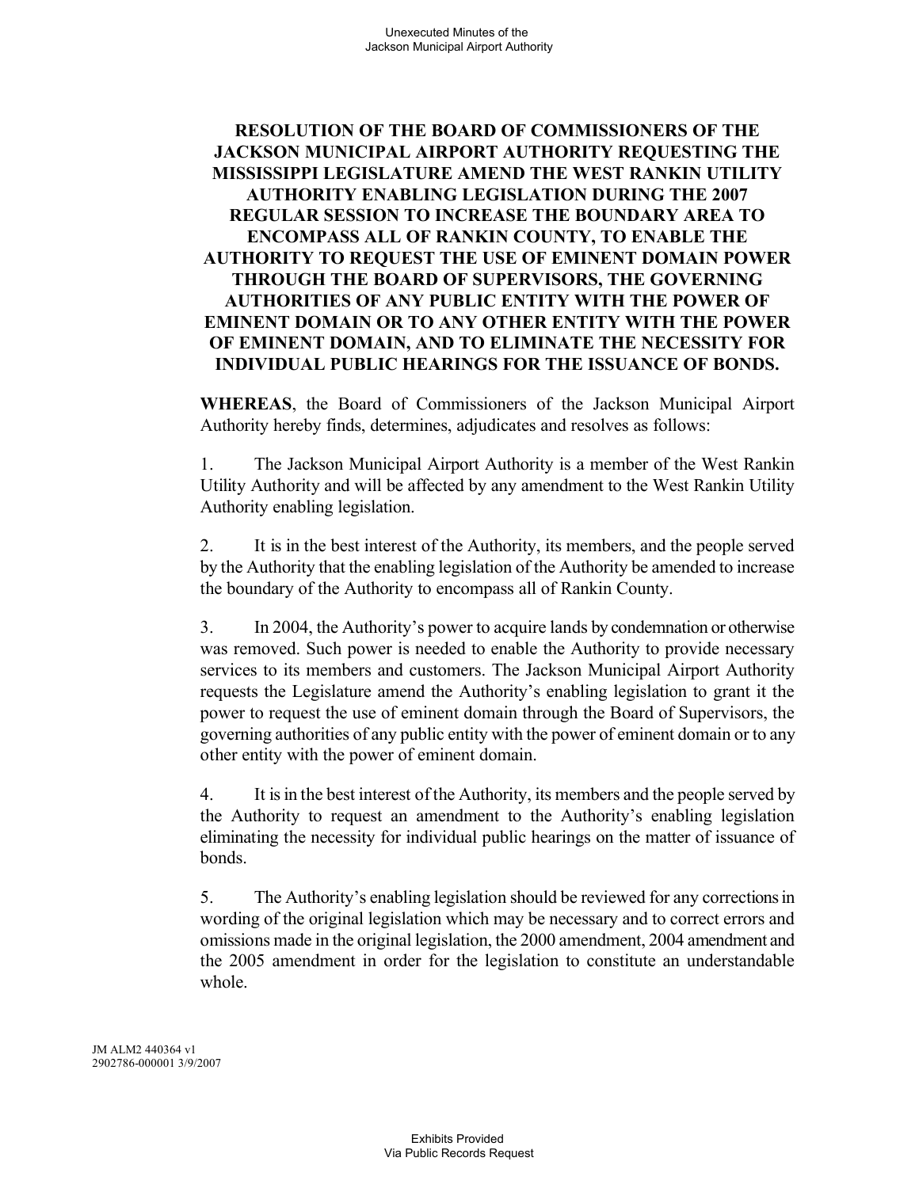**RESOLUTION OF THE BOARD OF COMMISSIONERS OF THE JACKSON MUNICIPAL AIRPORT AUTHORITY REQUESTING THE MISSISSIPPI LEGISLATURE AMEND THE WEST RANKIN UTILITY AUTHORITY ENABLING LEGISLATION DURING THE 2007 REGULAR SESSION TO INCREASE THE BOUNDARY AREA TO ENCOMPASS ALL OF RANKIN COUNTY, TO ENABLE THE AUTHORITY TO REQUEST THE USE OF EMINENT DOMAIN POWER THROUGH THE BOARD OF SUPERVISORS, THE GOVERNING AUTHORITIES OF ANY PUBLIC ENTITY WITH THE POWER OF EMINENT DOMAIN OR TO ANY OTHER ENTITY WITH THE POWER OF EMINENT DOMAIN, AND TO ELIMINATE THE NECESSITY FOR INDIVIDUAL PUBLIC HEARINGS FOR THE ISSUANCE OF BONDS.**

**WHEREAS**, the Board of Commissioners of the Jackson Municipal Airport Authority hereby finds, determines, adjudicates and resolves as follows:

1. The Jackson Municipal Airport Authority is a member of the West Rankin Utility Authority and will be affected by any amendment to the West Rankin Utility Authority enabling legislation.

2. It is in the best interest of the Authority, its members, and the people served by the Authority that the enabling legislation of the Authority be amended to increase the boundary of the Authority to encompass all of Rankin County.

3. In 2004, the Authority's power to acquire lands by condemnation or otherwise was removed. Such power is needed to enable the Authority to provide necessary services to its members and customers. The Jackson Municipal Airport Authority requests the Legislature amend the Authority's enabling legislation to grant it the power to request the use of eminent domain through the Board of Supervisors, the governing authorities of any public entity with the power of eminent domain or to any other entity with the power of eminent domain.

4. It is in the best interest of the Authority, its members and the people served by the Authority to request an amendment to the Authority's enabling legislation eliminating the necessity for individual public hearings on the matter of issuance of bonds.

5. The Authority's enabling legislation should be reviewed for any corrections in wording of the original legislation which may be necessary and to correct errors and omissions made in the original legislation, the 2000 amendment, 2004 amendment and the 2005 amendment in order for the legislation to constitute an understandable whole.

JM ALM2 440364 v1
2902786-000001 3/9/2007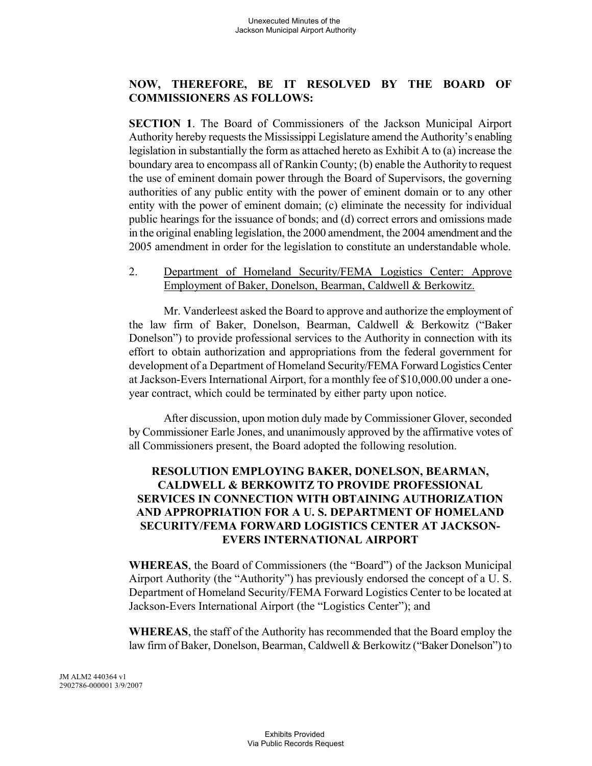**NOW, THEREFORE, BE IT RESOLVED BY THE BOARD OF COMMISSIONERS AS FOLLOWS:**

**SECTION 1**. The Board of Commissioners of the Jackson Municipal Airport Authority hereby requests the Mississippi Legislature amend the Authority's enabling legislation in substantially the form as attached hereto as Exhibit A to (a) increase the boundary area to encompass all of Rankin County; (b) enable the Authority to request the use of eminent domain power through the Board of Supervisors, the governing authorities of any public entity with the power of eminent domain or to any other entity with the power of eminent domain; (c) eliminate the necessity for individual public hearings for the issuance of bonds; and (d) correct errors and omissions made in the original enabling legislation, the 2000 amendment, the 2004 amendment and the 2005 amendment in order for the legislation to constitute an understandable whole.

2. Department of Homeland Security/FEMA Logistics Center: Approve Employment of Baker, Donelson, Bearman, Caldwell & Berkowitz.

Mr. Vanderleest asked the Board to approve and authorize the employment of the law firm of Baker, Donelson, Bearman, Caldwell & Berkowitz ("Baker Donelson") to provide professional services to the Authority in connection with its effort to obtain authorization and appropriations from the federal government for development of a Department of Homeland Security/FEMA Forward Logistics Center at Jackson-Evers International Airport, for a monthly fee of $10,000.00 under a one-year contract, which could be terminated by either party upon notice.

After discussion, upon motion duly made by Commissioner Glover, seconded by Commissioner Earle Jones, and unanimously approved by the affirmative votes of all Commissioners present, the Board adopted the following resolution.

**RESOLUTION EMPLOYING BAKER, DONELSON, BEARMAN, CALDWELL & BERKOWITZ TO PROVIDE PROFESSIONAL SERVICES IN CONNECTION WITH OBTAINING AUTHORIZATION AND APPROPRIATION FOR A U. S. DEPARTMENT OF HOMELAND SECURITY/FEMA FORWARD LOGISTICS CENTER AT JACKSON-EVERS INTERNATIONAL AIRPORT**

**WHEREAS**, the Board of Commissioners (the "Board") of the Jackson Municipal Airport Authority (the "Authority") has previously endorsed the concept of a U. S. Department of Homeland Security/FEMA Forward Logistics Center to be located at Jackson-Evers International Airport (the "Logistics Center"); and

**WHEREAS**, the staff of the Authority has recommended that the Board employ the law firm of Baker, Donelson, Bearman, Caldwell & Berkowitz ("Baker Donelson") to

JM ALM2 440364 v1
2902786-000001 3/9/2007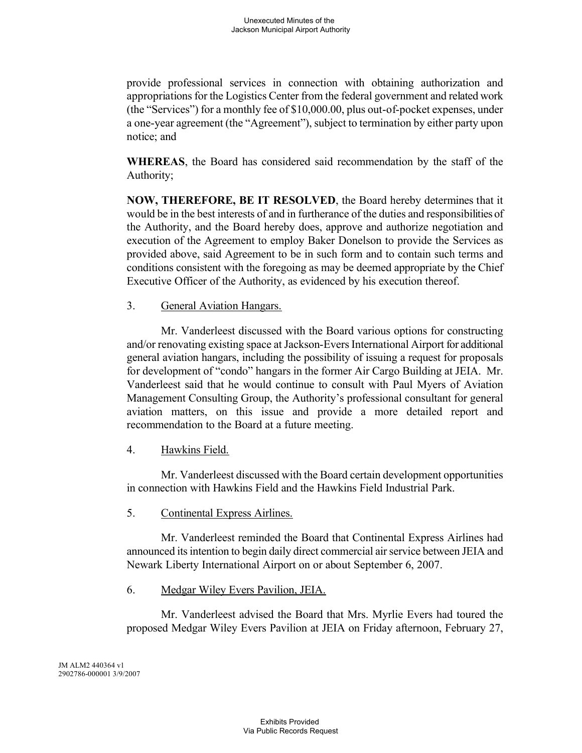provide professional services in connection with obtaining authorization and appropriations for the Logistics Center from the federal government and related work (the "Services") for a monthly fee of $10,000.00, plus out-of-pocket expenses, under a one-year agreement (the "Agreement"), subject to termination by either party upon notice; and

**WHEREAS**, the Board has considered said recommendation by the staff of the Authority;

**NOW, THEREFORE, BE IT RESOLVED**, the Board hereby determines that it would be in the best interests of and in furtherance of the duties and responsibilities of the Authority, and the Board hereby does, approve and authorize negotiation and execution of the Agreement to employ Baker Donelson to provide the Services as provided above, said Agreement to be in such form and to contain such terms and conditions consistent with the foregoing as may be deemed appropriate by the Chief Executive Officer of the Authority, as evidenced by his execution thereof.

3. General Aviation Hangars.

Mr. Vanderleest discussed with the Board various options for constructing and/or renovating existing space at Jackson-Evers International Airport for additional general aviation hangars, including the possibility of issuing a request for proposals for development of "condo" hangars in the former Air Cargo Building at JEIA. Mr. Vanderleest said that he would continue to consult with Paul Myers of Aviation Management Consulting Group, the Authority's professional consultant for general aviation matters, on this issue and provide a more detailed report and recommendation to the Board at a future meeting.

4. Hawkins Field.

Mr. Vanderleest discussed with the Board certain development opportunities in connection with Hawkins Field and the Hawkins Field Industrial Park.

5. Continental Express Airlines.

Mr. Vanderleest reminded the Board that Continental Express Airlines had announced its intention to begin daily direct commercial air service between JEIA and Newark Liberty International Airport on or about September 6, 2007.

6. Medgar Wiley Evers Pavilion, JEIA.

Mr. Vanderleest advised the Board that Mrs. Myrlie Evers had toured the proposed Medgar Wiley Evers Pavilion at JEIA on Friday afternoon, February 27,

JM ALM2 440364 v1
2902786-000001 3/9/2007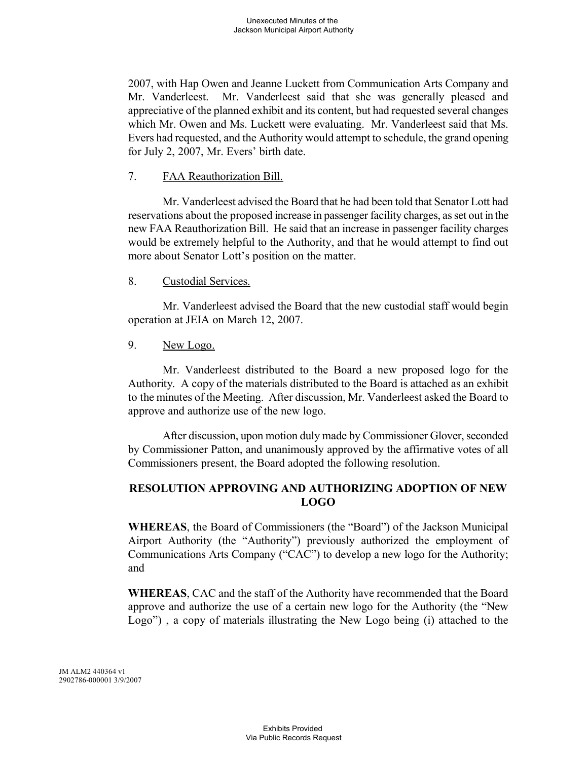2007, with Hap Owen and Jeanne Luckett from Communication Arts Company and Mr. Vanderleest. Mr. Vanderleest said that she was generally pleased and appreciative of the planned exhibit and its content, but had requested several changes which Mr. Owen and Ms. Luckett were evaluating. Mr. Vanderleest said that Ms. Evers had requested, and the Authority would attempt to schedule, the grand opening for July 2, 2007, Mr. Evers' birth date.

7. FAA Reauthorization Bill.

Mr. Vanderleest advised the Board that he had been told that Senator Lott had reservations about the proposed increase in passenger facility charges, as set out in the new FAA Reauthorization Bill. He said that an increase in passenger facility charges would be extremely helpful to the Authority, and that he would attempt to find out more about Senator Lott's position on the matter.

8. Custodial Services.

Mr. Vanderleest advised the Board that the new custodial staff would begin operation at JEIA on March 12, 2007.

9. New Logo.

Mr. Vanderleest distributed to the Board a new proposed logo for the Authority. A copy of the materials distributed to the Board is attached as an exhibit to the minutes of the Meeting. After discussion, Mr. Vanderleest asked the Board to approve and authorize use of the new logo.

After discussion, upon motion duly made by Commissioner Glover, seconded by Commissioner Patton, and unanimously approved by the affirmative votes of all Commissioners present, the Board adopted the following resolution.

**RESOLUTION APPROVING AND AUTHORIZING ADOPTION OF NEW LOGO**

**WHEREAS**, the Board of Commissioners (the "Board") of the Jackson Municipal Airport Authority (the "Authority") previously authorized the employment of Communications Arts Company ("CAC") to develop a new logo for the Authority; and

**WHEREAS**, CAC and the staff of the Authority have recommended that the Board approve and authorize the use of a certain new logo for the Authority (the "New Logo") , a copy of materials illustrating the New Logo being (i) attached to the

JM ALM2 440364 v1
2902786-000001 3/9/2007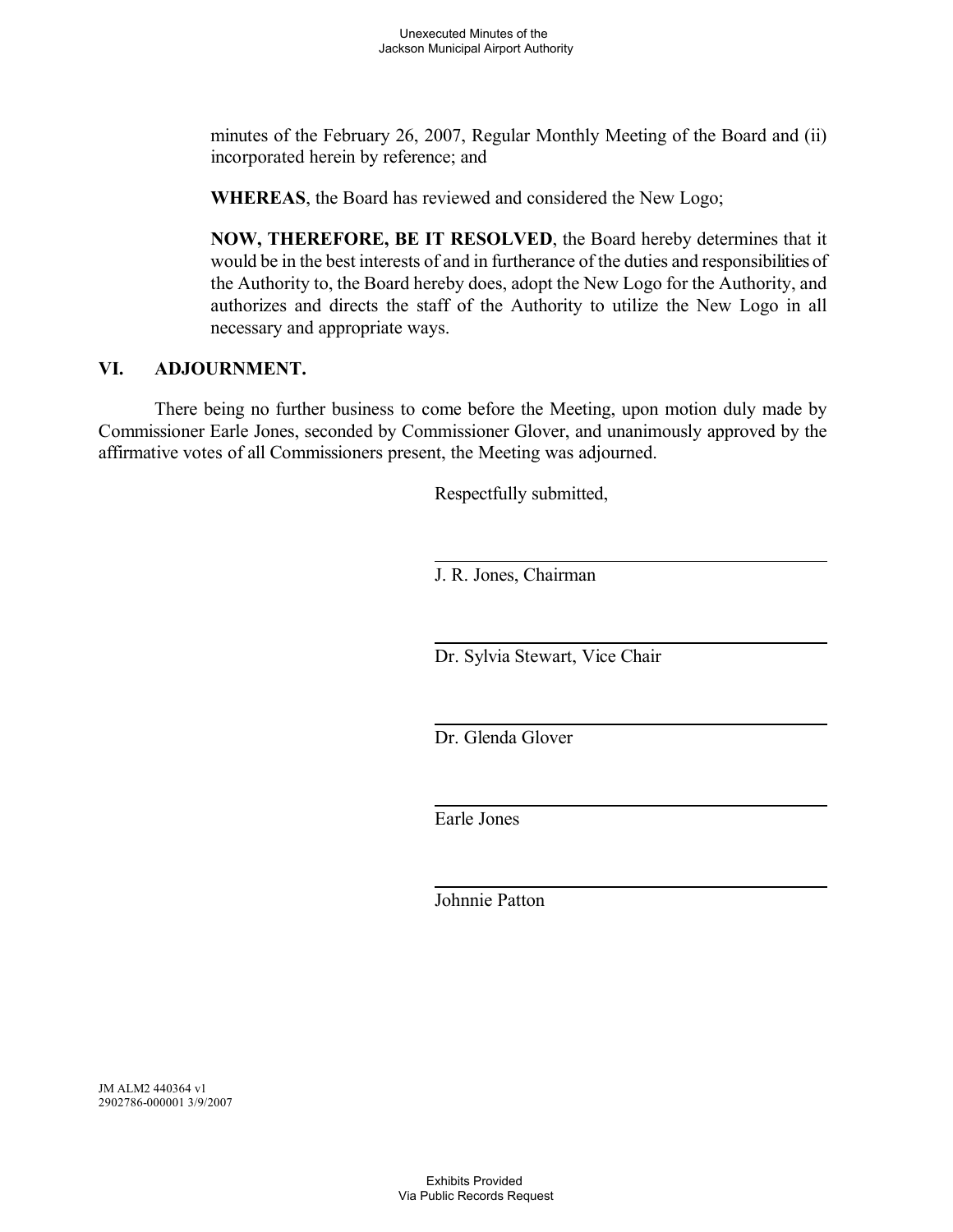minutes of the February 26, 2007, Regular Monthly Meeting of the Board and (ii) incorporated herein by reference; and

**WHEREAS**, the Board has reviewed and considered the New Logo;

**NOW, THEREFORE, BE IT RESOLVED**, the Board hereby determines that it would be in the best interests of and in furtherance of the duties and responsibilities of the Authority to, the Board hereby does, adopt the New Logo for the Authority, and authorizes and directs the staff of the Authority to utilize the New Logo in all necessary and appropriate ways.

## VI. ADJOURNMENT.

There being no further business to come before the Meeting, upon motion duly made by Commissioner Earle Jones, seconded by Commissioner Glover, and unanimously approved by the affirmative votes of all Commissioners present, the Meeting was adjourned.

Respectfully submitted,

\_\_\_\_\_\_\_\_\_\_\_\_\_\_\_\_\_\_\_\_\_\_\_\_\_\_\_\_\_\_\_\_\_\_\_\_\_\_\_\_
J. R. Jones, Chairman

\_\_\_\_\_\_\_\_\_\_\_\_\_\_\_\_\_\_\_\_\_\_\_\_\_\_\_\_\_\_\_\_\_\_\_\_\_\_\_\_
Dr. Sylvia Stewart, Vice Chair

\_\_\_\_\_\_\_\_\_\_\_\_\_\_\_\_\_\_\_\_\_\_\_\_\_\_\_\_\_\_\_\_\_\_\_\_\_\_\_\_
Dr. Glenda Glover

\_\_\_\_\_\_\_\_\_\_\_\_\_\_\_\_\_\_\_\_\_\_\_\_\_\_\_\_\_\_\_\_\_\_\_\_\_\_\_\_
Earle Jones

\_\_\_\_\_\_\_\_\_\_\_\_\_\_\_\_\_\_\_\_\_\_\_\_\_\_\_\_\_\_\_\_\_\_\_\_\_\_\_\_
Johnnie Patton

JM ALM2 440364 v1
2902786-000001 3/9/2007